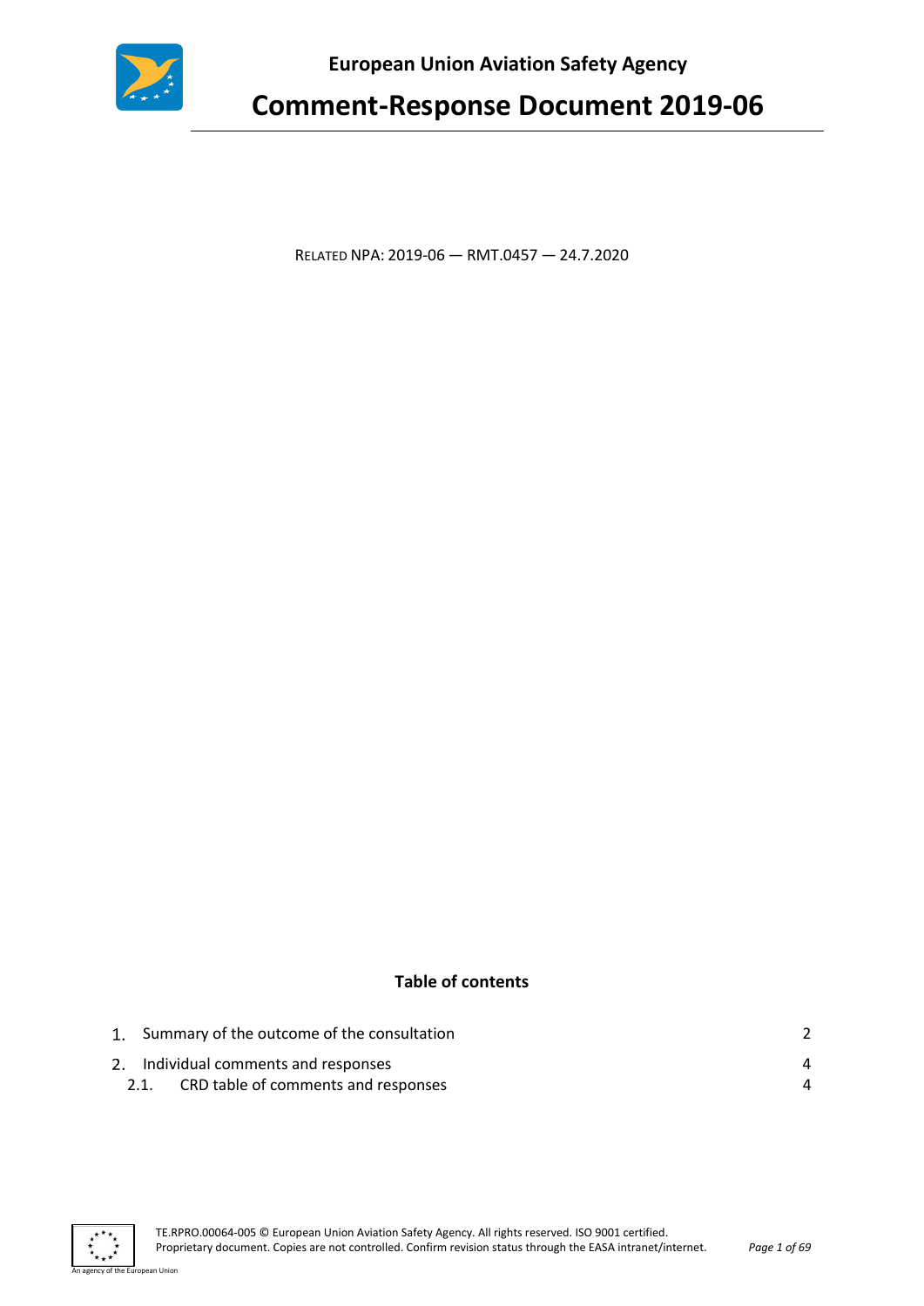**European Union Aviation Safety Agency**

# Comment-Response Document 2019-06

RELATED NPA: 2019-06 — RMT.0457 — 24.7.2020

## Table of contents

1. Summary of the outcome of the consultation — 2
2. Individual comments and responses — 4
   - 2.1. CRD table of comments and responses — 4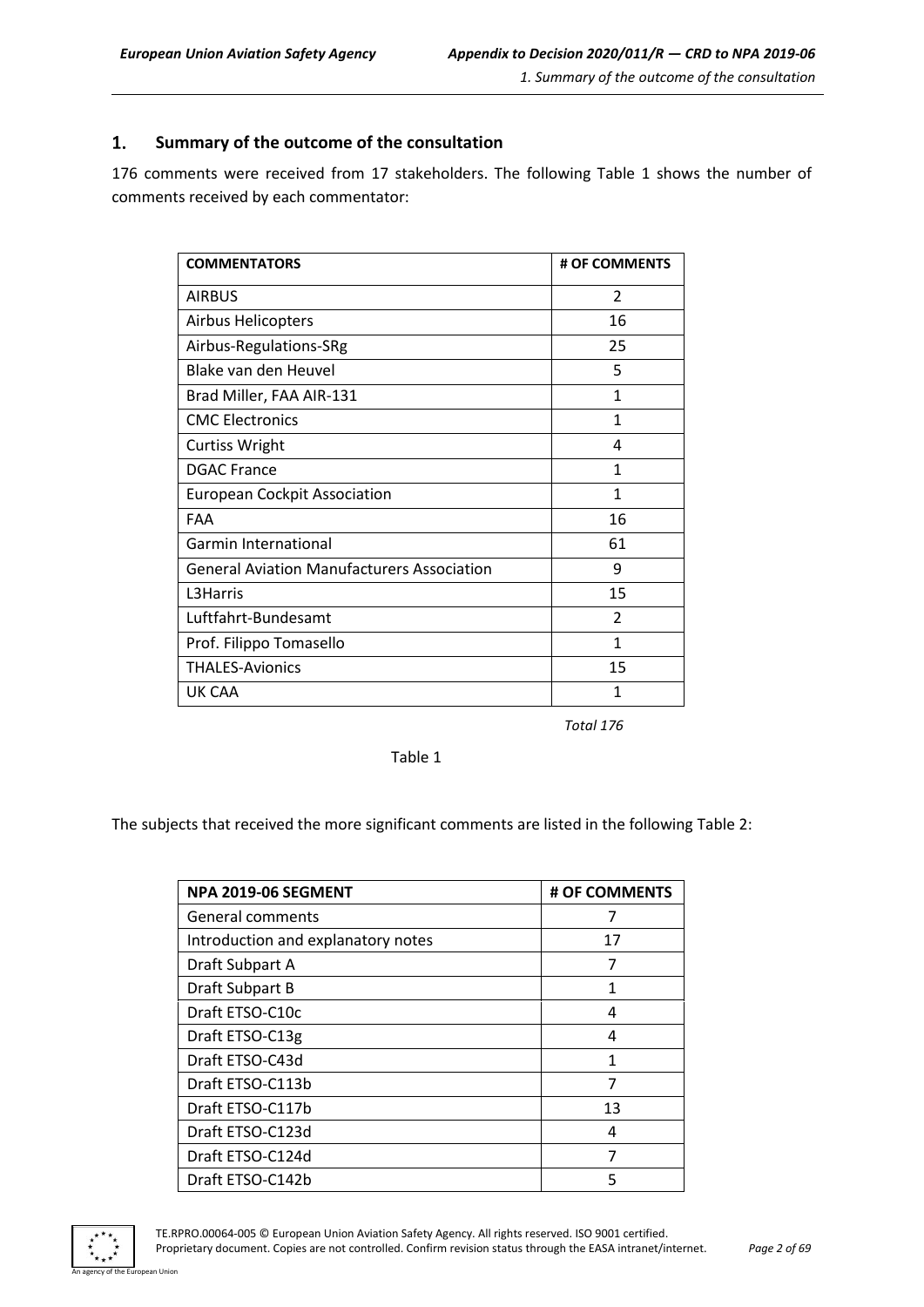## 1. Summary of the outcome of the consultation

176 comments were received from 17 stakeholders. The following Table 1 shows the number of comments received by each commentator:

| COMMENTATORS | # OF COMMENTS |
|---|---|
| AIRBUS | 2 |
| Airbus Helicopters | 16 |
| Airbus-Regulations-SRg | 25 |
| Blake van den Heuvel | 5 |
| Brad Miller, FAA AIR-131 | 1 |
| CMC Electronics | 1 |
| Curtiss Wright | 4 |
| DGAC France | 1 |
| European Cockpit Association | 1 |
| FAA | 16 |
| Garmin International | 61 |
| General Aviation Manufacturers Association | 9 |
| L3Harris | 15 |
| Luftfahrt-Bundesamt | 2 |
| Prof. Filippo Tomasello | 1 |
| THALES-Avionics | 15 |
| UK CAA | 1 |

*Total 176*

Table 1

The subjects that received the more significant comments are listed in the following Table 2:

| NPA 2019-06 SEGMENT | # OF COMMENTS |
|---|---|
| General comments | 7 |
| Introduction and explanatory notes | 17 |
| Draft Subpart A | 7 |
| Draft Subpart B | 1 |
| Draft ETSO-C10c | 4 |
| Draft ETSO-C13g | 4 |
| Draft ETSO-C43d | 1 |
| Draft ETSO-C113b | 7 |
| Draft ETSO-C117b | 13 |
| Draft ETSO-C123d | 4 |
| Draft ETSO-C124d | 7 |
| Draft ETSO-C142b | 5 |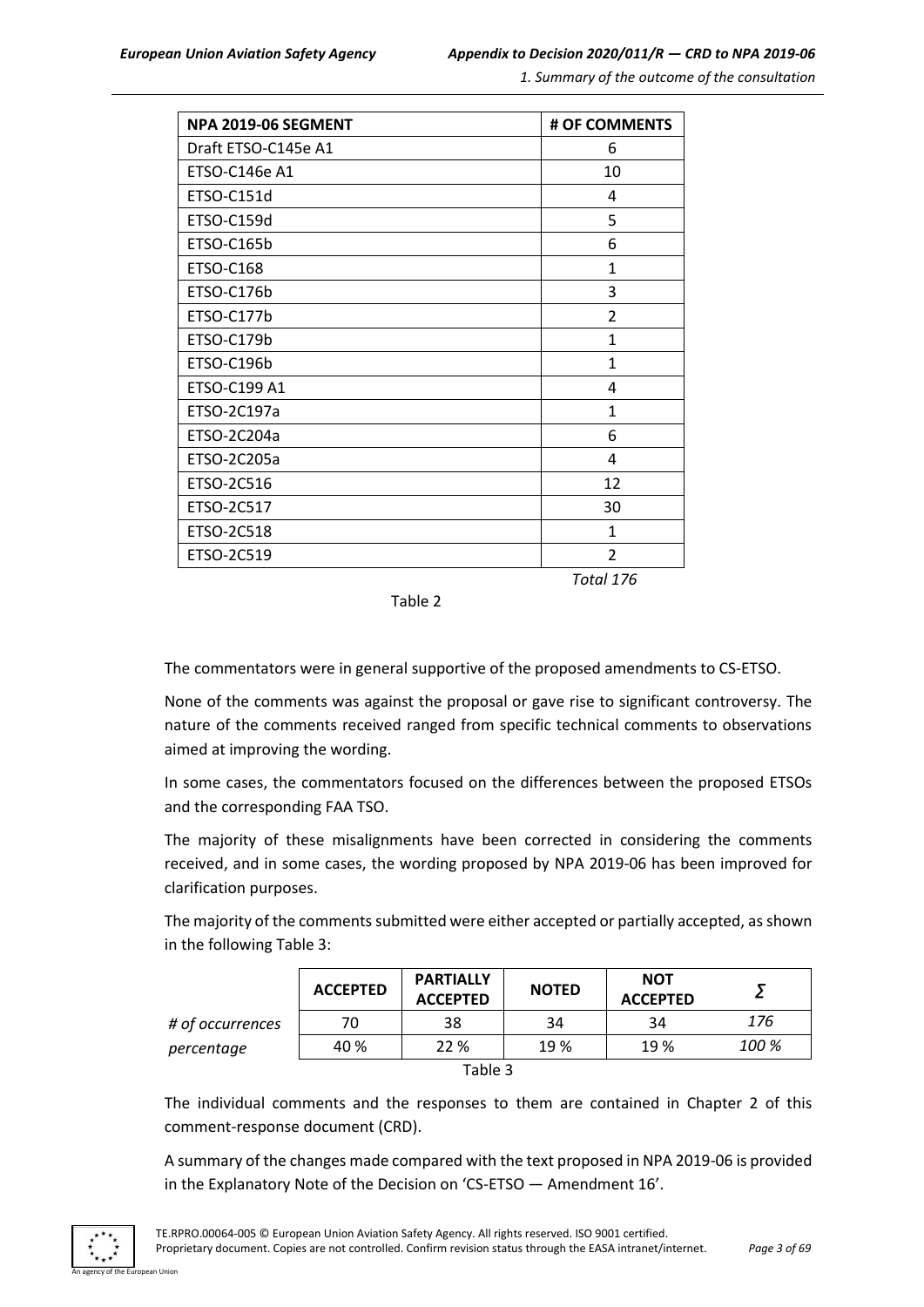| NPA 2019-06 SEGMENT | # OF COMMENTS |
|---|---|
| Draft ETSO-C145e A1 | 6 |
| ETSO-C146e A1 | 10 |
| ETSO-C151d | 4 |
| ETSO-C159d | 5 |
| ETSO-C165b | 6 |
| ETSO-C168 | 1 |
| ETSO-C176b | 3 |
| ETSO-C177b | 2 |
| ETSO-C179b | 1 |
| ETSO-C196b | 1 |
| ETSO-C199 A1 | 4 |
| ETSO-2C197a | 1 |
| ETSO-2C204a | 6 |
| ETSO-2C205a | 4 |
| ETSO-2C516 | 12 |
| ETSO-2C517 | 30 |
| ETSO-2C518 | 1 |
| ETSO-2C519 | 2 |
| | *Total 176* |

Table 2

The commentators were in general supportive of the proposed amendments to CS-ETSO.

None of the comments was against the proposal or gave rise to significant controversy. The nature of the comments received ranged from specific technical comments to observations aimed at improving the wording.

In some cases, the commentators focused on the differences between the proposed ETSOs and the corresponding FAA TSO.

The majority of these misalignments have been corrected in considering the comments received, and in some cases, the wording proposed by NPA 2019-06 has been improved for clarification purposes.

The majority of the comments submitted were either accepted or partially accepted, as shown in the following Table 3:

| | ACCEPTED | PARTIALLY ACCEPTED | NOTED | NOT ACCEPTED | Σ |
|---|---|---|---|---|---|
| *# of occurrences* | 70 | 38 | 34 | 34 | *176* |
| *percentage* | 40 % | 22 % | 19 % | 19 % | *100 %* |

Table 3

The individual comments and the responses to them are contained in Chapter 2 of this comment-response document (CRD).

A summary of the changes made compared with the text proposed in NPA 2019-06 is provided in the Explanatory Note of the Decision on 'CS-ETSO — Amendment 16'.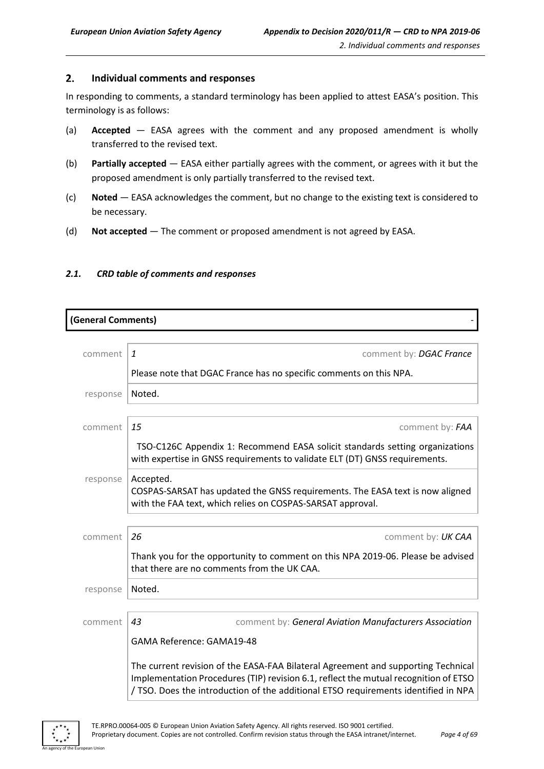## 2. Individual comments and responses

In responding to comments, a standard terminology has been applied to attest EASA's position. This terminology is as follows:

(a) **Accepted** — EASA agrees with the comment and any proposed amendment is wholly transferred to the revised text.

(b) **Partially accepted** — EASA either partially agrees with the comment, or agrees with it but the proposed amendment is only partially transferred to the revised text.

(c) **Noted** — EASA acknowledges the comment, but no change to the existing text is considered to be necessary.

(d) **Not accepted** — The comment or proposed amendment is not agreed by EASA.

### *2.1. CRD table of comments and responses*

**(General Comments)** -

| | | |
|---|---|---|
| comment | *1* | comment by: *DGAC France* |
| | Please note that DGAC France has no specific comments on this NPA. | |
| response | Noted. | |

| | | |
|---|---|---|
| comment | *15* | comment by: *FAA* |
| | TSO-C126C Appendix 1: Recommend EASA solicit standards setting organizations with expertise in GNSS requirements to validate ELT (DT) GNSS requirements. | |
| response | Accepted.<br>COSPAS-SARSAT has updated the GNSS requirements. The EASA text is now aligned with the FAA text, which relies on COSPAS-SARSAT approval. | |

| | | |
|---|---|---|
| comment | *26* | comment by: *UK CAA* |
| | Thank you for the opportunity to comment on this NPA 2019-06. Please be advised that there are no comments from the UK CAA. | |
| response | Noted. | |

| | | |
|---|---|---|
| comment | *43* | comment by: *General Aviation Manufacturers Association* |
| | GAMA Reference: GAMA19-48<br><br>The current revision of the EASA-FAA Bilateral Agreement and supporting Technical Implementation Procedures (TIP) revision 6.1, reflect the mutual recognition of ETSO / TSO. Does the introduction of the additional ETSO requirements identified in NPA | |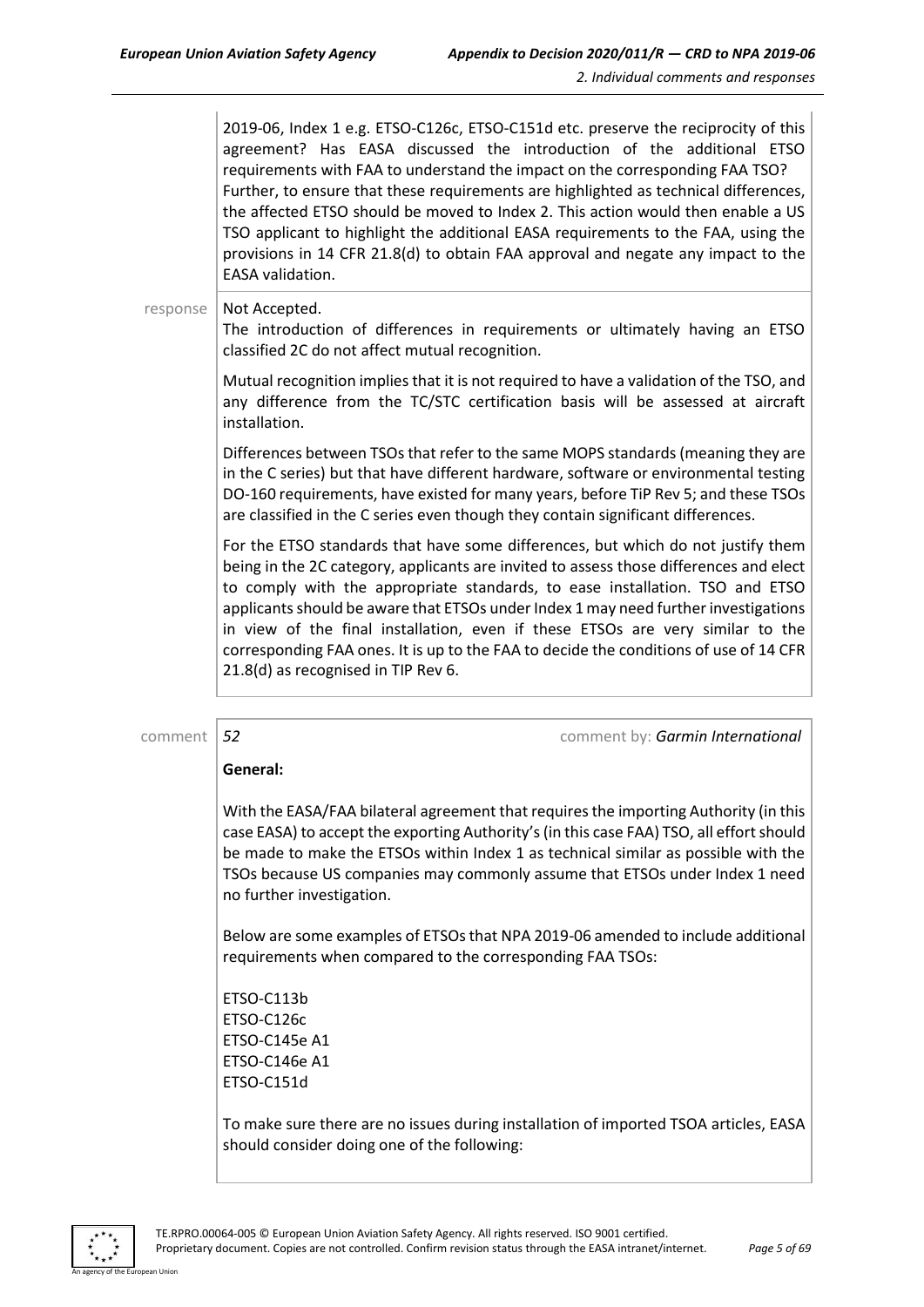2019-06, Index 1 e.g. ETSO-C126c, ETSO-C151d etc. preserve the reciprocity of this agreement? Has EASA discussed the introduction of the additional ETSO requirements with FAA to understand the impact on the corresponding FAA TSO? Further, to ensure that these requirements are highlighted as technical differences, the affected ETSO should be moved to Index 2. This action would then enable a US TSO applicant to highlight the additional EASA requirements to the FAA, using the provisions in 14 CFR 21.8(d) to obtain FAA approval and negate any impact to the EASA validation.

response | Not Accepted.

The introduction of differences in requirements or ultimately having an ETSO classified 2C do not affect mutual recognition.

Mutual recognition implies that it is not required to have a validation of the TSO, and any difference from the TC/STC certification basis will be assessed at aircraft installation.

Differences between TSOs that refer to the same MOPS standards (meaning they are in the C series) but that have different hardware, software or environmental testing DO-160 requirements, have existed for many years, before TiP Rev 5; and these TSOs are classified in the C series even though they contain significant differences.

For the ETSO standards that have some differences, but which do not justify them being in the 2C category, applicants are invited to assess those differences and elect to comply with the appropriate standards, to ease installation. TSO and ETSO applicants should be aware that ETSOs under Index 1 may need further investigations in view of the final installation, even if these ETSOs are very similar to the corresponding FAA ones. It is up to the FAA to decide the conditions of use of 14 CFR 21.8(d) as recognised in TIP Rev 6.

comment | *52* | comment by: *Garmin International*

**General:**

With the EASA/FAA bilateral agreement that requires the importing Authority (in this case EASA) to accept the exporting Authority's (in this case FAA) TSO, all effort should be made to make the ETSOs within Index 1 as technical similar as possible with the TSOs because US companies may commonly assume that ETSOs under Index 1 need no further investigation.

Below are some examples of ETSOs that NPA 2019-06 amended to include additional requirements when compared to the corresponding FAA TSOs:

ETSO-C113b
ETSO-C126c
ETSO-C145e A1
ETSO-C146e A1
ETSO-C151d

To make sure there are no issues during installation of imported TSOA articles, EASA should consider doing one of the following: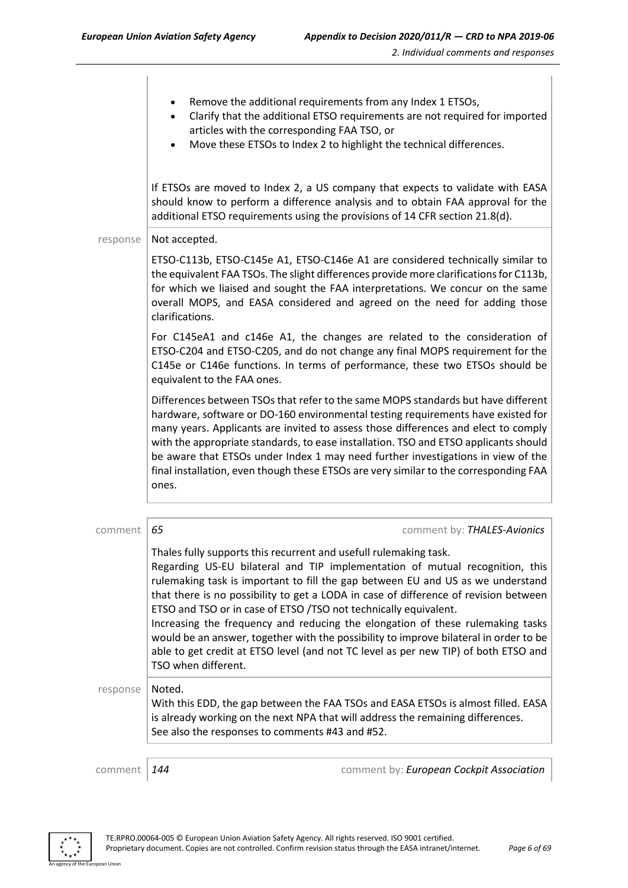- Remove the additional requirements from any Index 1 ETSOs,
- Clarify that the additional ETSO requirements are not required for imported articles with the corresponding FAA TSO, or
- Move these ETSOs to Index 2 to highlight the technical differences.

If ETSOs are moved to Index 2, a US company that expects to validate with EASA should know to perform a difference analysis and to obtain FAA approval for the additional ETSO requirements using the provisions of 14 CFR section 21.8(d).

response | Not accepted.

ETSO-C113b, ETSO-C145e A1, ETSO-C146e A1 are considered technically similar to the equivalent FAA TSOs. The slight differences provide more clarifications for C113b, for which we liaised and sought the FAA interpretations. We concur on the same overall MOPS, and EASA considered and agreed on the need for adding those clarifications.

For C145eA1 and c146e A1, the changes are related to the consideration of ETSO-C204 and ETSO-C205, and do not change any final MOPS requirement for the C145e or C146e functions. In terms of performance, these two ETSOs should be equivalent to the FAA ones.

Differences between TSOs that refer to the same MOPS standards but have different hardware, software or DO-160 environmental testing requirements have existed for many years. Applicants are invited to assess those differences and elect to comply with the appropriate standards, to ease installation. TSO and ETSO applicants should be aware that ETSOs under Index 1 may need further investigations in view of the final installation, even though these ETSOs are very similar to the corresponding FAA ones.

comment | *65* | comment by: *THALES-Avionics*

Thales fully supports this recurrent and usefull rulemaking task.
Regarding US-EU bilateral and TIP implementation of mutual recognition, this rulemaking task is important to fill the gap between EU and US as we understand that there is no possibility to get a LODA in case of difference of revision between ETSO and TSO or in case of ETSO /TSO not technically equivalent.
Increasing the frequency and reducing the elongation of these rulemaking tasks would be an answer, together with the possibility to improve bilateral in order to be able to get credit at ETSO level (and not TC level as per new TIP) of both ETSO and TSO when different.

response | Noted.
With this EDD, the gap between the FAA TSOs and EASA ETSOs is almost filled. EASA is already working on the next NPA that will address the remaining differences.
See also the responses to comments #43 and #52.

comment | *144* | comment by: *European Cockpit Association*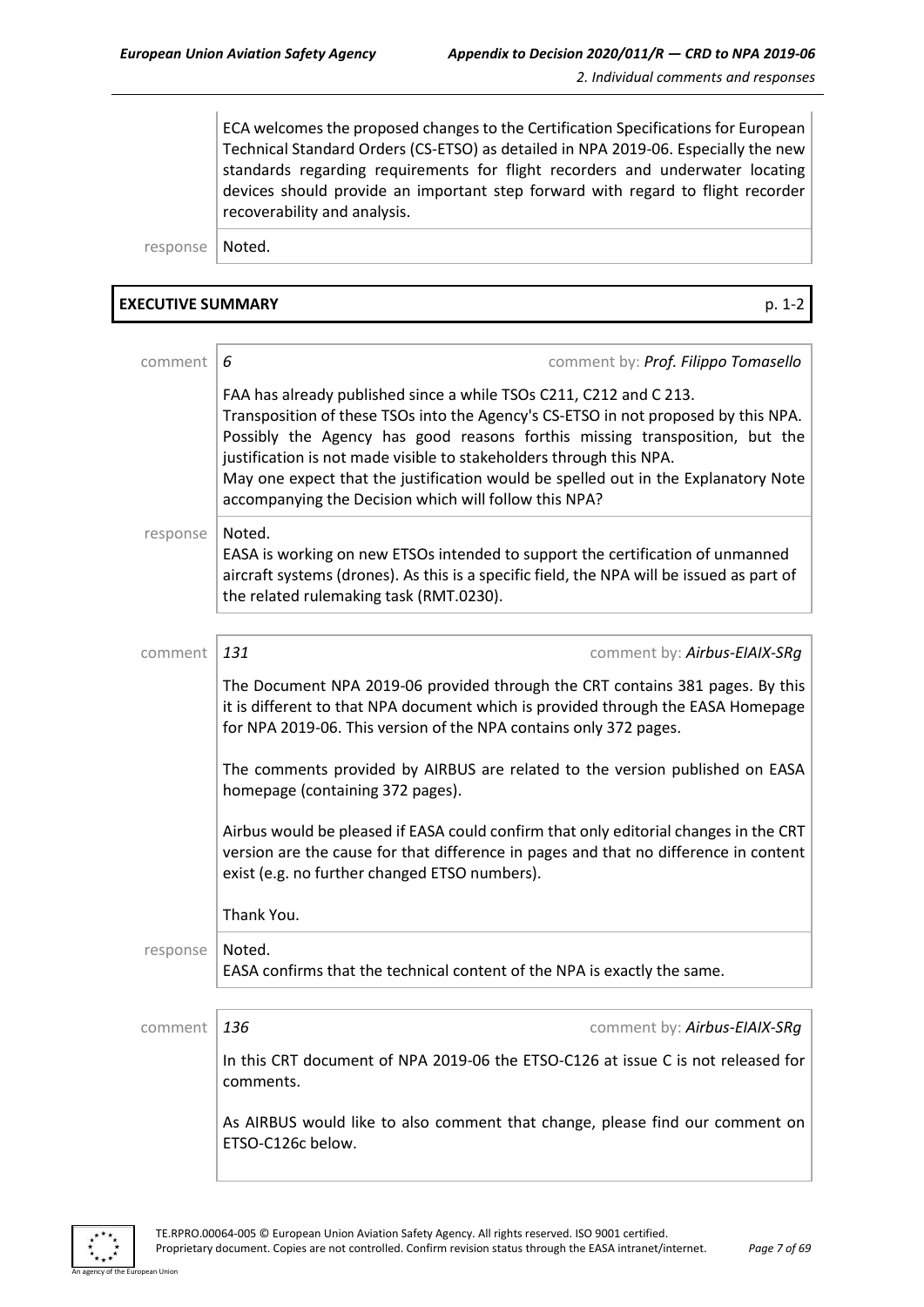ECA welcomes the proposed changes to the Certification Specifications for European Technical Standard Orders (CS-ETSO) as detailed in NPA 2019-06. Especially the new standards regarding requirements for flight recorders and underwater locating devices should provide an important step forward with regard to flight recorder recoverability and analysis.

response | Noted.

## EXECUTIVE SUMMARY p. 1-2

comment | *6* comment by: *Prof. Filippo Tomasello*

FAA has already published since a while TSOs C211, C212 and C 213.
Transposition of these TSOs into the Agency's CS-ETSO in not proposed by this NPA. Possibly the Agency has good reasons forthis missing transposition, but the justification is not made visible to stakeholders through this NPA.
May one expect that the justification would be spelled out in the Explanatory Note accompanying the Decision which will follow this NPA?

response | Noted.
EASA is working on new ETSOs intended to support the certification of unmanned aircraft systems (drones). As this is a specific field, the NPA will be issued as part of the related rulemaking task (RMT.0230).

comment | *131* comment by: *Airbus-EIAIX-SRg*

The Document NPA 2019-06 provided through the CRT contains 381 pages. By this it is different to that NPA document which is provided through the EASA Homepage for NPA 2019-06. This version of the NPA contains only 372 pages.

The comments provided by AIRBUS are related to the version published on EASA homepage (containing 372 pages).

Airbus would be pleased if EASA could confirm that only editorial changes in the CRT version are the cause for that difference in pages and that no difference in content exist (e.g. no further changed ETSO numbers).

Thank You.

response | Noted.
EASA confirms that the technical content of the NPA is exactly the same.

comment | *136* comment by: *Airbus-EIAIX-SRg*

In this CRT document of NPA 2019-06 the ETSO-C126 at issue C is not released for comments.

As AIRBUS would like to also comment that change, please find our comment on ETSO-C126c below.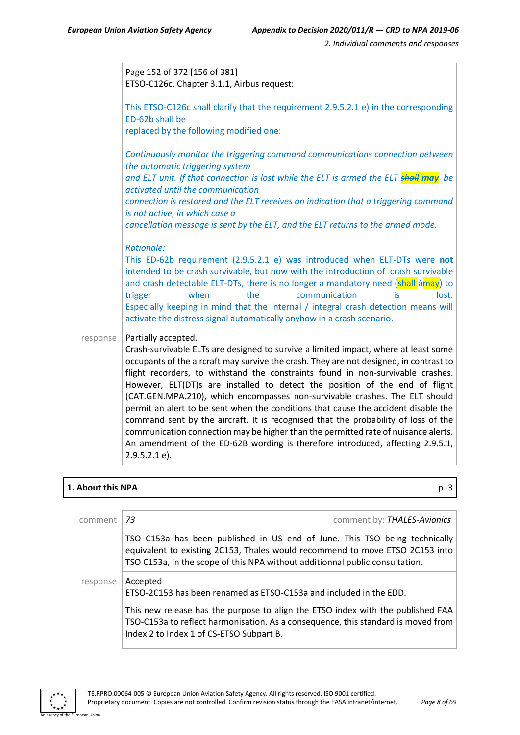Page 152 of 372 [156 of 381]
ETSO-C126c, Chapter 3.1.1, Airbus request:

This ETSO-C126c shall clarify that the requirement 2.9.5.2.1 e) in the corresponding ED-62b shall be
replaced by the following modified one:

*Continuously monitor the triggering command communications connection between the automatic triggering system*
*and ELT unit. If that connection is lost while the ELT is armed the ELT ~~shall~~ **may** be activated until the communication*
*connection is restored and the ELT receives an indication that a triggering command is not active, in which case a*
*cancellation message is sent by the ELT, and the ELT returns to the armed mode.*

*Rationale:*
This ED-62b requirement (2.9.5.2.1 e) was introduced when ELT-DTs were **not** intended to be crash survivable, but now with the introduction of crash survivable and crash detectable ELT-DTs, there is no longer a mandatory need (shall àmay) to trigger when the communication is lost. Especially keeping in mind that the internal / integral crash detection means will activate the distress signal automatically anyhow in a crash scenario.

| | |
|---|---|
| response | Partially accepted.<br>Crash-survivable ELTs are designed to survive a limited impact, where at least some occupants of the aircraft may survive the crash. They are not designed, in contrast to flight recorders, to withstand the constraints found in non-survivable crashes. However, ELT(DT)s are installed to detect the position of the end of flight (CAT.GEN.MPA.210), which encompasses non-survivable crashes. The ELT should permit an alert to be sent when the conditions that cause the accident disable the command sent by the aircraft. It is recognised that the probability of loss of the communication connection may be higher than the permitted rate of nuisance alerts. An amendment of the ED-62B wording is therefore introduced, affecting 2.9.5.1, 2.9.5.2.1 e). |

## 1. About this NPA — p. 3

| | |
|---|---|
| comment | *73* — comment by: *THALES-Avionics*<br><br>TSO C153a has been published in US end of June. This TSO being technically equivalent to existing 2C153, Thales would recommend to move ETSO 2C153 into TSO C153a, in the scope of this NPA without additionnal public consultation. |
| response | Accepted<br>ETSO-2C153 has been renamed as ETSO-C153a and included in the EDD.<br><br>This new release has the purpose to align the ETSO index with the published FAA TSO-C153a to reflect harmonisation. As a consequence, this standard is moved from Index 2 to Index 1 of CS-ETSO Subpart B. |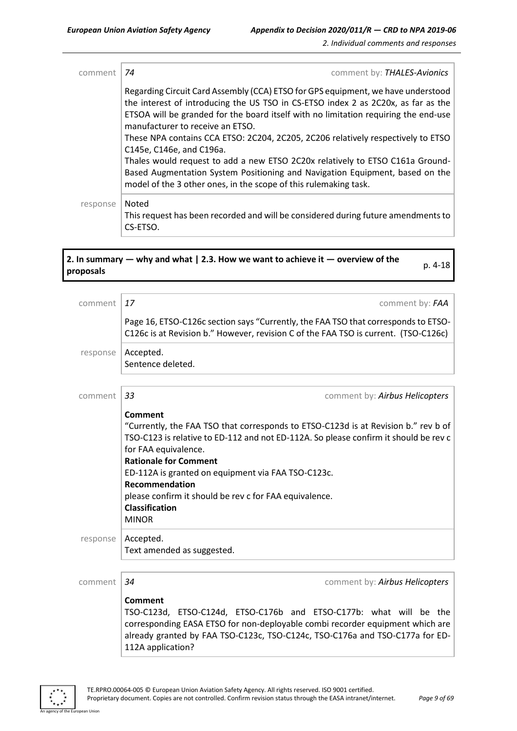comment | *74* | comment by: *THALES-Avionics*

Regarding Circuit Card Assembly (CCA) ETSO for GPS equipment, we have understood the interest of introducing the US TSO in CS-ETSO index 2 as 2C20x, as far as the ETSOA will be granded for the board itself with no limitation requiring the end-use manufacturer to receive an ETSO.
These NPA contains CCA ETSO: 2C204, 2C205, 2C206 relatively respectively to ETSO C145e, C146e, and C196a.
Thales would request to add a new ETSO 2C20x relatively to ETSO C161a Ground-Based Augmentation System Positioning and Navigation Equipment, based on the model of the 3 other ones, in the scope of this rulemaking task.

response | Noted
This request has been recorded and will be considered during future amendments to CS-ETSO.

**2. In summary — why and what | 2.3. How we want to achieve it — overview of the proposals** p. 4-18

comment | *17* | comment by: *FAA*

Page 16, ETSO-C126c section says "Currently, the FAA TSO that corresponds to ETSO-C126c is at Revision b." However, revision C of the FAA TSO is current. (TSO-C126c)

response | Accepted.
Sentence deleted.

comment | *33* | comment by: *Airbus Helicopters*

**Comment**
"Currently, the FAA TSO that corresponds to ETSO-C123d is at Revision b." rev b of TSO-C123 is relative to ED-112 and not ED-112A. So please confirm it should be rev c for FAA equivalence.
**Rationale for Comment**
ED-112A is granted on equipment via FAA TSO-C123c.
**Recommendation**
please confirm it should be rev c for FAA equivalence.
**Classification**
MINOR

response | Accepted.
Text amended as suggested.

comment | *34* | comment by: *Airbus Helicopters*

**Comment**
TSO-C123d, ETSO-C124d, ETSO-C176b and ETSO-C177b: what will be the corresponding EASA ETSO for non-deployable combi recorder equipment which are already granted by FAA TSO-C123c, TSO-C124c, TSO-C176a and TSO-C177a for ED-112A application?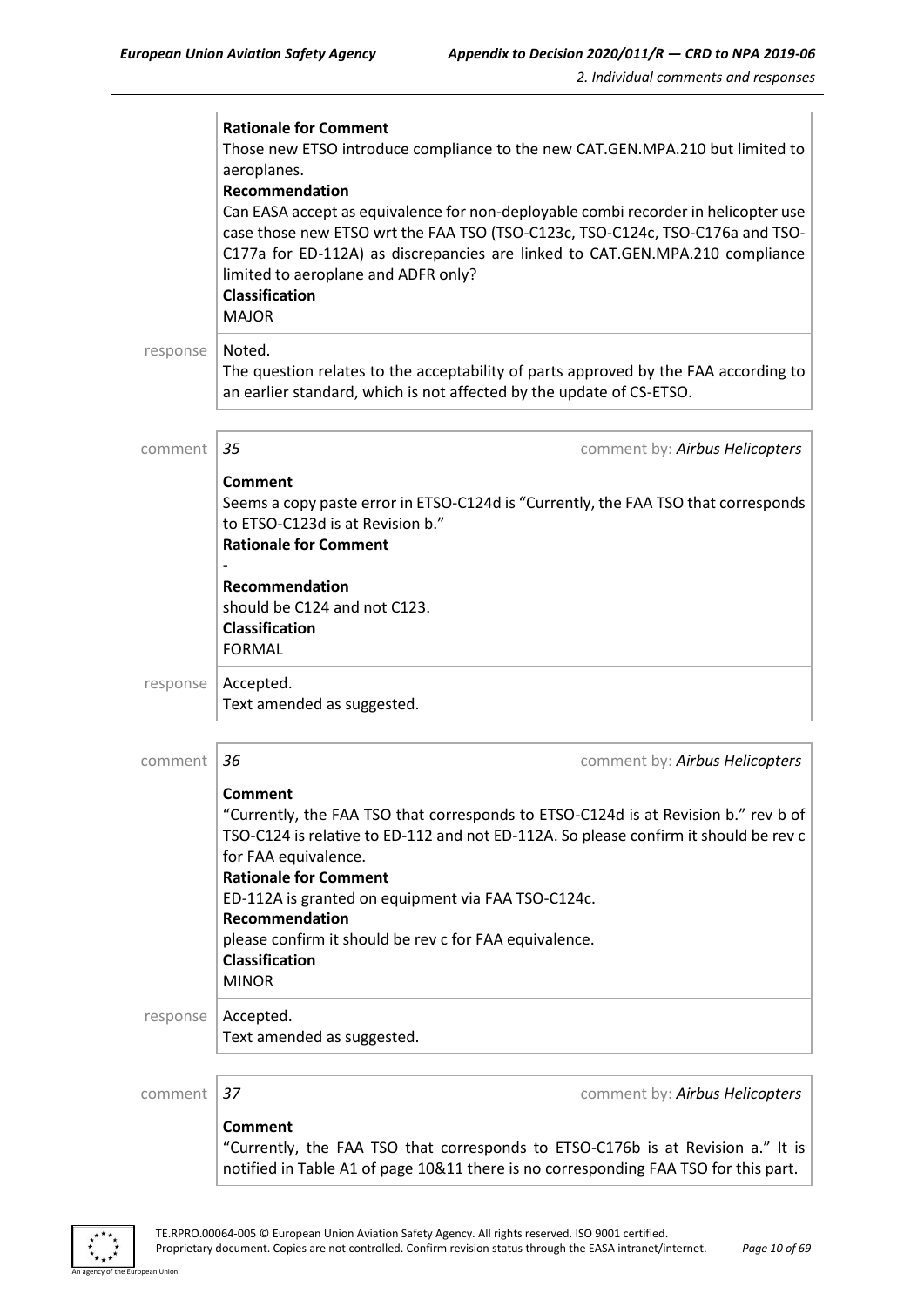**Rationale for Comment**

Those new ETSO introduce compliance to the new CAT.GEN.MPA.210 but limited to aeroplanes.

**Recommendation**

Can EASA accept as equivalence for non-deployable combi recorder in helicopter use case those new ETSO wrt the FAA TSO (TSO-C123c, TSO-C124c, TSO-C176a and TSO-C177a for ED-112A) as discrepancies are linked to CAT.GEN.MPA.210 compliance limited to aeroplane and ADFR only?

**Classification**

MAJOR

response | Noted.

The question relates to the acceptability of parts approved by the FAA according to an earlier standard, which is not affected by the update of CS-ETSO.

comment | *35* | comment by: *Airbus Helicopters*

**Comment**

Seems a copy paste error in ETSO-C124d is "Currently, the FAA TSO that corresponds to ETSO-C123d is at Revision b."

**Rationale for Comment**

-

**Recommendation**

should be C124 and not C123.

**Classification**

FORMAL

response | Accepted.

Text amended as suggested.

comment | *36* | comment by: *Airbus Helicopters*

**Comment**

"Currently, the FAA TSO that corresponds to ETSO-C124d is at Revision b." rev b of TSO-C124 is relative to ED-112 and not ED-112A. So please confirm it should be rev c for FAA equivalence.

**Rationale for Comment**

ED-112A is granted on equipment via FAA TSO-C124c.

**Recommendation**

please confirm it should be rev c for FAA equivalence.

**Classification**

MINOR

response | Accepted.

Text amended as suggested.

comment | *37* | comment by: *Airbus Helicopters*

**Comment**

"Currently, the FAA TSO that corresponds to ETSO-C176b is at Revision a." It is notified in Table A1 of page 10&11 there is no corresponding FAA TSO for this part.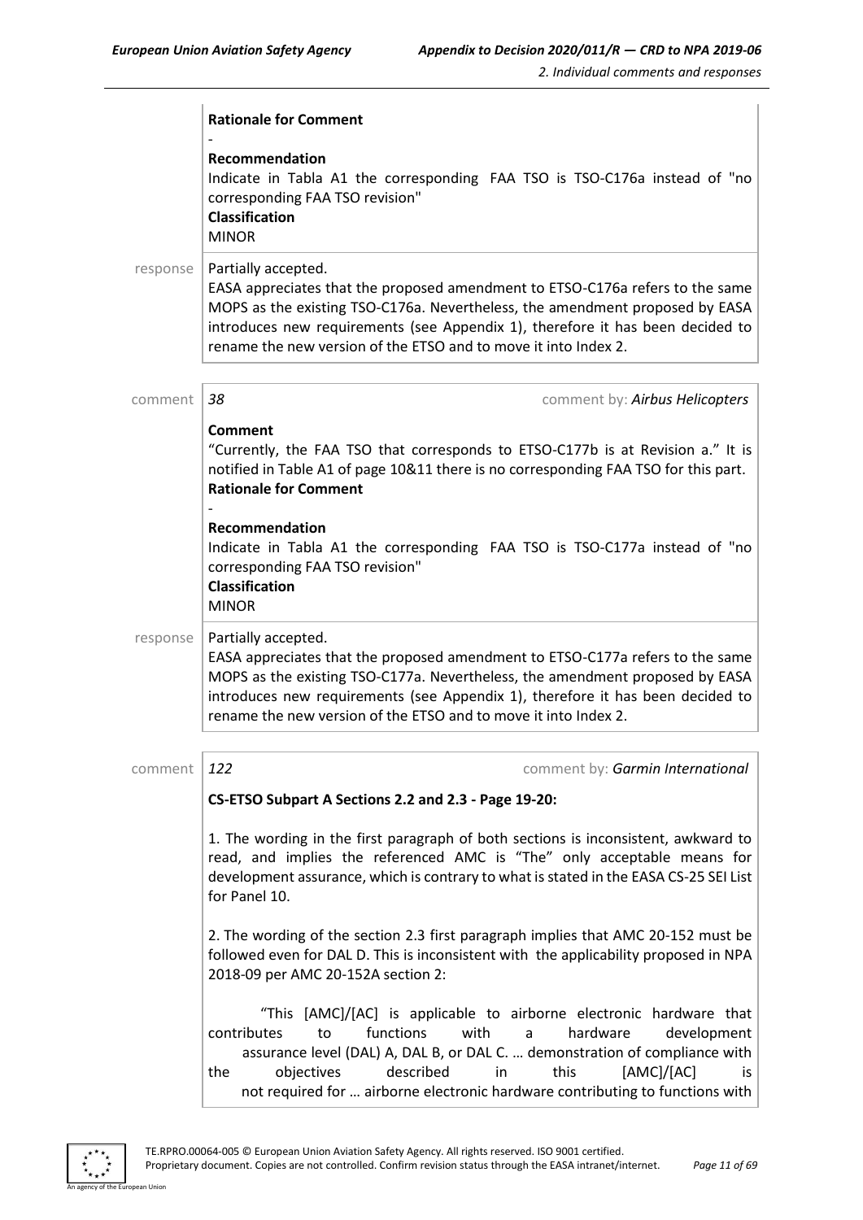**Rationale for Comment**

-

**Recommendation**

Indicate in Tabla A1 the corresponding FAA TSO is TSO-C176a instead of "no corresponding FAA TSO revision"

**Classification**

MINOR

response Partially accepted.

EASA appreciates that the proposed amendment to ETSO-C176a refers to the same MOPS as the existing TSO-C176a. Nevertheless, the amendment proposed by EASA introduces new requirements (see Appendix 1), therefore it has been decided to rename the new version of the ETSO and to move it into Index 2.

comment *38* comment by: *Airbus Helicopters*

**Comment**

"Currently, the FAA TSO that corresponds to ETSO-C177b is at Revision a." It is notified in Table A1 of page 10&11 there is no corresponding FAA TSO for this part.

**Rationale for Comment**

-

**Recommendation**

Indicate in Tabla A1 the corresponding FAA TSO is TSO-C177a instead of "no corresponding FAA TSO revision"

**Classification**

MINOR

response Partially accepted.

EASA appreciates that the proposed amendment to ETSO-C177a refers to the same MOPS as the existing TSO-C177a. Nevertheless, the amendment proposed by EASA introduces new requirements (see Appendix 1), therefore it has been decided to rename the new version of the ETSO and to move it into Index 2.

comment *122* comment by: *Garmin International*

**CS-ETSO Subpart A Sections 2.2 and 2.3 - Page 19-20:**

1. The wording in the first paragraph of both sections is inconsistent, awkward to read, and implies the referenced AMC is "The" only acceptable means for development assurance, which is contrary to what is stated in the EASA CS-25 SEI List for Panel 10.

2. The wording of the section 2.3 first paragraph implies that AMC 20-152 must be followed even for DAL D. This is inconsistent with the applicability proposed in NPA 2018-09 per AMC 20-152A section 2:

"This [AMC]/[AC] is applicable to airborne electronic hardware that contributes to functions with a hardware development assurance level (DAL) A, DAL B, or DAL C. … demonstration of compliance with the objectives described in this [AMC]/[AC] is not required for … airborne electronic hardware contributing to functions with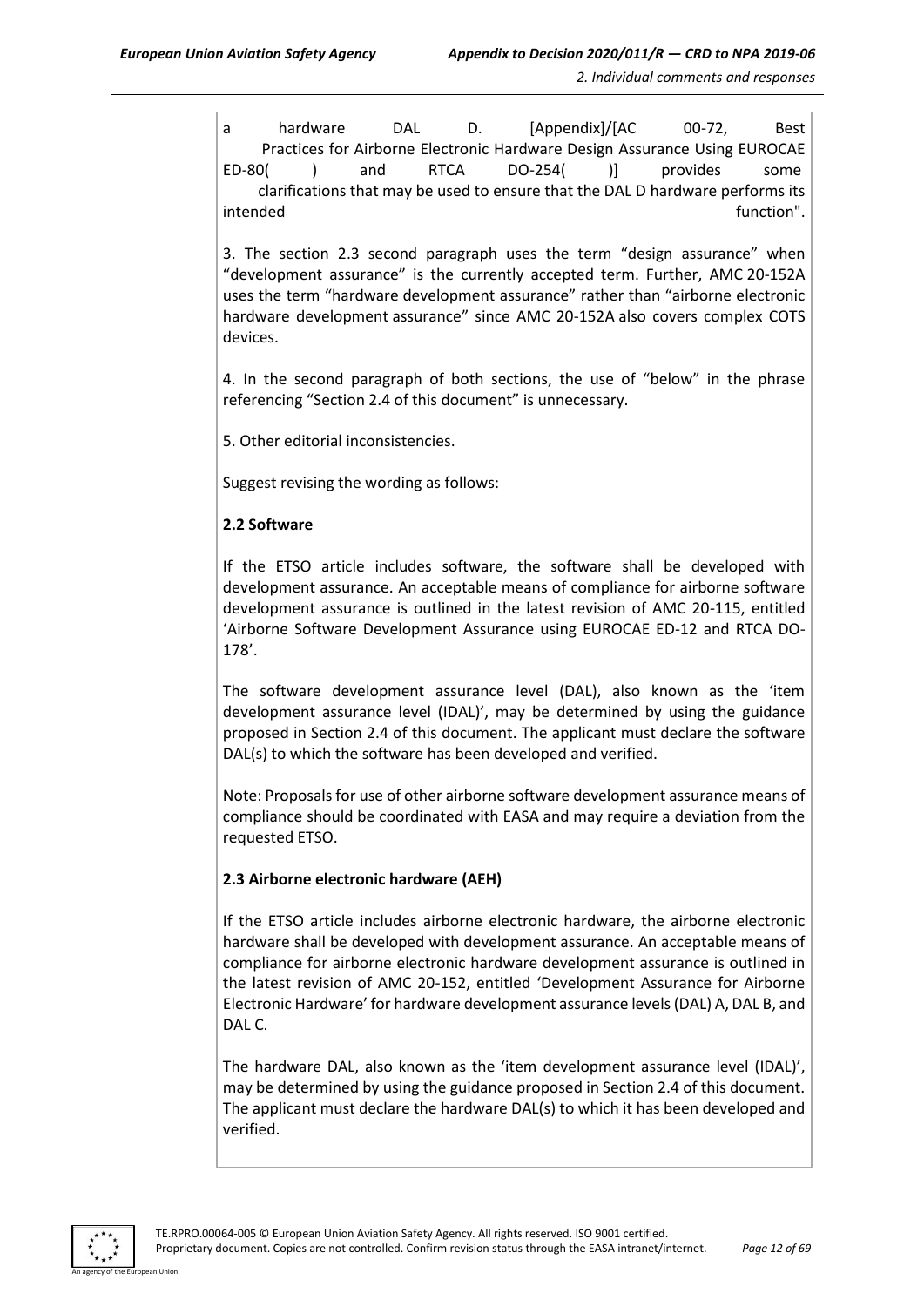a hardware DAL D. [Appendix]/[AC 00-72, Best Practices for Airborne Electronic Hardware Design Assurance Using EUROCAE ED-80( ) and RTCA DO-254( )] provides some clarifications that may be used to ensure that the DAL D hardware performs its intended function".

3. The section 2.3 second paragraph uses the term "design assurance" when "development assurance" is the currently accepted term. Further, AMC 20-152A uses the term "hardware development assurance" rather than "airborne electronic hardware development assurance" since AMC 20-152A also covers complex COTS devices.

4. In the second paragraph of both sections, the use of "below" in the phrase referencing "Section 2.4 of this document" is unnecessary.

5. Other editorial inconsistencies.

Suggest revising the wording as follows:

**2.2 Software**

If the ETSO article includes software, the software shall be developed with development assurance. An acceptable means of compliance for airborne software development assurance is outlined in the latest revision of AMC 20-115, entitled 'Airborne Software Development Assurance using EUROCAE ED-12 and RTCA DO-178'.

The software development assurance level (DAL), also known as the 'item development assurance level (IDAL)', may be determined by using the guidance proposed in Section 2.4 of this document. The applicant must declare the software DAL(s) to which the software has been developed and verified.

Note: Proposals for use of other airborne software development assurance means of compliance should be coordinated with EASA and may require a deviation from the requested ETSO.

**2.3 Airborne electronic hardware (AEH)**

If the ETSO article includes airborne electronic hardware, the airborne electronic hardware shall be developed with development assurance. An acceptable means of compliance for airborne electronic hardware development assurance is outlined in the latest revision of AMC 20-152, entitled 'Development Assurance for Airborne Electronic Hardware' for hardware development assurance levels (DAL) A, DAL B, and DAL C.

The hardware DAL, also known as the 'item development assurance level (IDAL)', may be determined by using the guidance proposed in Section 2.4 of this document. The applicant must declare the hardware DAL(s) to which it has been developed and verified.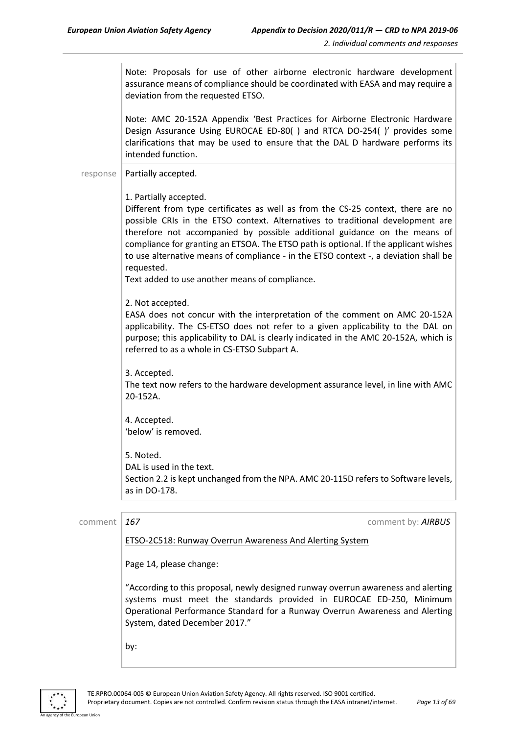Note: Proposals for use of other airborne electronic hardware development assurance means of compliance should be coordinated with EASA and may require a deviation from the requested ETSO.

Note: AMC 20-152A Appendix 'Best Practices for Airborne Electronic Hardware Design Assurance Using EUROCAE ED-80( ) and RTCA DO-254( )' provides some clarifications that may be used to ensure that the DAL D hardware performs its intended function.

response | Partially accepted.

1. Partially accepted.
Different from type certificates as well as from the CS-25 context, there are no possible CRIs in the ETSO context. Alternatives to traditional development are therefore not accompanied by possible additional guidance on the means of compliance for granting an ETSOA. The ETSO path is optional. If the applicant wishes to use alternative means of compliance - in the ETSO context -, a deviation shall be requested.
Text added to use another means of compliance.

2. Not accepted.
EASA does not concur with the interpretation of the comment on AMC 20-152A applicability. The CS-ETSO does not refer to a given applicability to the DAL on purpose; this applicability to DAL is clearly indicated in the AMC 20-152A, which is referred to as a whole in CS-ETSO Subpart A.

3. Accepted.
The text now refers to the hardware development assurance level, in line with AMC 20-152A.

4. Accepted.
'below' is removed.

5. Noted.
DAL is used in the text.
Section 2.2 is kept unchanged from the NPA. AMC 20-115D refers to Software levels, as in DO-178.

comment | *167* | comment by: ***AIRBUS***

ETSO-2C518: Runway Overrun Awareness And Alerting System

Page 14, please change:

"According to this proposal, newly designed runway overrun awareness and alerting systems must meet the standards provided in EUROCAE ED-250, Minimum Operational Performance Standard for a Runway Overrun Awareness and Alerting System, dated December 2017."

by: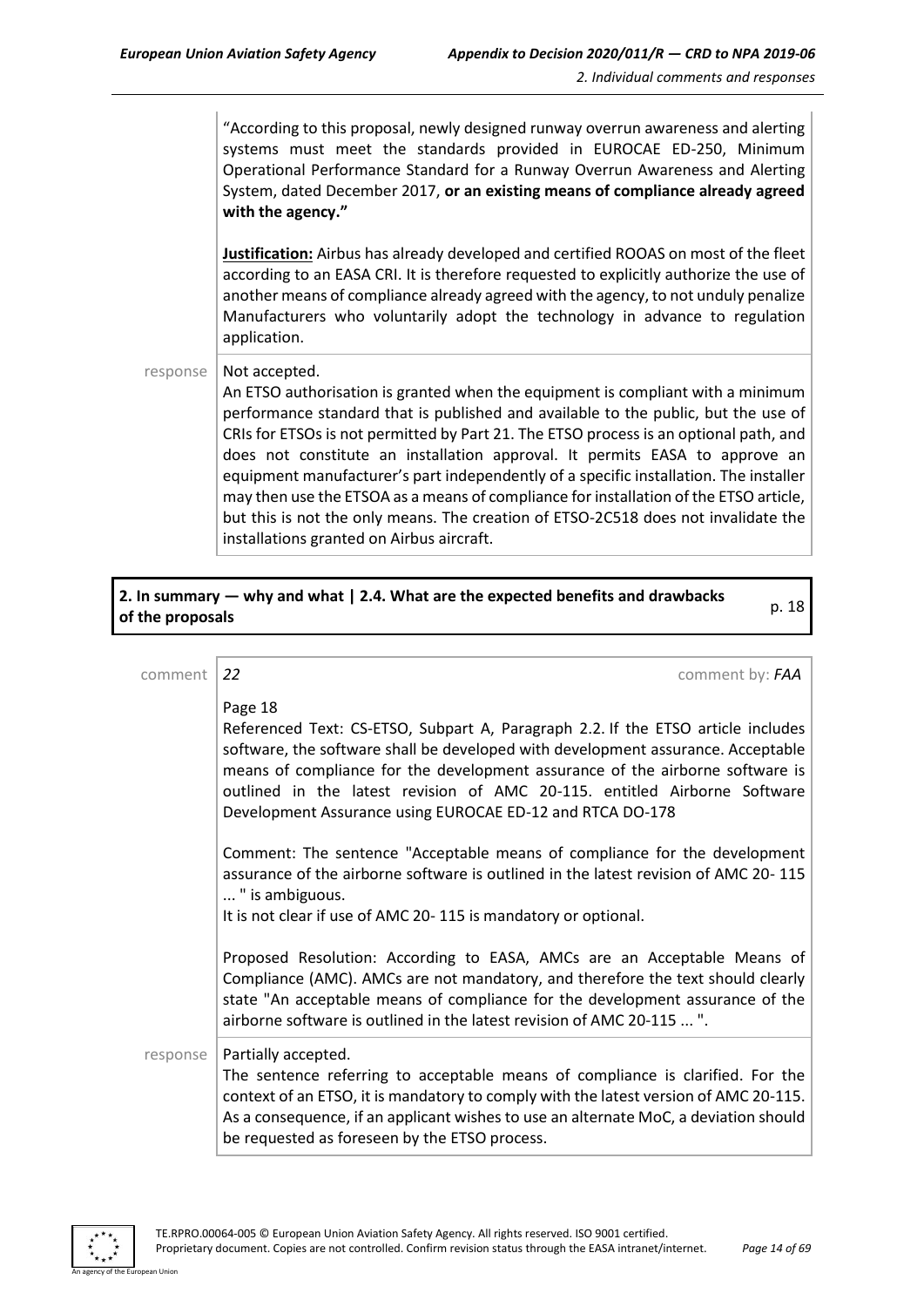"According to this proposal, newly designed runway overrun awareness and alerting systems must meet the standards provided in EUROCAE ED-250, Minimum Operational Performance Standard for a Runway Overrun Awareness and Alerting System, dated December 2017, **or an existing means of compliance already agreed with the agency."**

**Justification:** Airbus has already developed and certified ROOAS on most of the fleet according to an EASA CRI. It is therefore requested to explicitly authorize the use of another means of compliance already agreed with the agency, to not unduly penalize Manufacturers who voluntarily adopt the technology in advance to regulation application.

response | Not accepted.

An ETSO authorisation is granted when the equipment is compliant with a minimum performance standard that is published and available to the public, but the use of CRIs for ETSOs is not permitted by Part 21. The ETSO process is an optional path, and does not constitute an installation approval. It permits EASA to approve an equipment manufacturer's part independently of a specific installation. The installer may then use the ETSOA as a means of compliance for installation of the ETSO article, but this is not the only means. The creation of ETSO-2C518 does not invalidate the installations granted on Airbus aircraft.

## 2. In summary — why and what | 2.4. What are the expected benefits and drawbacks of the proposals — p. 18

comment | *22* — comment by: *FAA*

Page 18

Referenced Text: CS-ETSO, Subpart A, Paragraph 2.2. If the ETSO article includes software, the software shall be developed with development assurance. Acceptable means of compliance for the development assurance of the airborne software is outlined in the latest revision of AMC 20-115. entitled Airborne Software Development Assurance using EUROCAE ED-12 and RTCA DO-178

Comment: The sentence "Acceptable means of compliance for the development assurance of the airborne software is outlined in the latest revision of AMC 20- 115 ... " is ambiguous.

It is not clear if use of AMC 20- 115 is mandatory or optional.

Proposed Resolution: According to EASA, AMCs are an Acceptable Means of Compliance (AMC). AMCs are not mandatory, and therefore the text should clearly state "An acceptable means of compliance for the development assurance of the airborne software is outlined in the latest revision of AMC 20-115 ... ".

response | Partially accepted.

The sentence referring to acceptable means of compliance is clarified. For the context of an ETSO, it is mandatory to comply with the latest version of AMC 20-115. As a consequence, if an applicant wishes to use an alternate MoC, a deviation should be requested as foreseen by the ETSO process.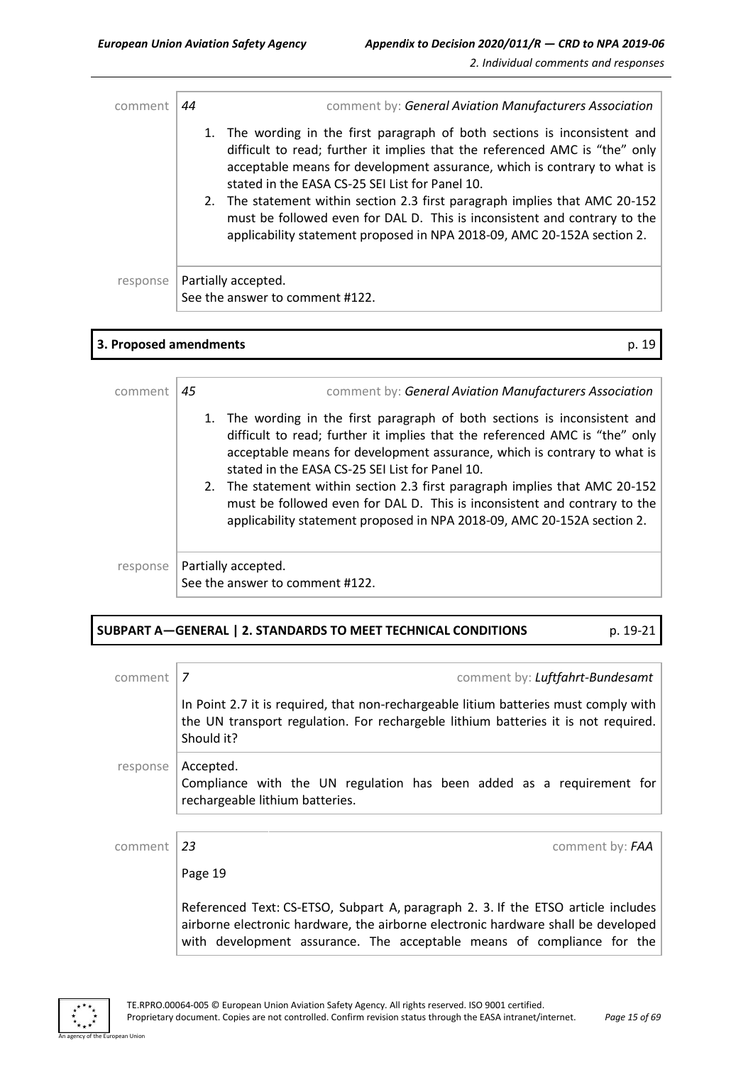comment | *44* | comment by: *General Aviation Manufacturers Association*

1. The wording in the first paragraph of both sections is inconsistent and difficult to read; further it implies that the referenced AMC is "the" only acceptable means for development assurance, which is contrary to what is stated in the EASA CS-25 SEI List for Panel 10.
2. The statement within section 2.3 first paragraph implies that AMC 20-152 must be followed even for DAL D. This is inconsistent and contrary to the applicability statement proposed in NPA 2018-09, AMC 20-152A section 2.

response | Partially accepted.
See the answer to comment #122.

## 3. Proposed amendments — p. 19

comment | *45* | comment by: *General Aviation Manufacturers Association*

1. The wording in the first paragraph of both sections is inconsistent and difficult to read; further it implies that the referenced AMC is "the" only acceptable means for development assurance, which is contrary to what is stated in the EASA CS-25 SEI List for Panel 10.
2. The statement within section 2.3 first paragraph implies that AMC 20-152 must be followed even for DAL D. This is inconsistent and contrary to the applicability statement proposed in NPA 2018-09, AMC 20-152A section 2.

response | Partially accepted.
See the answer to comment #122.

## SUBPART A—GENERAL | 2. STANDARDS TO MEET TECHNICAL CONDITIONS — p. 19-21

comment | *7* | comment by: *Luftfahrt-Bundesamt*

In Point 2.7 it is required, that non-rechargeable litium batteries must comply with the UN transport regulation. For rechargeble lithium batteries it is not required. Should it?

response | Accepted.
Compliance with the UN regulation has been added as a requirement for rechargeable lithium batteries.

comment | *23* | comment by: *FAA*

Page 19

Referenced Text: CS-ETSO, Subpart A, paragraph 2. 3. If the ETSO article includes airborne electronic hardware, the airborne electronic hardware shall be developed with development assurance. The acceptable means of compliance for the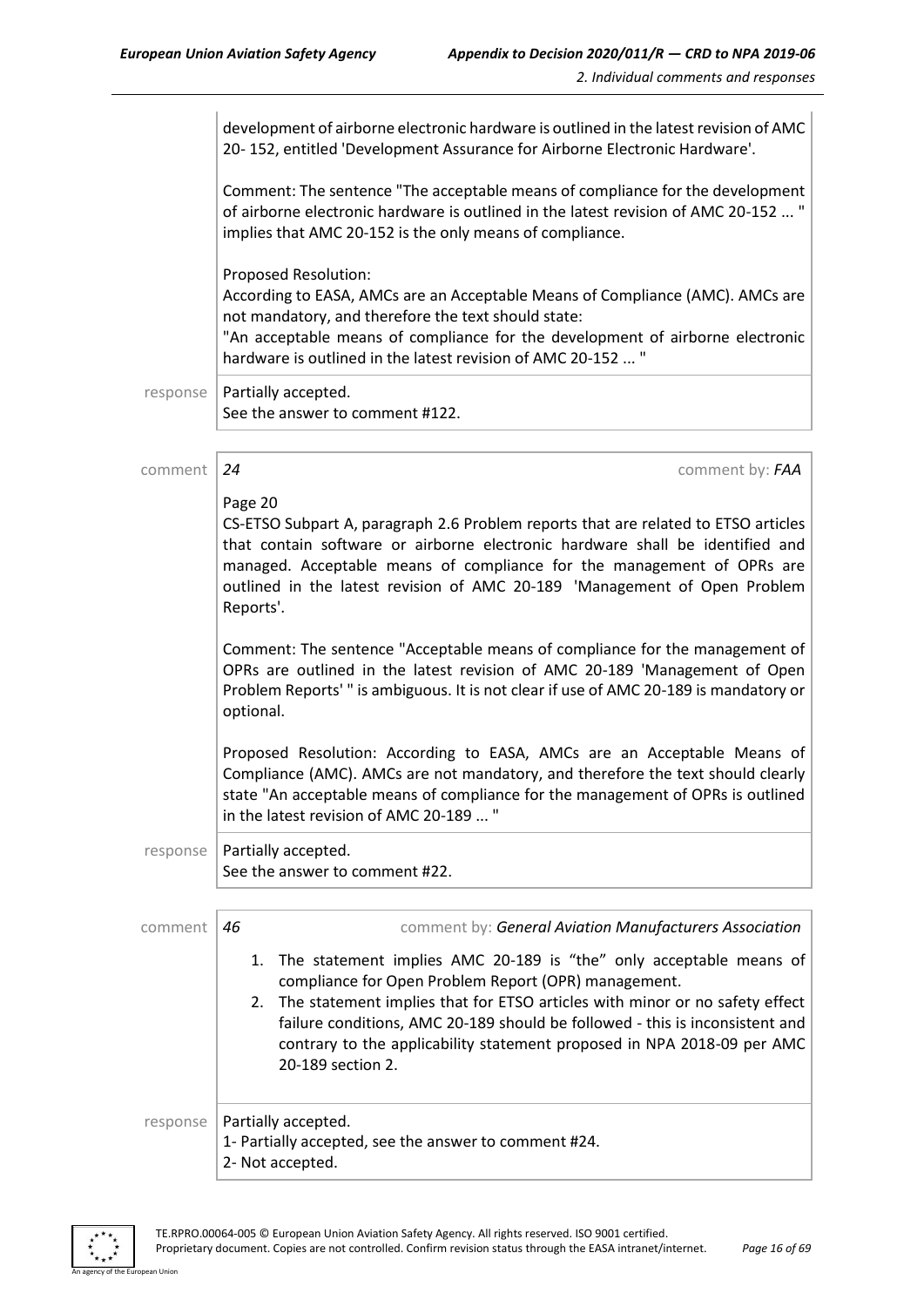development of airborne electronic hardware is outlined in the latest revision of AMC 20- 152, entitled 'Development Assurance for Airborne Electronic Hardware'.

Comment: The sentence "The acceptable means of compliance for the development of airborne electronic hardware is outlined in the latest revision of AMC 20-152 ... " implies that AMC 20-152 is the only means of compliance.

Proposed Resolution:
According to EASA, AMCs are an Acceptable Means of Compliance (AMC). AMCs are not mandatory, and therefore the text should state:
"An acceptable means of compliance for the development of airborne electronic hardware is outlined in the latest revision of AMC 20-152 ... "

response | Partially accepted.
See the answer to comment #122.

---

comment | *24* | comment by: *FAA*

Page 20
CS-ETSO Subpart A, paragraph 2.6 Problem reports that are related to ETSO articles that contain software or airborne electronic hardware shall be identified and managed. Acceptable means of compliance for the management of OPRs are outlined in the latest revision of AMC 20-189 'Management of Open Problem Reports'.

Comment: The sentence "Acceptable means of compliance for the management of OPRs are outlined in the latest revision of AMC 20-189 'Management of Open Problem Reports' " is ambiguous. It is not clear if use of AMC 20-189 is mandatory or optional.

Proposed Resolution: According to EASA, AMCs are an Acceptable Means of Compliance (AMC). AMCs are not mandatory, and therefore the text should clearly state "An acceptable means of compliance for the management of OPRs is outlined in the latest revision of AMC 20-189 ... "

response | Partially accepted.
See the answer to comment #22.

---

comment | *46* | comment by: *General Aviation Manufacturers Association*

1. The statement implies AMC 20-189 is "the" only acceptable means of compliance for Open Problem Report (OPR) management.
2. The statement implies that for ETSO articles with minor or no safety effect failure conditions, AMC 20-189 should be followed - this is inconsistent and contrary to the applicability statement proposed in NPA 2018-09 per AMC 20-189 section 2.

response | Partially accepted.
1- Partially accepted, see the answer to comment #24.
2- Not accepted.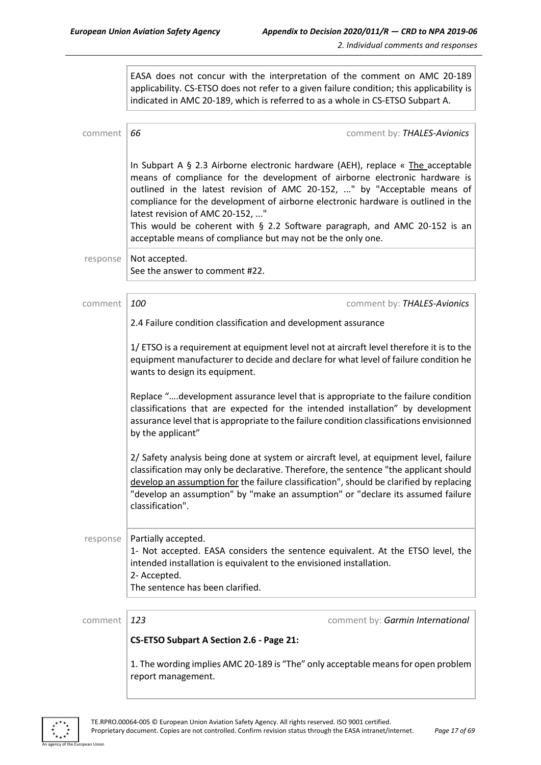EASA does not concur with the interpretation of the comment on AMC 20-189 applicability. CS-ETSO does not refer to a given failure condition; this applicability is indicated in AMC 20-189, which is referred to as a whole in CS-ETSO Subpart A.

| | |
|---|---|
| comment | *66* comment by: *THALES-Avionics*<br><br>In Subpart A § 2.3 Airborne electronic hardware (AEH), replace « The acceptable means of compliance for the development of airborne electronic hardware is outlined in the latest revision of AMC 20-152, ..." by "Acceptable means of compliance for the development of airborne electronic hardware is outlined in the latest revision of AMC 20-152, ..."<br>This would be coherent with § 2.2 Software paragraph, and AMC 20-152 is an acceptable means of compliance but may not be the only one. |
| response | Not accepted.<br>See the answer to comment #22. |

| | |
|---|---|
| comment | *100* comment by: *THALES-Avionics*<br><br>2.4 Failure condition classification and development assurance<br><br>1/ ETSO is a requirement at equipment level not at aircraft level therefore it is to the equipment manufacturer to decide and declare for what level of failure condition he wants to design its equipment.<br><br>Replace "….development assurance level that is appropriate to the failure condition classifications that are expected for the intended installation" by development assurance level that is appropriate to the failure condition classifications envisionned by the applicant"<br><br>2/ Safety analysis being done at system or aircraft level, at equipment level, failure classification may only be declarative. Therefore, the sentence "the applicant should develop an assumption for the failure classification", should be clarified by replacing "develop an assumption" by "make an assumption" or "declare its assumed failure classification". |
| response | Partially accepted.<br>1- Not accepted. EASA considers the sentence equivalent. At the ETSO level, the intended installation is equivalent to the envisioned installation.<br>2- Accepted.<br>The sentence has been clarified. |

| | |
|---|---|
| comment | *123* comment by: *Garmin International*<br><br>**CS-ETSO Subpart A Section 2.6 - Page 21:**<br><br>1. The wording implies AMC 20-189 is "The" only acceptable means for open problem report management. |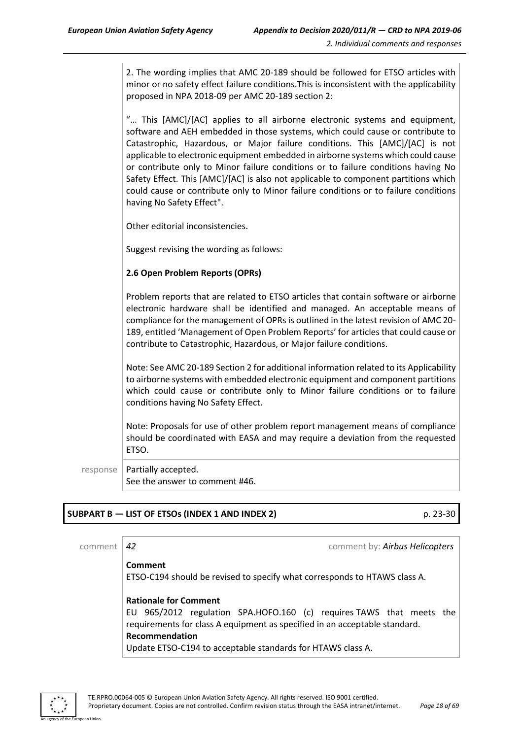2. The wording implies that AMC 20-189 should be followed for ETSO articles with minor or no safety effect failure conditions.This is inconsistent with the applicability proposed in NPA 2018-09 per AMC 20-189 section 2:

"… This [AMC]/[AC] applies to all airborne electronic systems and equipment, software and AEH embedded in those systems, which could cause or contribute to Catastrophic, Hazardous, or Major failure conditions. This [AMC]/[AC] is not applicable to electronic equipment embedded in airborne systems which could cause or contribute only to Minor failure conditions or to failure conditions having No Safety Effect. This [AMC]/[AC] is also not applicable to component partitions which could cause or contribute only to Minor failure conditions or to failure conditions having No Safety Effect".

Other editorial inconsistencies.

Suggest revising the wording as follows:

**2.6 Open Problem Reports (OPRs)**

Problem reports that are related to ETSO articles that contain software or airborne electronic hardware shall be identified and managed. An acceptable means of compliance for the management of OPRs is outlined in the latest revision of AMC 20-189, entitled 'Management of Open Problem Reports' for articles that could cause or contribute to Catastrophic, Hazardous, or Major failure conditions.

Note: See AMC 20-189 Section 2 for additional information related to its Applicability to airborne systems with embedded electronic equipment and component partitions which could cause or contribute only to Minor failure conditions or to failure conditions having No Safety Effect.

Note: Proposals for use of other problem report management means of compliance should be coordinated with EASA and may require a deviation from the requested ETSO.

response Partially accepted.
See the answer to comment #46.

## SUBPART B — LIST OF ETSOs (INDEX 1 AND INDEX 2) p. 23-30

comment *42* comment by: *Airbus Helicopters*

**Comment**
ETSO-C194 should be revised to specify what corresponds to HTAWS class A.

**Rationale for Comment**
EU 965/2012 regulation SPA.HOFO.160 (c) requires TAWS that meets the requirements for class A equipment as specified in an acceptable standard.

**Recommendation**
Update ETSO-C194 to acceptable standards for HTAWS class A.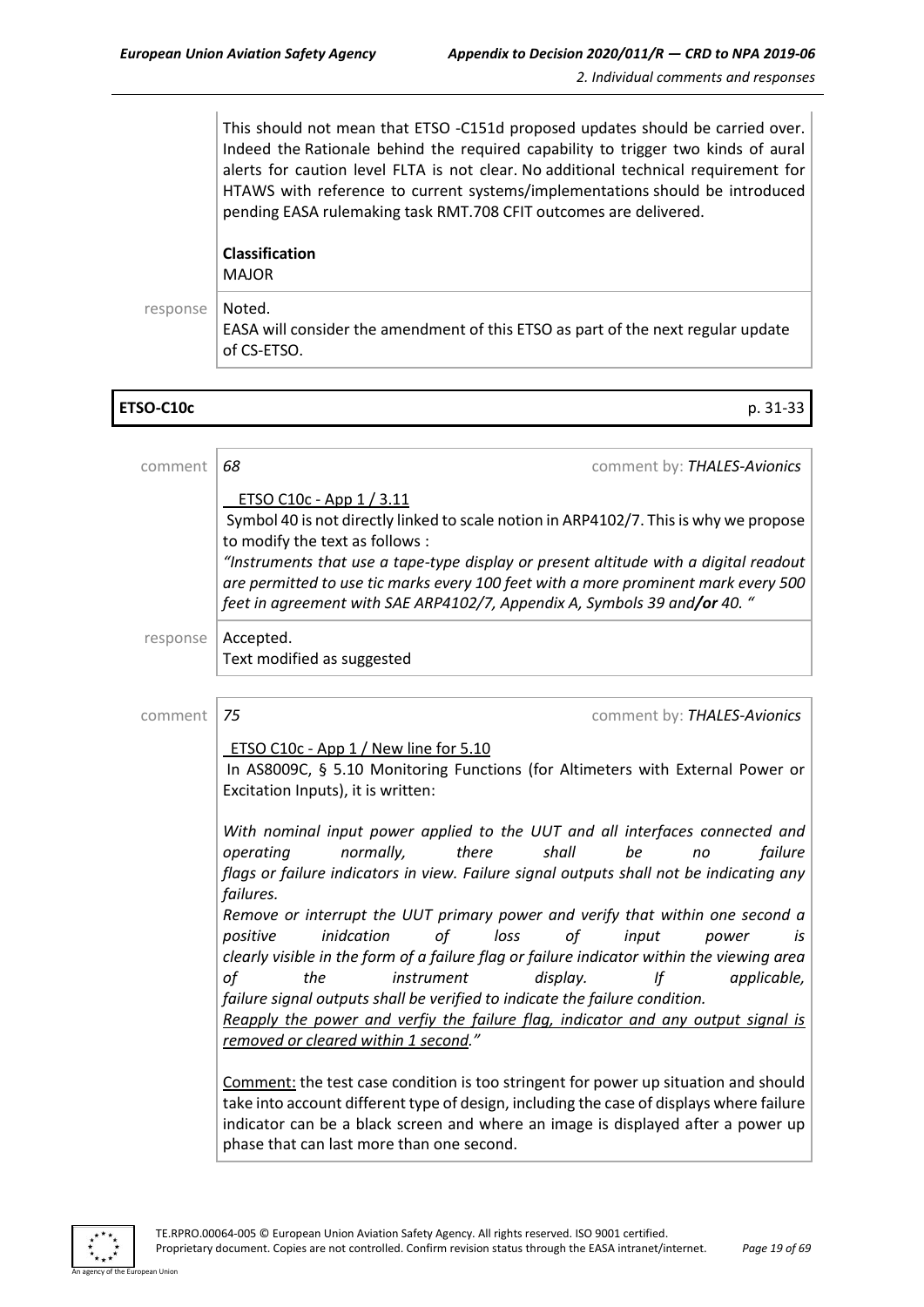This should not mean that ETSO -C151d proposed updates should be carried over. Indeed the Rationale behind the required capability to trigger two kinds of aural alerts for caution level FLTA is not clear. No additional technical requirement for HTAWS with reference to current systems/implementations should be introduced pending EASA rulemaking task RMT.708 CFIT outcomes are delivered.

**Classification**
MAJOR

response Noted.
EASA will consider the amendment of this ETSO as part of the next regular update of CS-ETSO.

**ETSO-C10c** p. 31-33

comment *68* comment by: *THALES-Avionics*

ETSO C10c - App 1 / 3.11
Symbol 40 is not directly linked to scale notion in ARP4102/7. This is why we propose to modify the text as follows :
*"Instruments that use a tape-type display or present altitude with a digital readout are permitted to use tic marks every 100 feet with a more prominent mark every 500 feet in agreement with SAE ARP4102/7, Appendix A, Symbols 39 and* ***/or*** *40. "*

response Accepted.
Text modified as suggested

comment *75* comment by: *THALES-Avionics*

ETSO C10c - App 1 / New line for 5.10
In AS8009C, § 5.10 Monitoring Functions (for Altimeters with External Power or Excitation Inputs), it is written:

*With nominal input power applied to the UUT and all interfaces connected and operating normally, there shall be no failure flags or failure indicators in view. Failure signal outputs shall not be indicating any failures.*
*Remove or interrupt the UUT primary power and verify that within one second a positive inidcation of loss of input power is clearly visible in the form of a failure flag or failure indicator within the viewing area of the instrument display. If applicable, failure signal outputs shall be verified to indicate the failure condition.*
<u>*Reapply the power and verfiy the failure flag, indicator and any output signal is removed or cleared within 1 second.*</u>*"*

<u>Comment:</u> the test case condition is too stringent for power up situation and should take into account different type of design, including the case of displays where failure indicator can be a black screen and where an image is displayed after a power up phase that can last more than one second.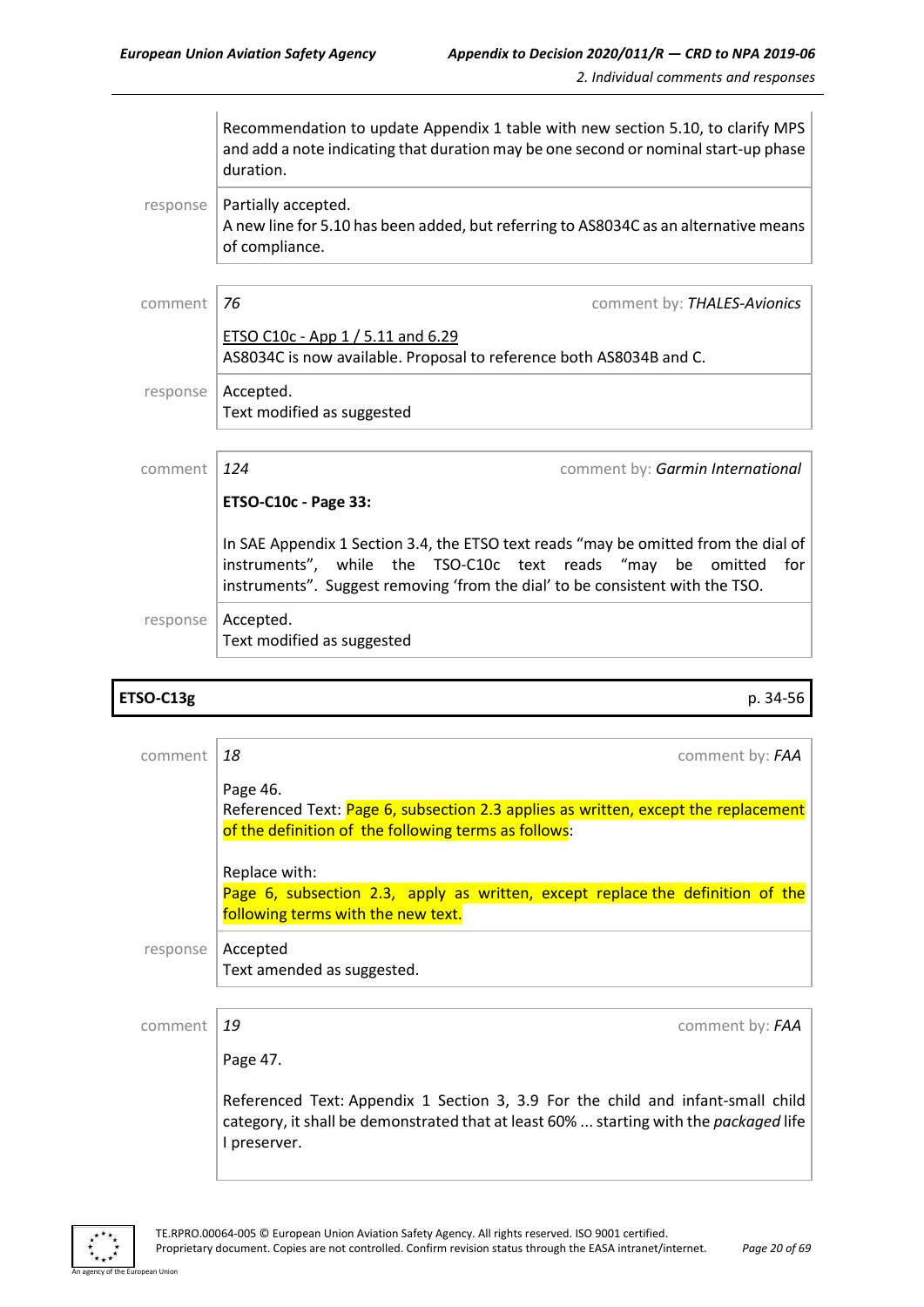| | |
|---|---|
| | Recommendation to update Appendix 1 table with new section 5.10, to clarify MPS and add a note indicating that duration may be one second or nominal start-up phase duration. |
| response | Partially accepted.<br>A new line for 5.10 has been added, but referring to AS8034C as an alternative means of compliance. |

| | |
|---|---|
| comment | *76* — comment by: *THALES-Avionics* |
| | ETSO C10c - App 1 / 5.11 and 6.29<br>AS8034C is now available. Proposal to reference both AS8034B and C. |
| response | Accepted.<br>Text modified as suggested |

| | |
|---|---|
| comment | *124* — comment by: *Garmin International* |
| | **ETSO-C10c - Page 33:**<br><br>In SAE Appendix 1 Section 3.4, the ETSO text reads "may be omitted from the dial of instruments", while the TSO-C10c text reads "may be omitted for instruments". Suggest removing 'from the dial' to be consistent with the TSO. |
| response | Accepted.<br>Text modified as suggested |

**ETSO-C13g** — p. 34-56

| | |
|---|---|
| comment | *18* — comment by: *FAA* |
| | Page 46.<br>Referenced Text: Page 6, subsection 2.3 applies as written, except the replacement of the definition of the following terms as follows:<br><br>Replace with:<br>Page 6, subsection 2.3, apply as written, except replace the definition of the following terms with the new text. |
| response | Accepted<br>Text amended as suggested. |

| | |
|---|---|
| comment | *19* — comment by: *FAA* |
| | Page 47.<br><br>Referenced Text: Appendix 1 Section 3, 3.9 For the child and infant-small child category, it shall be demonstrated that at least 60% ... starting with the *packaged* life I preserver. |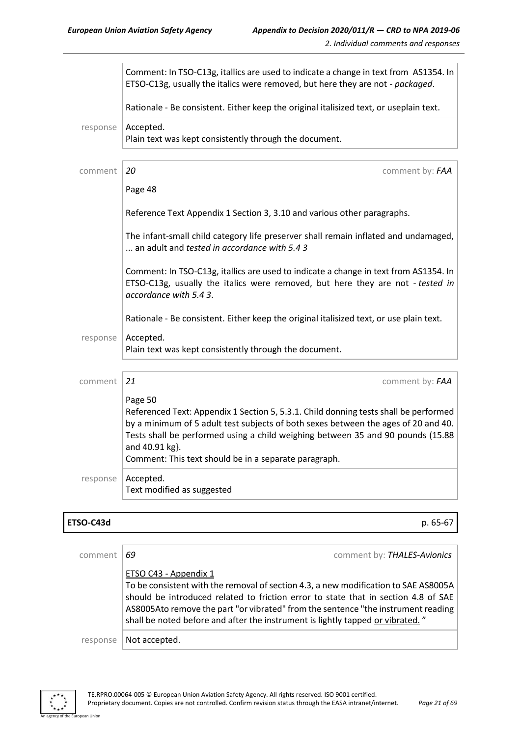Comment: In TSO-C13g, itallics are used to indicate a change in text from AS1354. In ETSO-C13g, usually the italics were removed, but here they are not - *packaged*.

Rationale - Be consistent. Either keep the original italisized text, or useplain text.

response | Accepted.
Plain text was kept consistently through the document.

---

comment | *20* comment by: *FAA*

Page 48

Reference Text Appendix 1 Section 3, 3.10 and various other paragraphs.

The infant-small child category life preserver shall remain inflated and undamaged, ... an adult and *tested in accordance with 5.4 3*

Comment: In TSO-C13g, itallics are used to indicate a change in text from AS1354. In ETSO-C13g, usually the italics were removed, but here they are not - *tested in accordance with 5.4 3*.

Rationale - Be consistent. Either keep the original italisized text, or use plain text.

response | Accepted.
Plain text was kept consistently through the document.

---

comment | *21* comment by: *FAA*

Page 50
Referenced Text: Appendix 1 Section 5, 5.3.1. Child donning tests shall be performed by a minimum of 5 adult test subjects of both sexes between the ages of 20 and 40. Tests shall be performed using a child weighing between 35 and 90 pounds (15.88 and 40.91 kg}.
Comment: This text should be in a separate paragraph.

response | Accepted.
Text modified as suggested

---

**ETSO-C43d** p. 65-67

comment | *69* comment by: *THALES-Avionics*

ETSO C43 - Appendix 1
To be consistent with the removal of section 4.3, a new modification to SAE AS8005A should be introduced related to friction error to state that in section 4.8 of SAE AS8005Ato remove the part "or vibrated" from the sentence "the instrument reading shall be noted before and after the instrument is lightly tapped or vibrated. "

response | Not accepted.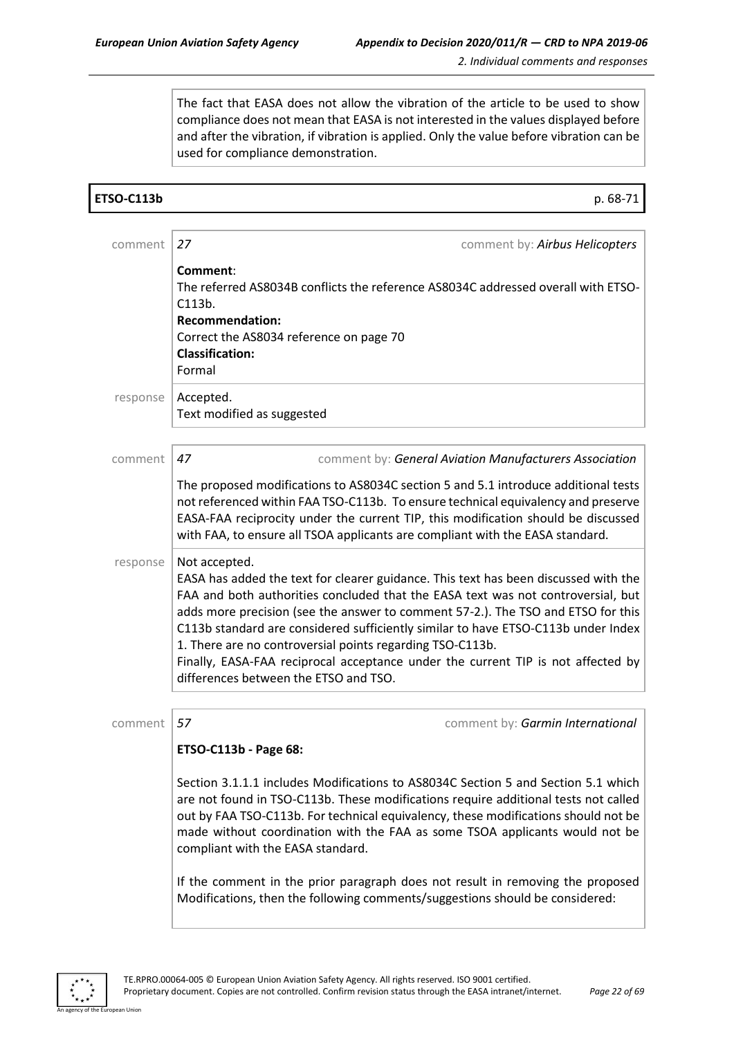The fact that EASA does not allow the vibration of the article to be used to show compliance does not mean that EASA is not interested in the values displayed before and after the vibration, if vibration is applied. Only the value before vibration can be used for compliance demonstration.

**ETSO-C113b** p. 68-71

comment | *27* comment by: *Airbus Helicopters*

**Comment**:
The referred AS8034B conflicts the reference AS8034C addressed overall with ETSO-C113b.
**Recommendation:**
Correct the AS8034 reference on page 70
**Classification:**
Formal

response | Accepted.
Text modified as suggested

comment | *47* comment by: *General Aviation Manufacturers Association*

The proposed modifications to AS8034C section 5 and 5.1 introduce additional tests not referenced within FAA TSO-C113b. To ensure technical equivalency and preserve EASA-FAA reciprocity under the current TIP, this modification should be discussed with FAA, to ensure all TSOA applicants are compliant with the EASA standard.

response | Not accepted.
EASA has added the text for clearer guidance. This text has been discussed with the FAA and both authorities concluded that the EASA text was not controversial, but adds more precision (see the answer to comment 57-2.). The TSO and ETSO for this C113b standard are considered sufficiently similar to have ETSO-C113b under Index 1. There are no controversial points regarding TSO-C113b.
Finally, EASA-FAA reciprocal acceptance under the current TIP is not affected by differences between the ETSO and TSO.

comment | *57* comment by: *Garmin International*

**ETSO-C113b - Page 68:**

Section 3.1.1.1 includes Modifications to AS8034C Section 5 and Section 5.1 which are not found in TSO-C113b. These modifications require additional tests not called out by FAA TSO-C113b. For technical equivalency, these modifications should not be made without coordination with the FAA as some TSOA applicants would not be compliant with the EASA standard.

If the comment in the prior paragraph does not result in removing the proposed Modifications, then the following comments/suggestions should be considered: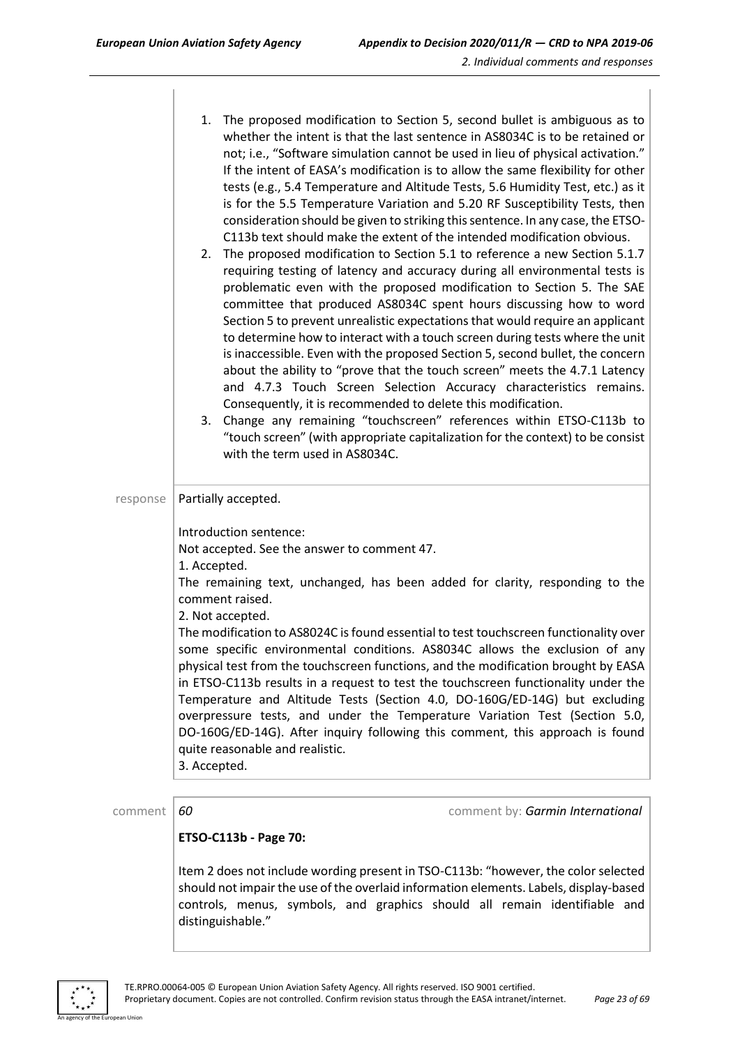1. The proposed modification to Section 5, second bullet is ambiguous as to whether the intent is that the last sentence in AS8034C is to be retained or not; i.e., "Software simulation cannot be used in lieu of physical activation." If the intent of EASA's modification is to allow the same flexibility for other tests (e.g., 5.4 Temperature and Altitude Tests, 5.6 Humidity Test, etc.) as it is for the 5.5 Temperature Variation and 5.20 RF Susceptibility Tests, then consideration should be given to striking this sentence. In any case, the ETSO-C113b text should make the extent of the intended modification obvious.
2. The proposed modification to Section 5.1 to reference a new Section 5.1.7 requiring testing of latency and accuracy during all environmental tests is problematic even with the proposed modification to Section 5. The SAE committee that produced AS8034C spent hours discussing how to word Section 5 to prevent unrealistic expectations that would require an applicant to determine how to interact with a touch screen during tests where the unit is inaccessible. Even with the proposed Section 5, second bullet, the concern about the ability to "prove that the touch screen" meets the 4.7.1 Latency and 4.7.3 Touch Screen Selection Accuracy characteristics remains. Consequently, it is recommended to delete this modification.
3. Change any remaining "touchscreen" references within ETSO-C113b to "touch screen" (with appropriate capitalization for the context) to be consist with the term used in AS8034C.

response | Partially accepted.

Introduction sentence:
Not accepted. See the answer to comment 47.
1. Accepted.
The remaining text, unchanged, has been added for clarity, responding to the comment raised.
2. Not accepted.
The modification to AS8024C is found essential to test touchscreen functionality over some specific environmental conditions. AS8034C allows the exclusion of any physical test from the touchscreen functions, and the modification brought by EASA in ETSO-C113b results in a request to test the touchscreen functionality under the Temperature and Altitude Tests (Section 4.0, DO-160G/ED-14G) but excluding overpressure tests, and under the Temperature Variation Test (Section 5.0, DO-160G/ED-14G). After inquiry following this comment, this approach is found quite reasonable and realistic.
3. Accepted.

comment | *60* — comment by: *Garmin International*

**ETSO-C113b - Page 70:**

Item 2 does not include wording present in TSO-C113b: "however, the color selected should not impair the use of the overlaid information elements. Labels, display-based controls, menus, symbols, and graphics should all remain identifiable and distinguishable."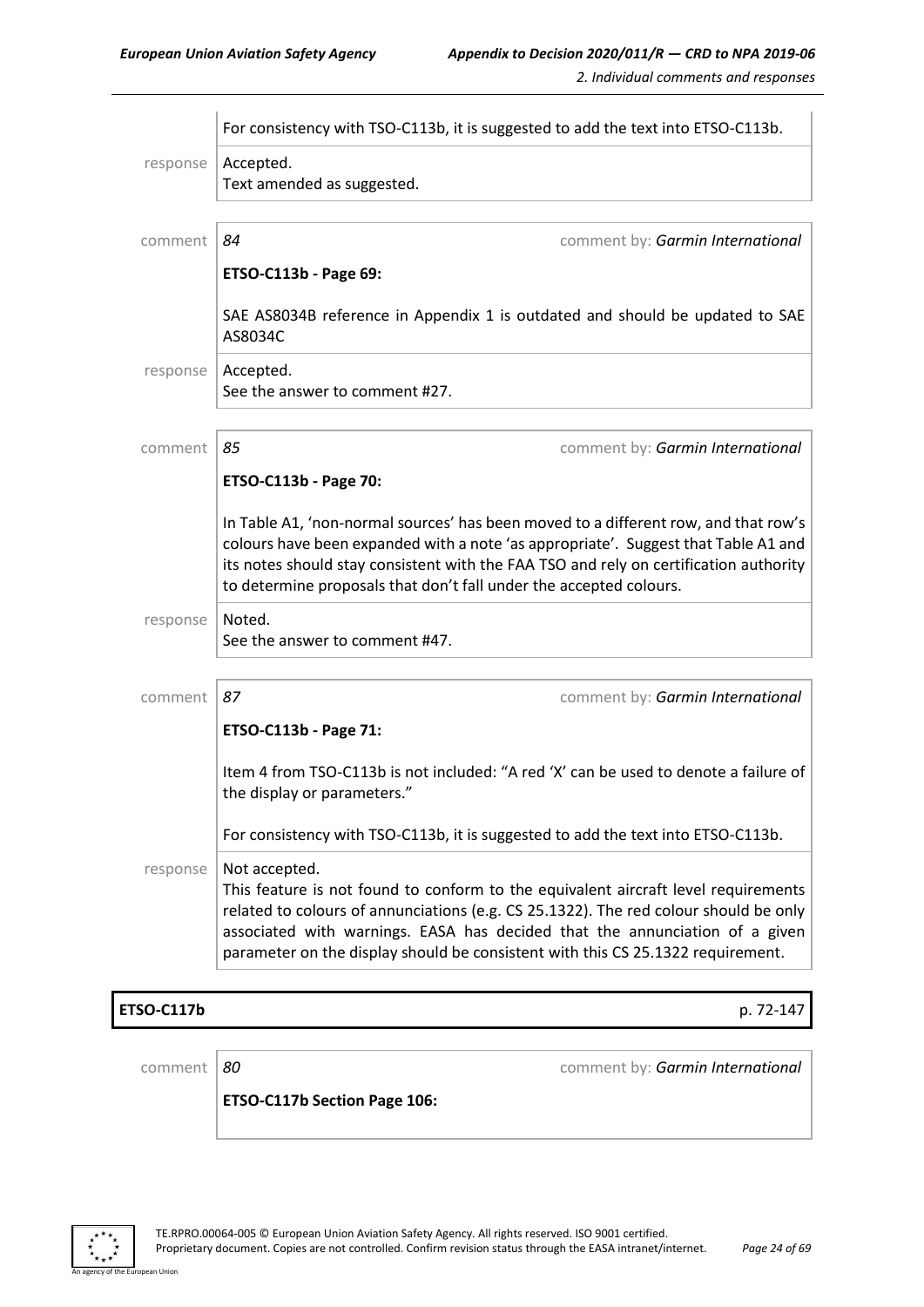| | |
|---|---|
| | For consistency with TSO-C113b, it is suggested to add the text into ETSO-C113b. |
| response | Accepted.<br>Text amended as suggested. |

| | |
|---|---|
| comment | *84* comment by: *Garmin International* |
| | **ETSO-C113b - Page 69:**<br><br>SAE AS8034B reference in Appendix 1 is outdated and should be updated to SAE AS8034C |
| response | Accepted.<br>See the answer to comment #27. |

| | |
|---|---|
| comment | *85* comment by: *Garmin International* |
| | **ETSO-C113b - Page 70:**<br><br>In Table A1, 'non-normal sources' has been moved to a different row, and that row's colours have been expanded with a note 'as appropriate'. Suggest that Table A1 and its notes should stay consistent with the FAA TSO and rely on certification authority to determine proposals that don't fall under the accepted colours. |
| response | Noted.<br>See the answer to comment #47. |

| | |
|---|---|
| comment | *87* comment by: *Garmin International* |
| | **ETSO-C113b - Page 71:**<br><br>Item 4 from TSO-C113b is not included: "A red 'X' can be used to denote a failure of the display or parameters."<br><br>For consistency with TSO-C113b, it is suggested to add the text into ETSO-C113b. |
| response | Not accepted.<br>This feature is not found to conform to the equivalent aircraft level requirements related to colours of annunciations (e.g. CS 25.1322). The red colour should be only associated with warnings. EASA has decided that the annunciation of a given parameter on the display should be consistent with this CS 25.1322 requirement. |

**ETSO-C117b** p. 72-147

| | |
|---|---|
| comment | *80* comment by: *Garmin International* |
| | **ETSO-C117b Section Page 106:** |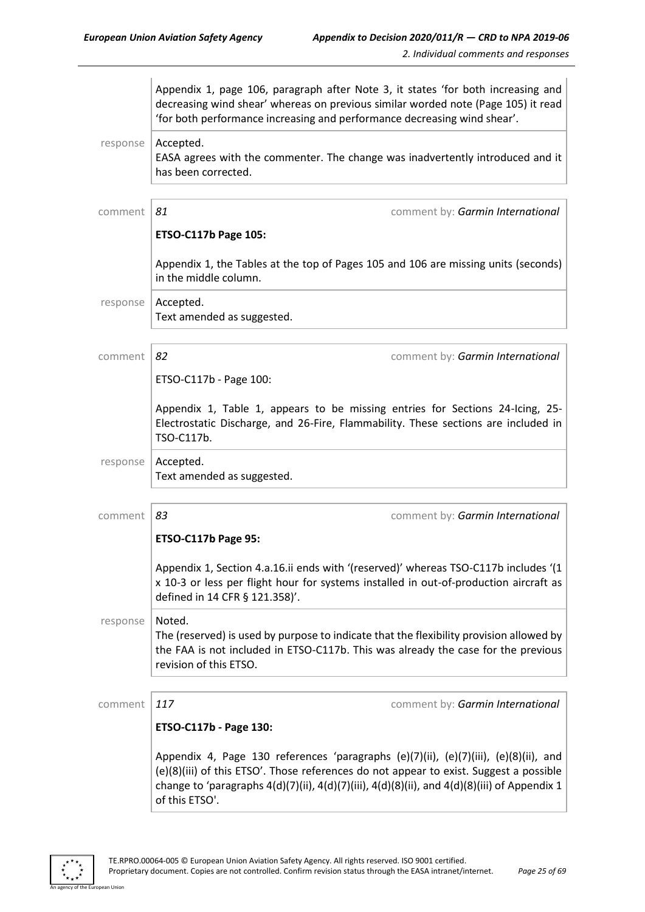Appendix 1, page 106, paragraph after Note 3, it states 'for both increasing and decreasing wind shear' whereas on previous similar worded note (Page 105) it read 'for both performance increasing and performance decreasing wind shear'.

response | Accepted.
EASA agrees with the commenter. The change was inadvertently introduced and it has been corrected.

comment | *81* | comment by: *Garmin International*

**ETSO-C117b Page 105:**

Appendix 1, the Tables at the top of Pages 105 and 106 are missing units (seconds) in the middle column.

response | Accepted.
Text amended as suggested.

comment | *82* | comment by: *Garmin International*

ETSO-C117b - Page 100:

Appendix 1, Table 1, appears to be missing entries for Sections 24-Icing, 25-Electrostatic Discharge, and 26-Fire, Flammability. These sections are included in TSO-C117b.

response | Accepted.
Text amended as suggested.

comment | *83* | comment by: *Garmin International*

**ETSO-C117b Page 95:**

Appendix 1, Section 4.a.16.ii ends with '(reserved)' whereas TSO-C117b includes '(1 x 10-3 or less per flight hour for systems installed in out-of-production aircraft as defined in 14 CFR § 121.358)'.

response | Noted.
The (reserved) is used by purpose to indicate that the flexibility provision allowed by the FAA is not included in ETSO-C117b. This was already the case for the previous revision of this ETSO.

comment | *117* | comment by: *Garmin International*

**ETSO-C117b - Page 130:**

Appendix 4, Page 130 references 'paragraphs (e)(7)(ii), (e)(7)(iii), (e)(8)(ii), and (e)(8)(iii) of this ETSO'. Those references do not appear to exist. Suggest a possible change to 'paragraphs 4(d)(7)(ii), 4(d)(7)(iii), 4(d)(8)(ii), and 4(d)(8)(iii) of Appendix 1 of this ETSO'.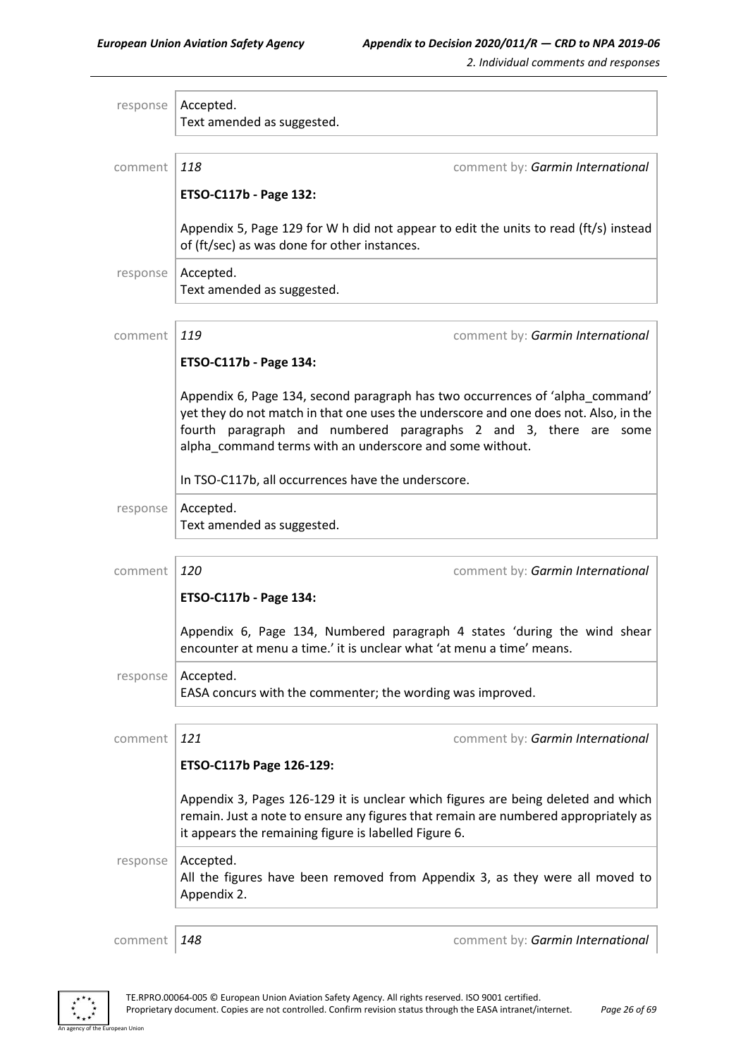| | |
|---|---|
| response | Accepted.<br>Text amended as suggested. |

| | |
|---|---|
| comment | *118* comment by: *Garmin International*<br><br>**ETSO-C117b - Page 132:**<br><br>Appendix 5, Page 129 for W h did not appear to edit the units to read (ft/s) instead of (ft/sec) as was done for other instances. |
| response | Accepted.<br>Text amended as suggested. |

| | |
|---|---|
| comment | *119* comment by: *Garmin International*<br><br>**ETSO-C117b - Page 134:**<br><br>Appendix 6, Page 134, second paragraph has two occurrences of 'alpha_command' yet they do not match in that one uses the underscore and one does not. Also, in the fourth paragraph and numbered paragraphs 2 and 3, there are some alpha_command terms with an underscore and some without.<br><br>In TSO-C117b, all occurrences have the underscore. |
| response | Accepted.<br>Text amended as suggested. |

| | |
|---|---|
| comment | *120* comment by: *Garmin International*<br><br>**ETSO-C117b - Page 134:**<br><br>Appendix 6, Page 134, Numbered paragraph 4 states 'during the wind shear encounter at menu a time.' it is unclear what 'at menu a time' means. |
| response | Accepted.<br>EASA concurs with the commenter; the wording was improved. |

| | |
|---|---|
| comment | *121* comment by: *Garmin International*<br><br>**ETSO-C117b Page 126-129:**<br><br>Appendix 3, Pages 126-129 it is unclear which figures are being deleted and which remain. Just a note to ensure any figures that remain are numbered appropriately as it appears the remaining figure is labelled Figure 6. |
| response | Accepted.<br>All the figures have been removed from Appendix 3, as they were all moved to Appendix 2. |

| | |
|---|---|
| comment | *148* comment by: *Garmin International* |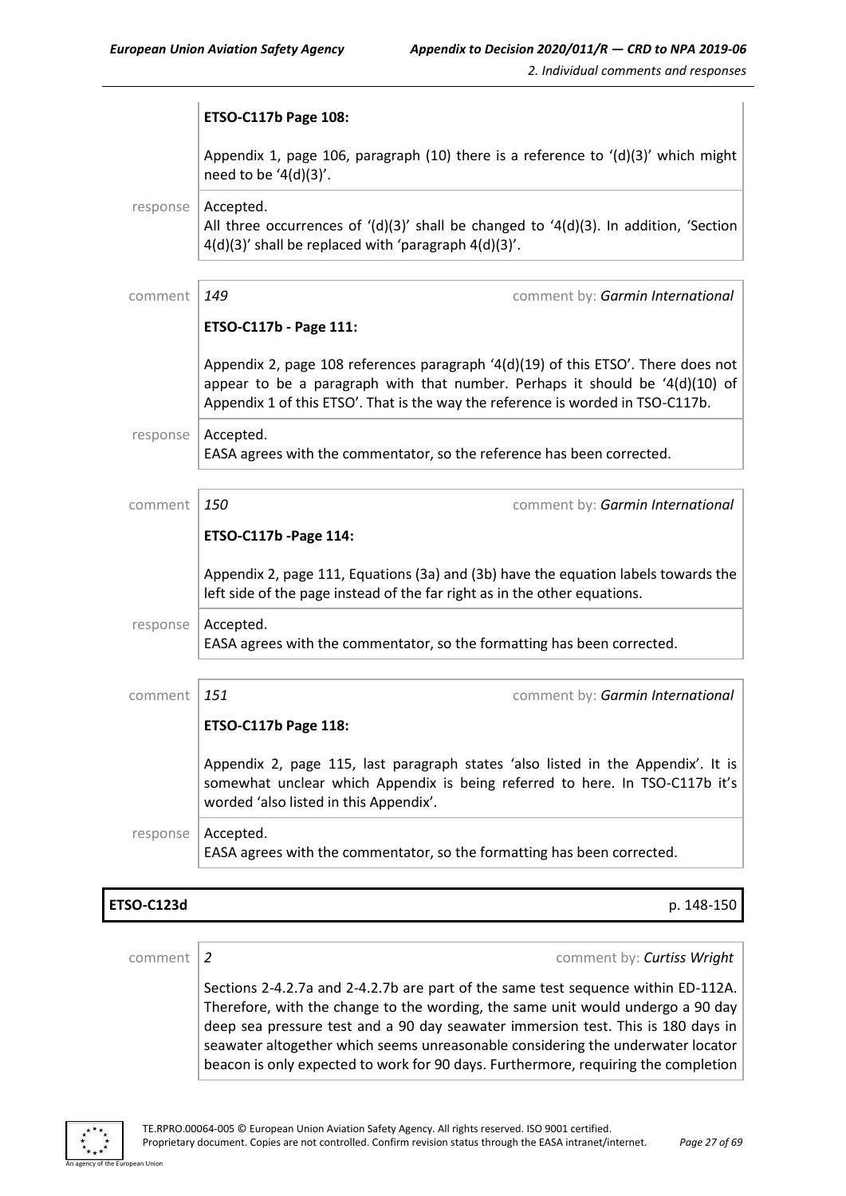**ETSO-C117b Page 108:**

Appendix 1, page 106, paragraph (10) there is a reference to '(d)(3)' which might need to be '4(d)(3)'.

response | Accepted.
All three occurrences of '(d)(3)' shall be changed to '4(d)(3). In addition, 'Section 4(d)(3)' shall be replaced with 'paragraph 4(d)(3)'.

comment | *149* — comment by: *Garmin International*

**ETSO-C117b - Page 111:**

Appendix 2, page 108 references paragraph '4(d)(19) of this ETSO'. There does not appear to be a paragraph with that number. Perhaps it should be '4(d)(10) of Appendix 1 of this ETSO'. That is the way the reference is worded in TSO-C117b.

response | Accepted.
EASA agrees with the commentator, so the reference has been corrected.

comment | *150* — comment by: *Garmin International*

**ETSO-C117b -Page 114:**

Appendix 2, page 111, Equations (3a) and (3b) have the equation labels towards the left side of the page instead of the far right as in the other equations.

response | Accepted.
EASA agrees with the commentator, so the formatting has been corrected.

comment | *151* — comment by: *Garmin International*

**ETSO-C117b Page 118:**

Appendix 2, page 115, last paragraph states 'also listed in the Appendix'. It is somewhat unclear which Appendix is being referred to here. In TSO-C117b it's worded 'also listed in this Appendix'.

response | Accepted.
EASA agrees with the commentator, so the formatting has been corrected.

## ETSO-C123d — p. 148-150

comment | *2* — comment by: *Curtiss Wright*

Sections 2-4.2.7a and 2-4.2.7b are part of the same test sequence within ED-112A. Therefore, with the change to the wording, the same unit would undergo a 90 day deep sea pressure test and a 90 day seawater immersion test. This is 180 days in seawater altogether which seems unreasonable considering the underwater locator beacon is only expected to work for 90 days. Furthermore, requiring the completion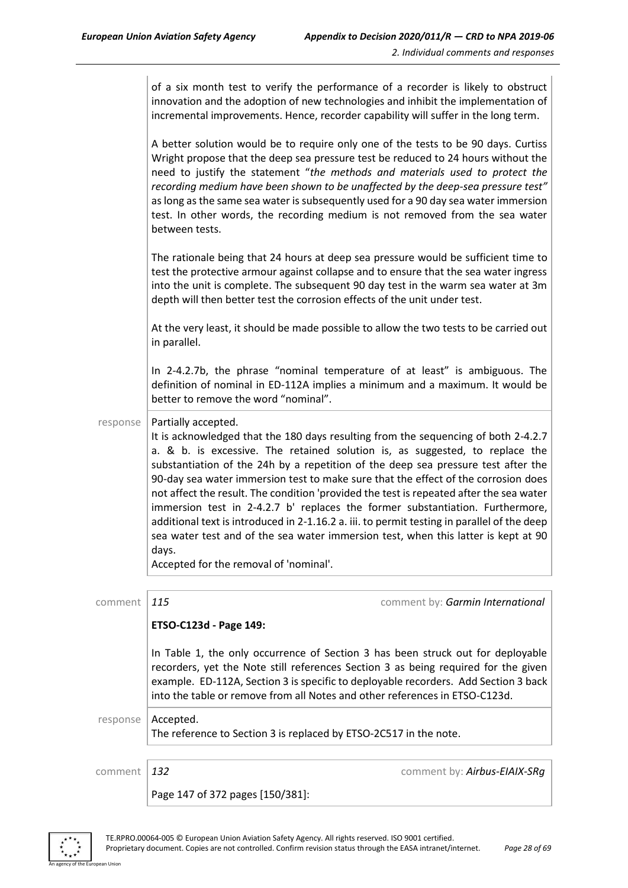| | |
|---|---|
| | of a six month test to verify the performance of a recorder is likely to obstruct innovation and the adoption of new technologies and inhibit the implementation of incremental improvements. Hence, recorder capability will suffer in the long term.<br><br>A better solution would be to require only one of the tests to be 90 days. Curtiss Wright propose that the deep sea pressure test be reduced to 24 hours without the need to justify the statement "*the methods and materials used to protect the recording medium have been shown to be unaffected by the deep-sea pressure test"* as long as the same sea water is subsequently used for a 90 day sea water immersion test. In other words, the recording medium is not removed from the sea water between tests.<br><br>The rationale being that 24 hours at deep sea pressure would be sufficient time to test the protective armour against collapse and to ensure that the sea water ingress into the unit is complete. The subsequent 90 day test in the warm sea water at 3m depth will then better test the corrosion effects of the unit under test.<br><br>At the very least, it should be made possible to allow the two tests to be carried out in parallel.<br><br>In 2-4.2.7b, the phrase "nominal temperature of at least" is ambiguous. The definition of nominal in ED-112A implies a minimum and a maximum. It would be better to remove the word "nominal". |
| response | Partially accepted.<br>It is acknowledged that the 180 days resulting from the sequencing of both 2-4.2.7 a. & b. is excessive. The retained solution is, as suggested, to replace the substantiation of the 24h by a repetition of the deep sea pressure test after the 90-day sea water immersion test to make sure that the effect of the corrosion does not affect the result. The condition 'provided the test is repeated after the sea water immersion test in 2-4.2.7 b' replaces the former substantiation. Furthermore, additional text is introduced in 2-1.16.2 a. iii. to permit testing in parallel of the deep sea water test and of the sea water immersion test, when this latter is kept at 90 days.<br>Accepted for the removal of 'nominal'. |

| | | |
|---|---|---|
| comment | *115* | comment by: *Garmin International* |
| | **ETSO-C123d - Page 149:**<br><br>In Table 1, the only occurrence of Section 3 has been struck out for deployable recorders, yet the Note still references Section 3 as being required for the given example. ED-112A, Section 3 is specific to deployable recorders. Add Section 3 back into the table or remove from all Notes and other references in ETSO-C123d. | |
| response | Accepted.<br>The reference to Section 3 is replaced by ETSO-2C517 in the note. | |

| | | |
|---|---|---|
| comment | *132* | comment by: *Airbus-EIAIX-SRg* |
| | Page 147 of 372 pages [150/381]: | |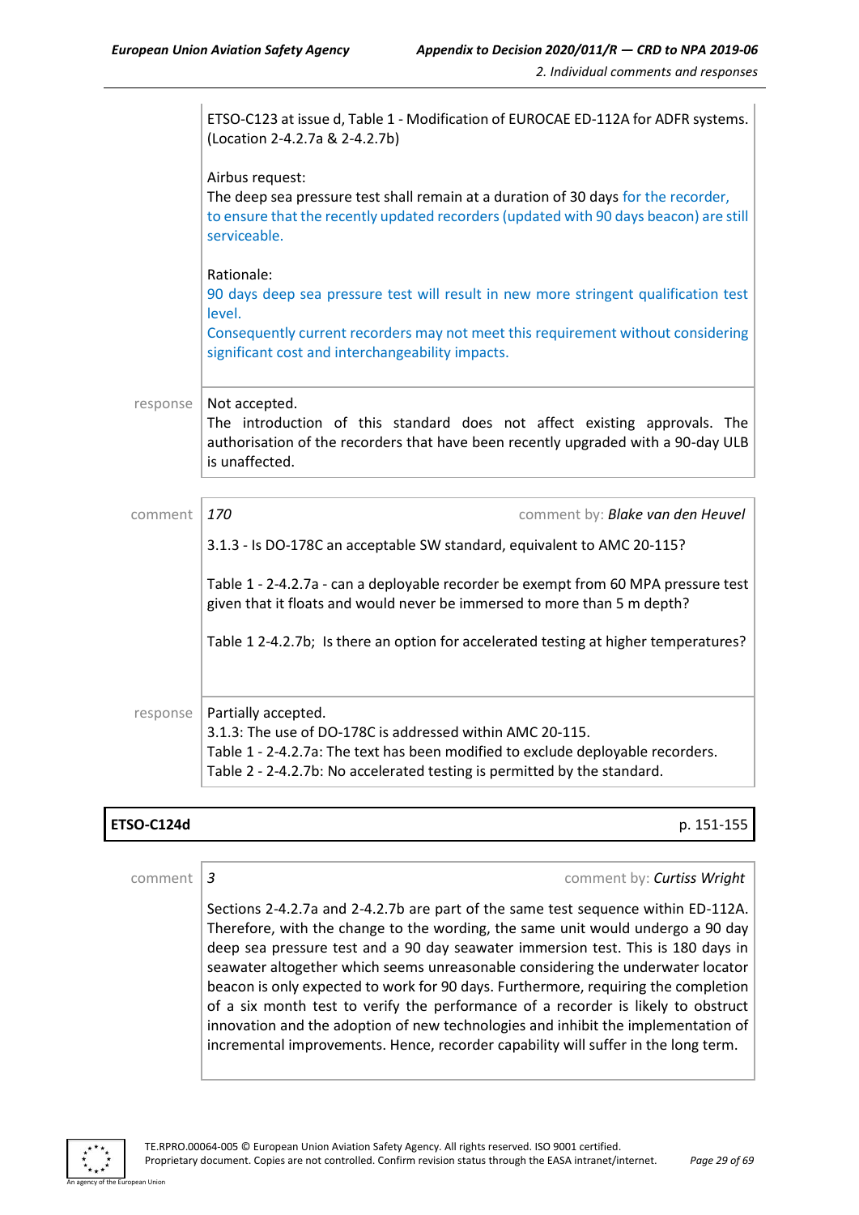ETSO-C123 at issue d, Table 1 - Modification of EUROCAE ED-112A for ADFR systems. (Location 2-4.2.7a & 2-4.2.7b)

Airbus request:
The deep sea pressure test shall remain at a duration of 30 days for the recorder, to ensure that the recently updated recorders (updated with 90 days beacon) are still serviceable.

Rationale:
90 days deep sea pressure test will result in new more stringent qualification test level.
Consequently current recorders may not meet this requirement without considering significant cost and interchangeability impacts.

response Not accepted.
The introduction of this standard does not affect existing approvals. The authorisation of the recorders that have been recently upgraded with a 90-day ULB is unaffected.

comment 170 comment by: *Blake van den Heuvel*

3.1.3 - Is DO-178C an acceptable SW standard, equivalent to AMC 20-115?

Table 1 - 2-4.2.7a - can a deployable recorder be exempt from 60 MPA pressure test given that it floats and would never be immersed to more than 5 m depth?

Table 1 2-4.2.7b; Is there an option for accelerated testing at higher temperatures?

response Partially accepted.
3.1.3: The use of DO-178C is addressed within AMC 20-115.
Table 1 - 2-4.2.7a: The text has been modified to exclude deployable recorders.
Table 2 - 2-4.2.7b: No accelerated testing is permitted by the standard.

| **ETSO-C124d** | p. 151-155 |
|---|---|

comment 3 comment by: *Curtiss Wright*

Sections 2-4.2.7a and 2-4.2.7b are part of the same test sequence within ED-112A. Therefore, with the change to the wording, the same unit would undergo a 90 day deep sea pressure test and a 90 day seawater immersion test. This is 180 days in seawater altogether which seems unreasonable considering the underwater locator beacon is only expected to work for 90 days. Furthermore, requiring the completion of a six month test to verify the performance of a recorder is likely to obstruct innovation and the adoption of new technologies and inhibit the implementation of incremental improvements. Hence, recorder capability will suffer in the long term.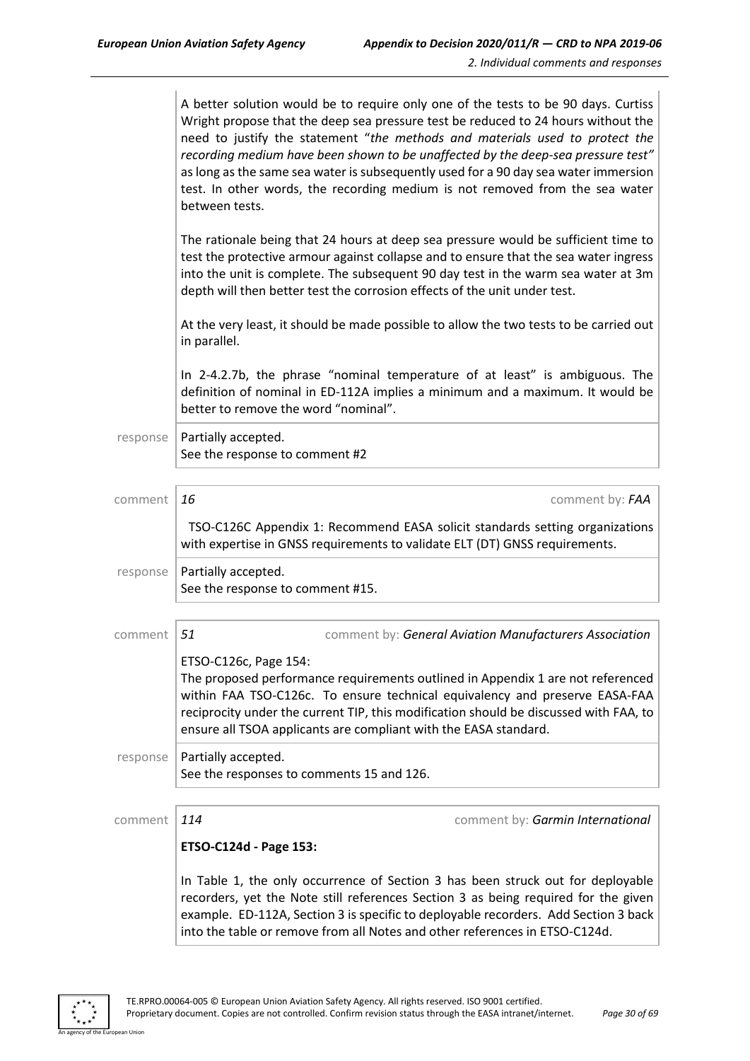A better solution would be to require only one of the tests to be 90 days. Curtiss Wright propose that the deep sea pressure test be reduced to 24 hours without the need to justify the statement "*the methods and materials used to protect the recording medium have been shown to be unaffected by the deep-sea pressure test*" as long as the same sea water is subsequently used for a 90 day sea water immersion test. In other words, the recording medium is not removed from the sea water between tests.

The rationale being that 24 hours at deep sea pressure would be sufficient time to test the protective armour against collapse and to ensure that the sea water ingress into the unit is complete. The subsequent 90 day test in the warm sea water at 3m depth will then better test the corrosion effects of the unit under test.

At the very least, it should be made possible to allow the two tests to be carried out in parallel.

In 2-4.2.7b, the phrase "nominal temperature of at least" is ambiguous. The definition of nominal in ED-112A implies a minimum and a maximum. It would be better to remove the word "nominal".

response | Partially accepted.
See the response to comment #2

comment | *16* | comment by: *FAA*

TSO-C126C Appendix 1: Recommend EASA solicit standards setting organizations with expertise in GNSS requirements to validate ELT (DT) GNSS requirements.

response | Partially accepted.
See the response to comment #15.

comment | *51* | comment by: *General Aviation Manufacturers Association*

ETSO-C126c, Page 154:
The proposed performance requirements outlined in Appendix 1 are not referenced within FAA TSO-C126c. To ensure technical equivalency and preserve EASA-FAA reciprocity under the current TIP, this modification should be discussed with FAA, to ensure all TSOA applicants are compliant with the EASA standard.

response | Partially accepted.
See the responses to comments 15 and 126.

comment | *114* | comment by: *Garmin International*

**ETSO-C124d - Page 153:**

In Table 1, the only occurrence of Section 3 has been struck out for deployable recorders, yet the Note still references Section 3 as being required for the given example. ED-112A, Section 3 is specific to deployable recorders. Add Section 3 back into the table or remove from all Notes and other references in ETSO-C124d.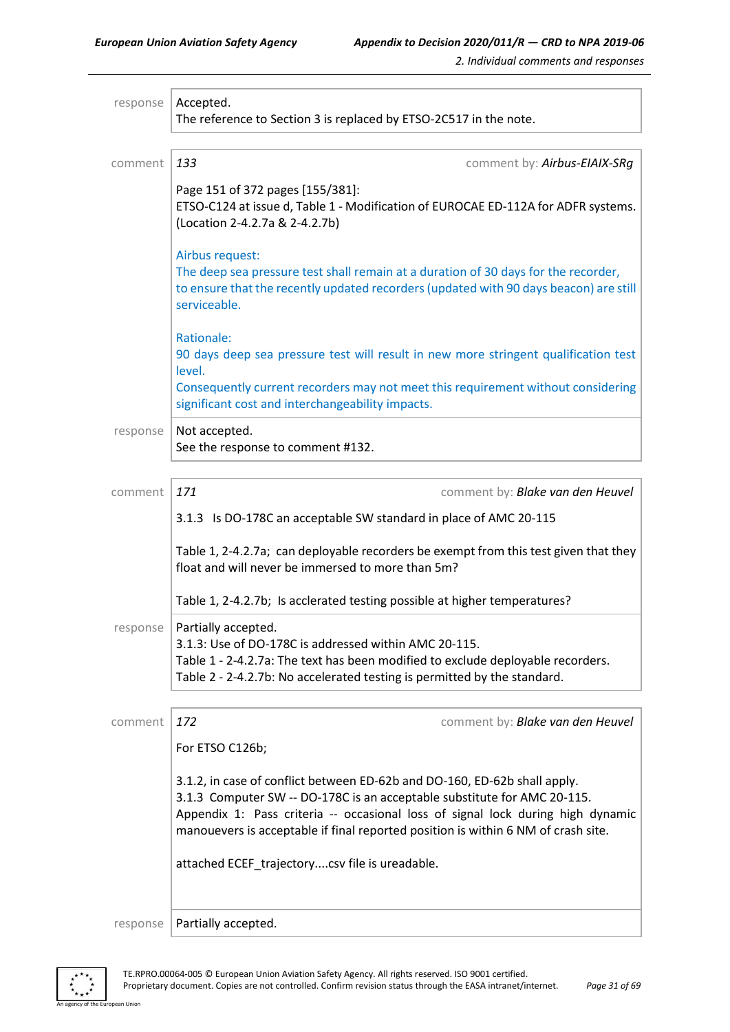response | Accepted.
The reference to Section 3 is replaced by ETSO-2C517 in the note.

comment | *133* — comment by: ***Airbus-EIAIX-SRg***

Page 151 of 372 pages [155/381]:
ETSO-C124 at issue d, Table 1 - Modification of EUROCAE ED-112A for ADFR systems. (Location 2-4.2.7a & 2-4.2.7b)

Airbus request:
The deep sea pressure test shall remain at a duration of 30 days for the recorder, to ensure that the recently updated recorders (updated with 90 days beacon) are still serviceable.

Rationale:
90 days deep sea pressure test will result in new more stringent qualification test level.
Consequently current recorders may not meet this requirement without considering significant cost and interchangeability impacts.

response | Not accepted.
See the response to comment #132.

comment | *171* — comment by: ***Blake van den Heuvel***

3.1.3 Is DO-178C an acceptable SW standard in place of AMC 20-115

Table 1, 2-4.2.7a; can deployable recorders be exempt from this test given that they float and will never be immersed to more than 5m?

Table 1, 2-4.2.7b; Is acclerated testing possible at higher temperatures?

response | Partially accepted.
3.1.3: Use of DO-178C is addressed within AMC 20-115.
Table 1 - 2-4.2.7a: The text has been modified to exclude deployable recorders.
Table 2 - 2-4.2.7b: No accelerated testing is permitted by the standard.

comment | *172* — comment by: ***Blake van den Heuvel***

For ETSO C126b;

3.1.2, in case of conflict between ED-62b and DO-160, ED-62b shall apply.
3.1.3 Computer SW -- DO-178C is an acceptable substitute for AMC 20-115.
Appendix 1: Pass criteria -- occasional loss of signal lock during high dynamic manouevers is acceptable if final reported position is within 6 NM of crash site.

attached ECEF_trajectory....csv file is ureadable.

response | Partially accepted.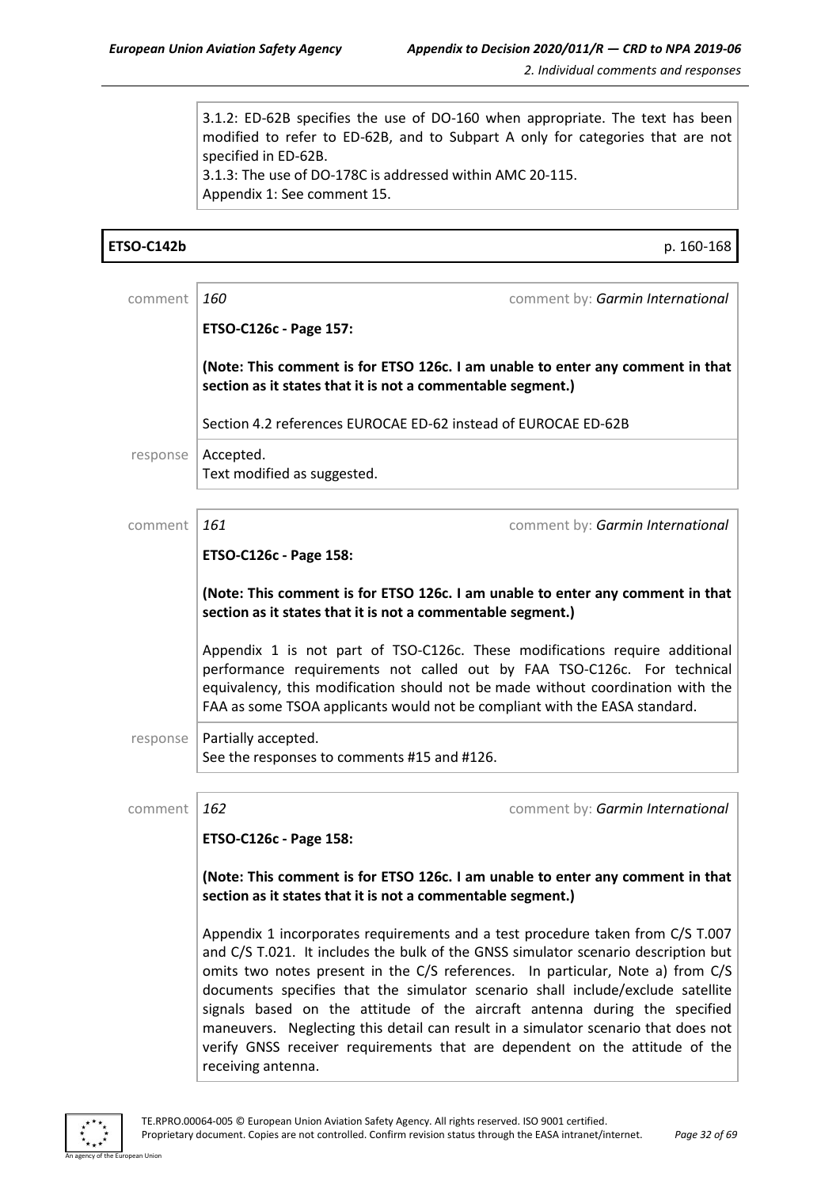3.1.2: ED-62B specifies the use of DO-160 when appropriate. The text has been modified to refer to ED-62B, and to Subpart A only for categories that are not specified in ED-62B.
3.1.3: The use of DO-178C is addressed within AMC 20-115.
Appendix 1: See comment 15.

**ETSO-C142b** p. 160-168

comment | *160* comment by: *Garmin International*

**ETSO-C126c - Page 157:**

**(Note: This comment is for ETSO 126c. I am unable to enter any comment in that section as it states that it is not a commentable segment.)**

Section 4.2 references EUROCAE ED-62 instead of EUROCAE ED-62B

response | Accepted.
Text modified as suggested.

comment | *161* comment by: *Garmin International*

**ETSO-C126c - Page 158:**

**(Note: This comment is for ETSO 126c. I am unable to enter any comment in that section as it states that it is not a commentable segment.)**

Appendix 1 is not part of TSO-C126c. These modifications require additional performance requirements not called out by FAA TSO-C126c. For technical equivalency, this modification should not be made without coordination with the FAA as some TSOA applicants would not be compliant with the EASA standard.

response | Partially accepted.
See the responses to comments #15 and #126.

comment | *162* comment by: *Garmin International*

**ETSO-C126c - Page 158:**

**(Note: This comment is for ETSO 126c. I am unable to enter any comment in that section as it states that it is not a commentable segment.)**

Appendix 1 incorporates requirements and a test procedure taken from C/S T.007 and C/S T.021. It includes the bulk of the GNSS simulator scenario description but omits two notes present in the C/S references. In particular, Note a) from C/S documents specifies that the simulator scenario shall include/exclude satellite signals based on the attitude of the aircraft antenna during the specified maneuvers. Neglecting this detail can result in a simulator scenario that does not verify GNSS receiver requirements that are dependent on the attitude of the receiving antenna.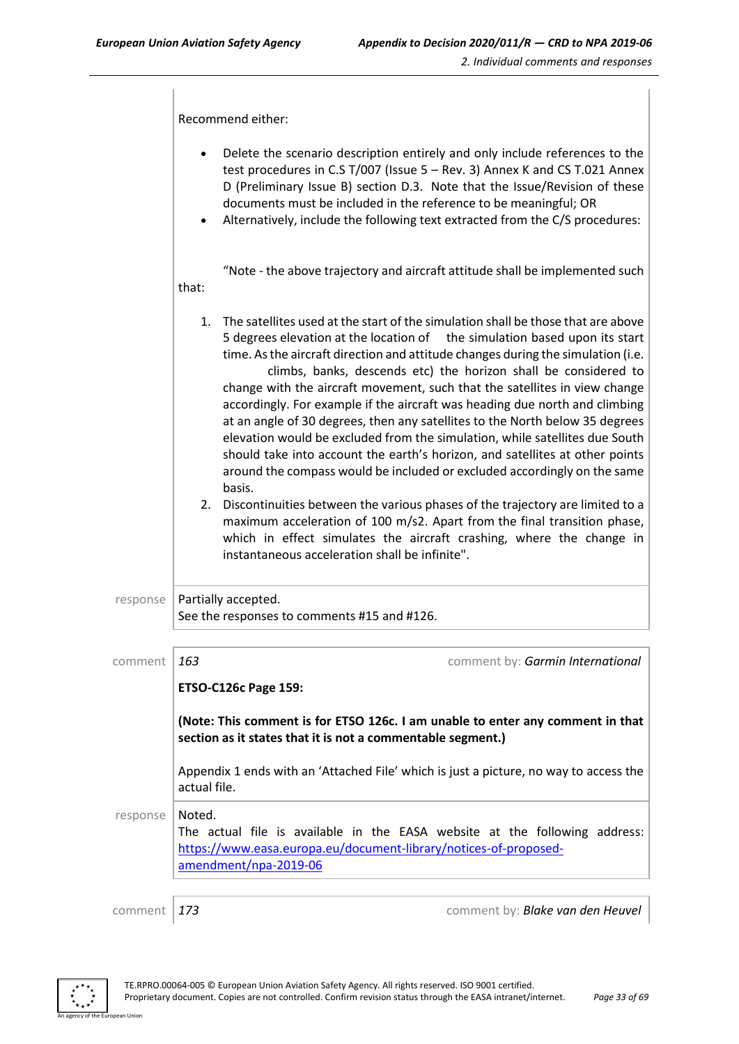Recommend either:

- Delete the scenario description entirely and only include references to the test procedures in C.S T/007 (Issue 5 – Rev. 3) Annex K and CS T.021 Annex D (Preliminary Issue B) section D.3. Note that the Issue/Revision of these documents must be included in the reference to be meaningful; OR
- Alternatively, include the following text extracted from the C/S procedures:

"Note - the above trajectory and aircraft attitude shall be implemented such that:

1. The satellites used at the start of the simulation shall be those that are above 5 degrees elevation at the location of the simulation based upon its start time. As the aircraft direction and attitude changes during the simulation (i.e. climbs, banks, descends etc) the horizon shall be considered to change with the aircraft movement, such that the satellites in view change accordingly. For example if the aircraft was heading due north and climbing at an angle of 30 degrees, then any satellites to the North below 35 degrees elevation would be excluded from the simulation, while satellites due South should take into account the earth's horizon, and satellites at other points around the compass would be included or excluded accordingly on the same basis.
2. Discontinuities between the various phases of the trajectory are limited to a maximum acceleration of 100 m/s2. Apart from the final transition phase, which in effect simulates the aircraft crashing, where the change in instantaneous acceleration shall be infinite".

response | Partially accepted.
See the responses to comments #15 and #126.

comment | *163* | comment by: *Garmin International*

**ETSO-C126c Page 159:**

**(Note: This comment is for ETSO 126c. I am unable to enter any comment in that section as it states that it is not a commentable segment.)**

Appendix 1 ends with an 'Attached File' which is just a picture, no way to access the actual file.

response | Noted.
The actual file is available in the EASA website at the following address: [https://www.easa.europa.eu/document-library/notices-of-proposed-amendment/npa-2019-06](https://www.easa.europa.eu/document-library/notices-of-proposed-amendment/npa-2019-06)

comment | *173* | comment by: *Blake van den Heuvel*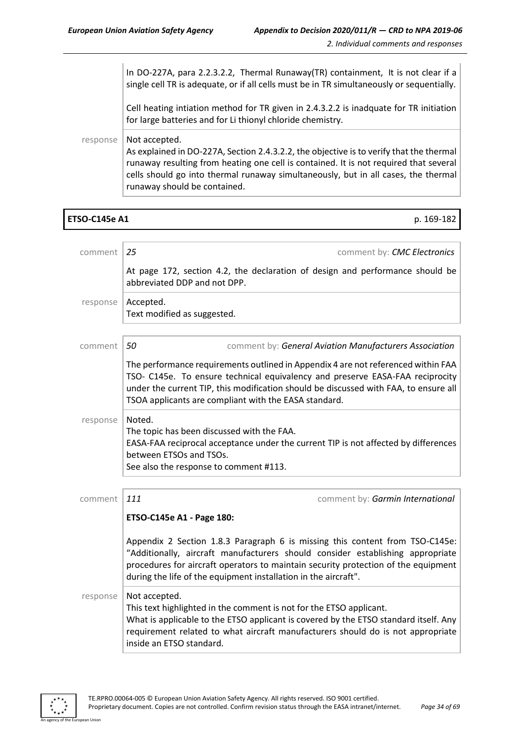In DO-227A, para 2.2.3.2.2, Thermal Runaway(TR) containment, It is not clear if a single cell TR is adequate, or if all cells must be in TR simultaneously or sequentially.

Cell heating intiation method for TR given in 2.4.3.2.2 is inadquate for TR initiation for large batteries and for Li thionyl chloride chemistry.

response | Not accepted.
As explained in DO-227A, Section 2.4.3.2.2, the objective is to verify that the thermal runaway resulting from heating one cell is contained. It is not required that several cells should go into thermal runaway simultaneously, but in all cases, the thermal runaway should be contained.

**ETSO-C145e A1** p. 169-182

comment | *25* comment by: *CMC Electronics*

At page 172, section 4.2, the declaration of design and performance should be abbreviated DDP and not DPP.

response | Accepted.
Text modified as suggested.

comment | *50* comment by: *General Aviation Manufacturers Association*

The performance requirements outlined in Appendix 4 are not referenced within FAA TSO- C145e. To ensure technical equivalency and preserve EASA-FAA reciprocity under the current TIP, this modification should be discussed with FAA, to ensure all TSOA applicants are compliant with the EASA standard.

response | Noted.
The topic has been discussed with the FAA.
EASA-FAA reciprocal acceptance under the current TIP is not affected by differences between ETSOs and TSOs.
See also the response to comment #113.

comment | *111* comment by: *Garmin International*

**ETSO-C145e A1 - Page 180:**

Appendix 2 Section 1.8.3 Paragraph 6 is missing this content from TSO-C145e: "Additionally, aircraft manufacturers should consider establishing appropriate procedures for aircraft operators to maintain security protection of the equipment during the life of the equipment installation in the aircraft".

response | Not accepted.
This text highlighted in the comment is not for the ETSO applicant.
What is applicable to the ETSO applicant is covered by the ETSO standard itself. Any requirement related to what aircraft manufacturers should do is not appropriate inside an ETSO standard.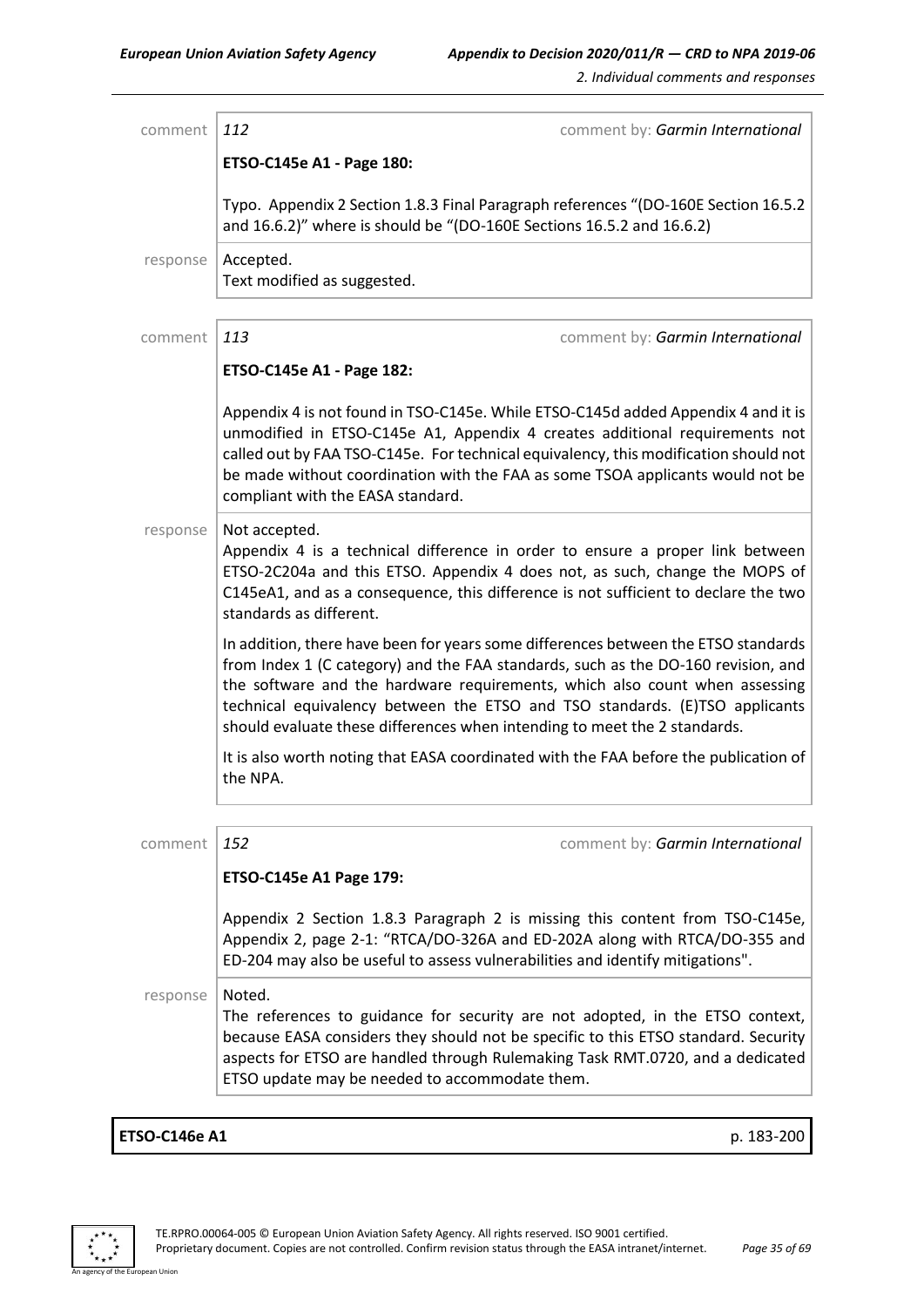comment | *112* | comment by: *Garmin International*

**ETSO-C145e A1 - Page 180:**

Typo. Appendix 2 Section 1.8.3 Final Paragraph references "(DO-160E Section 16.5.2 and 16.6.2)" where is should be "(DO-160E Sections 16.5.2 and 16.6.2)

response | Accepted.
Text modified as suggested.

comment | *113* | comment by: *Garmin International*

**ETSO-C145e A1 - Page 182:**

Appendix 4 is not found in TSO-C145e. While ETSO-C145d added Appendix 4 and it is unmodified in ETSO-C145e A1, Appendix 4 creates additional requirements not called out by FAA TSO-C145e. For technical equivalency, this modification should not be made without coordination with the FAA as some TSOA applicants would not be compliant with the EASA standard.

response | Not accepted.
Appendix 4 is a technical difference in order to ensure a proper link between ETSO-2C204a and this ETSO. Appendix 4 does not, as such, change the MOPS of C145eA1, and as a consequence, this difference is not sufficient to declare the two standards as different.

In addition, there have been for years some differences between the ETSO standards from Index 1 (C category) and the FAA standards, such as the DO-160 revision, and the software and the hardware requirements, which also count when assessing technical equivalency between the ETSO and TSO standards. (E)TSO applicants should evaluate these differences when intending to meet the 2 standards.

It is also worth noting that EASA coordinated with the FAA before the publication of the NPA.

comment | *152* | comment by: *Garmin International*

**ETSO-C145e A1 Page 179:**

Appendix 2 Section 1.8.3 Paragraph 2 is missing this content from TSO-C145e, Appendix 2, page 2-1: "RTCA/DO-326A and ED-202A along with RTCA/DO-355 and ED-204 may also be useful to assess vulnerabilities and identify mitigations".

response | Noted.
The references to guidance for security are not adopted, in the ETSO context, because EASA considers they should not be specific to this ETSO standard. Security aspects for ETSO are handled through Rulemaking Task RMT.0720, and a dedicated ETSO update may be needed to accommodate them.

**ETSO-C146e A1** p. 183-200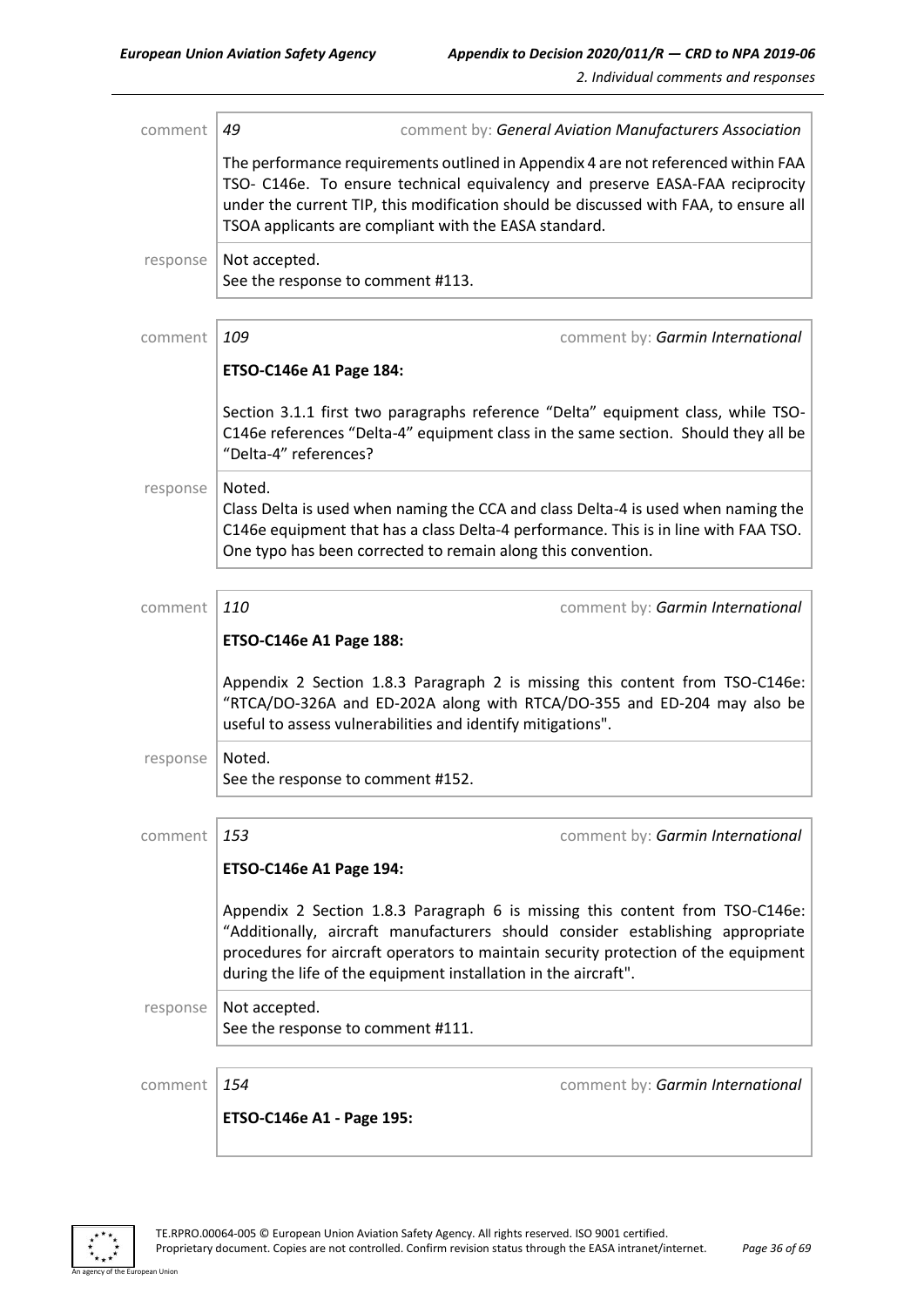comment | *49* — comment by: *General Aviation Manufacturers Association*

The performance requirements outlined in Appendix 4 are not referenced within FAA TSO- C146e. To ensure technical equivalency and preserve EASA-FAA reciprocity under the current TIP, this modification should be discussed with FAA, to ensure all TSOA applicants are compliant with the EASA standard.

response | Not accepted.
See the response to comment #113.

comment | *109* — comment by: *Garmin International*

**ETSO-C146e A1 Page 184:**

Section 3.1.1 first two paragraphs reference "Delta" equipment class, while TSO-C146e references "Delta-4" equipment class in the same section. Should they all be "Delta-4" references?

response | Noted.
Class Delta is used when naming the CCA and class Delta-4 is used when naming the C146e equipment that has a class Delta-4 performance. This is in line with FAA TSO. One typo has been corrected to remain along this convention.

comment | *110* — comment by: *Garmin International*

**ETSO-C146e A1 Page 188:**

Appendix 2 Section 1.8.3 Paragraph 2 is missing this content from TSO-C146e: "RTCA/DO-326A and ED-202A along with RTCA/DO-355 and ED-204 may also be useful to assess vulnerabilities and identify mitigations".

response | Noted.
See the response to comment #152.

comment | *153* — comment by: *Garmin International*

**ETSO-C146e A1 Page 194:**

Appendix 2 Section 1.8.3 Paragraph 6 is missing this content from TSO-C146e: "Additionally, aircraft manufacturers should consider establishing appropriate procedures for aircraft operators to maintain security protection of the equipment during the life of the equipment installation in the aircraft".

response | Not accepted.
See the response to comment #111.

comment | *154* — comment by: *Garmin International*

**ETSO-C146e A1 - Page 195:**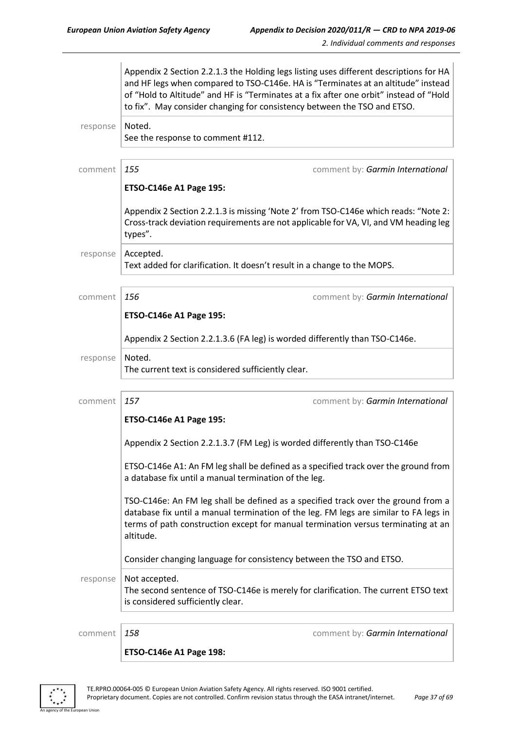Appendix 2 Section 2.2.1.3 the Holding legs listing uses different descriptions for HA and HF legs when compared to TSO-C146e. HA is "Terminates at an altitude" instead of "Hold to Altitude" and HF is "Terminates at a fix after one orbit" instead of "Hold to fix". May consider changing for consistency between the TSO and ETSO.

response | Noted.
See the response to comment #112.

---

comment | *155* — comment by: *Garmin International*

**ETSO-C146e A1 Page 195:**

Appendix 2 Section 2.2.1.3 is missing 'Note 2' from TSO-C146e which reads: "Note 2: Cross-track deviation requirements are not applicable for VA, VI, and VM heading leg types".

response | Accepted.
Text added for clarification. It doesn't result in a change to the MOPS.

---

comment | *156* — comment by: *Garmin International*

**ETSO-C146e A1 Page 195:**

Appendix 2 Section 2.2.1.3.6 (FA leg) is worded differently than TSO-C146e.

response | Noted.
The current text is considered sufficiently clear.

---

comment | *157* — comment by: *Garmin International*

**ETSO-C146e A1 Page 195:**

Appendix 2 Section 2.2.1.3.7 (FM Leg) is worded differently than TSO-C146e

ETSO-C146e A1: An FM leg shall be defined as a specified track over the ground from a database fix until a manual termination of the leg.

TSO-C146e: An FM leg shall be defined as a specified track over the ground from a database fix until a manual termination of the leg. FM legs are similar to FA legs in terms of path construction except for manual termination versus terminating at an altitude.

Consider changing language for consistency between the TSO and ETSO.

response | Not accepted.
The second sentence of TSO-C146e is merely for clarification. The current ETSO text is considered sufficiently clear.

---

comment | *158* — comment by: *Garmin International*

**ETSO-C146e A1 Page 198:**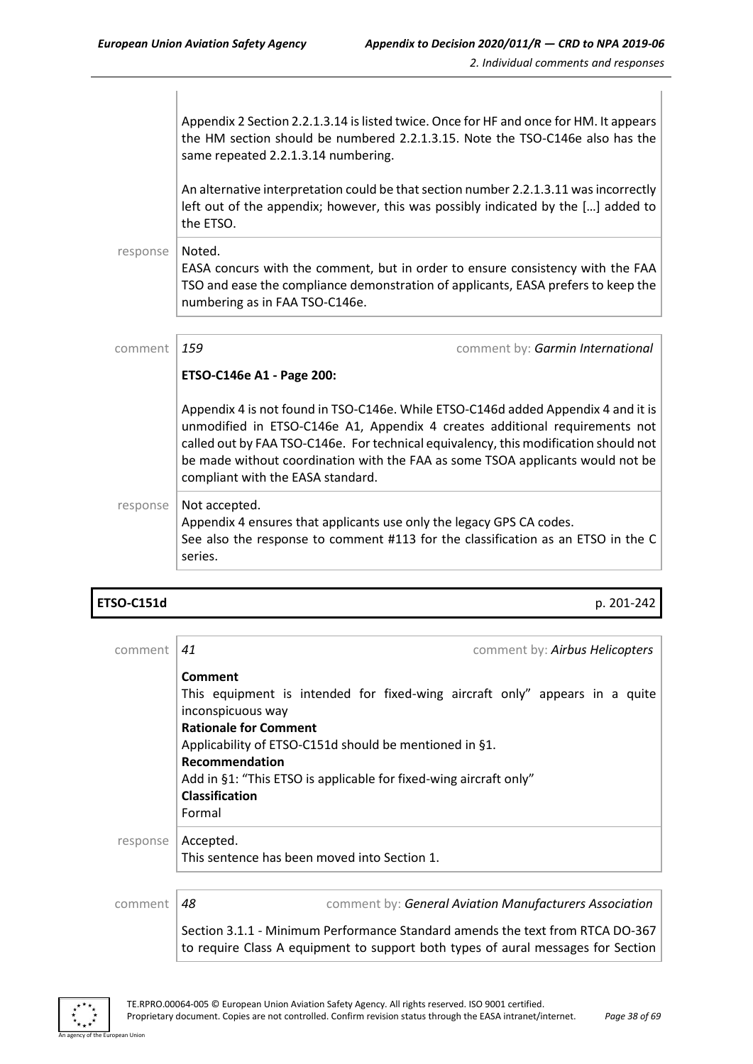Appendix 2 Section 2.2.1.3.14 is listed twice. Once for HF and once for HM. It appears the HM section should be numbered 2.2.1.3.15. Note the TSO-C146e also has the same repeated 2.2.1.3.14 numbering.

An alternative interpretation could be that section number 2.2.1.3.11 was incorrectly left out of the appendix; however, this was possibly indicated by the […] added to the ETSO.

response | Noted.
EASA concurs with the comment, but in order to ensure consistency with the FAA TSO and ease the compliance demonstration of applicants, EASA prefers to keep the numbering as in FAA TSO-C146e.

comment | *159* comment by: *Garmin International*

**ETSO-C146e A1 - Page 200:**

Appendix 4 is not found in TSO-C146e. While ETSO-C146d added Appendix 4 and it is unmodified in ETSO-C146e A1, Appendix 4 creates additional requirements not called out by FAA TSO-C146e. For technical equivalency, this modification should not be made without coordination with the FAA as some TSOA applicants would not be compliant with the EASA standard.

response | Not accepted.
Appendix 4 ensures that applicants use only the legacy GPS CA codes.
See also the response to comment #113 for the classification as an ETSO in the C series.

**ETSO-C151d** p. 201-242

comment | *41* comment by: *Airbus Helicopters*

**Comment**
This equipment is intended for fixed-wing aircraft only" appears in a quite inconspicuous way
**Rationale for Comment**
Applicability of ETSO-C151d should be mentioned in §1.
**Recommendation**
Add in §1: "This ETSO is applicable for fixed-wing aircraft only"
**Classification**
Formal

response | Accepted.
This sentence has been moved into Section 1.

comment | *48* comment by: *General Aviation Manufacturers Association*

Section 3.1.1 - Minimum Performance Standard amends the text from RTCA DO-367 to require Class A equipment to support both types of aural messages for Section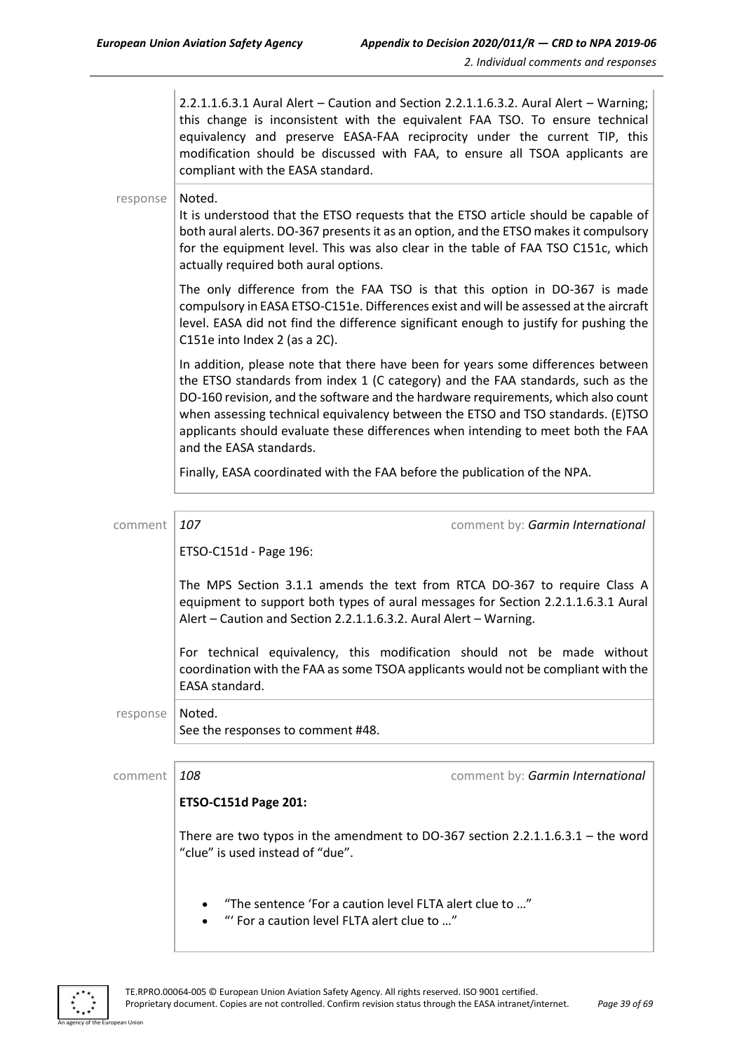2.2.1.1.6.3.1 Aural Alert – Caution and Section 2.2.1.1.6.3.2. Aural Alert – Warning; this change is inconsistent with the equivalent FAA TSO. To ensure technical equivalency and preserve EASA-FAA reciprocity under the current TIP, this modification should be discussed with FAA, to ensure all TSOA applicants are compliant with the EASA standard.

response Noted.

It is understood that the ETSO requests that the ETSO article should be capable of both aural alerts. DO-367 presents it as an option, and the ETSO makes it compulsory for the equipment level. This was also clear in the table of FAA TSO C151c, which actually required both aural options.

The only difference from the FAA TSO is that this option in DO-367 is made compulsory in EASA ETSO-C151e. Differences exist and will be assessed at the aircraft level. EASA did not find the difference significant enough to justify for pushing the C151e into Index 2 (as a 2C).

In addition, please note that there have been for years some differences between the ETSO standards from index 1 (C category) and the FAA standards, such as the DO-160 revision, and the software and the hardware requirements, which also count when assessing technical equivalency between the ETSO and TSO standards. (E)TSO applicants should evaluate these differences when intending to meet both the FAA and the EASA standards.

Finally, EASA coordinated with the FAA before the publication of the NPA.

comment *107* comment by: *Garmin International*

ETSO-C151d - Page 196:

The MPS Section 3.1.1 amends the text from RTCA DO-367 to require Class A equipment to support both types of aural messages for Section 2.2.1.1.6.3.1 Aural Alert – Caution and Section 2.2.1.1.6.3.2. Aural Alert – Warning.

For technical equivalency, this modification should not be made without coordination with the FAA as some TSOA applicants would not be compliant with the EASA standard.

response Noted.

See the responses to comment #48.

comment *108* comment by: *Garmin International*

**ETSO-C151d Page 201:**

There are two typos in the amendment to DO-367 section 2.2.1.1.6.3.1 – the word "clue" is used instead of "due".

- "The sentence 'For a caution level FLTA alert clue to …"
- "' For a caution level FLTA alert clue to …"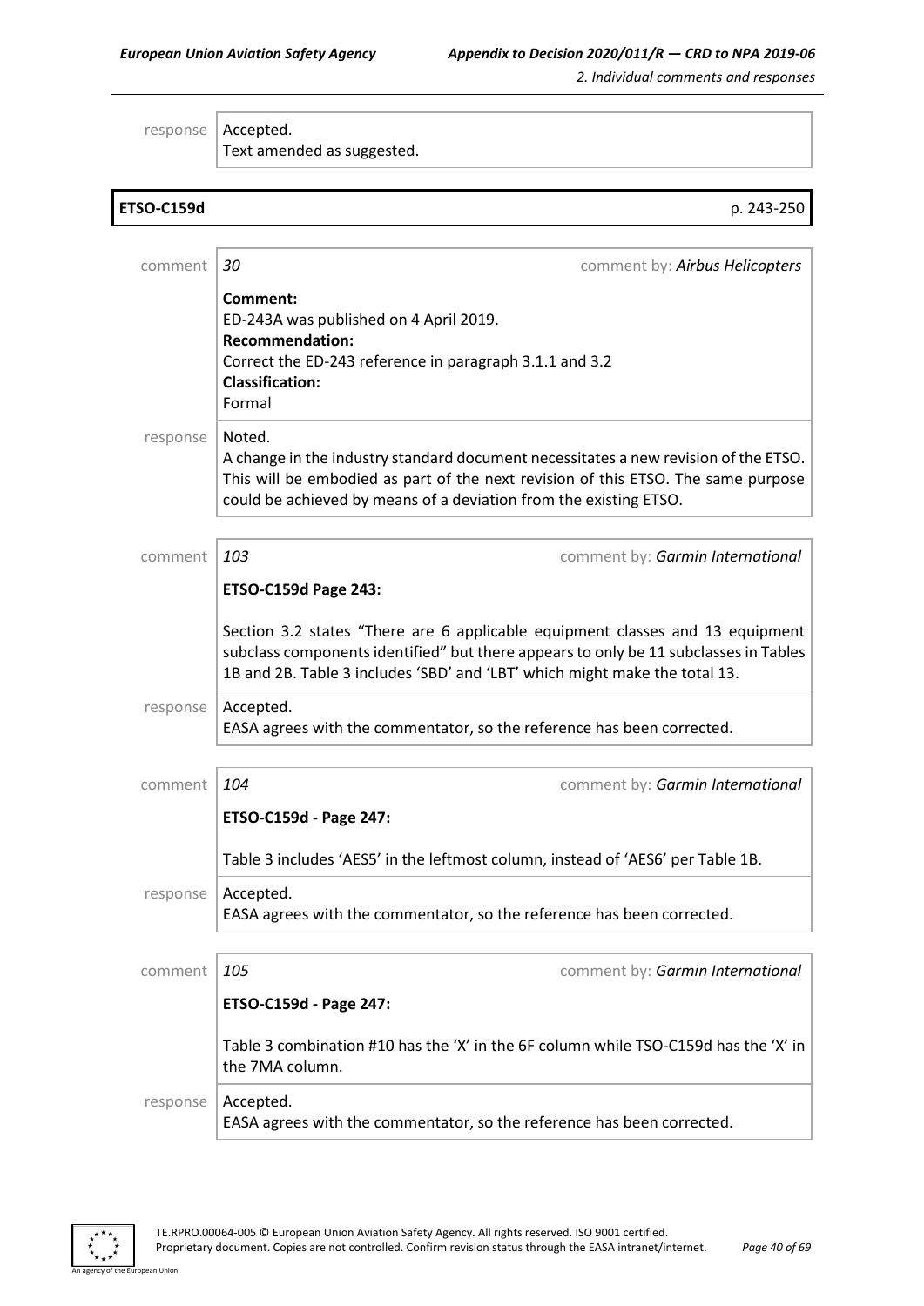response | Accepted.
Text amended as suggested.

## ETSO-C159d — p. 243-250

**comment** 30 — comment by: *Airbus Helicopters*

**Comment:**
ED-243A was published on 4 April 2019.
**Recommendation:**
Correct the ED-243 reference in paragraph 3.1.1 and 3.2
**Classification:**
Formal

**response** Noted.
A change in the industry standard document necessitates a new revision of the ETSO. This will be embodied as part of the next revision of this ETSO. The same purpose could be achieved by means of a deviation from the existing ETSO.

**comment** 103 — comment by: *Garmin International*

**ETSO-C159d Page 243:**

Section 3.2 states "There are 6 applicable equipment classes and 13 equipment subclass components identified" but there appears to only be 11 subclasses in Tables 1B and 2B. Table 3 includes 'SBD' and 'LBT' which might make the total 13.

**response** Accepted.
EASA agrees with the commentator, so the reference has been corrected.

**comment** 104 — comment by: *Garmin International*

**ETSO-C159d - Page 247:**

Table 3 includes 'AES5' in the leftmost column, instead of 'AES6' per Table 1B.

**response** Accepted.
EASA agrees with the commentator, so the reference has been corrected.

**comment** 105 — comment by: *Garmin International*

**ETSO-C159d - Page 247:**

Table 3 combination #10 has the 'X' in the 6F column while TSO-C159d has the 'X' in the 7MA column.

**response** Accepted.
EASA agrees with the commentator, so the reference has been corrected.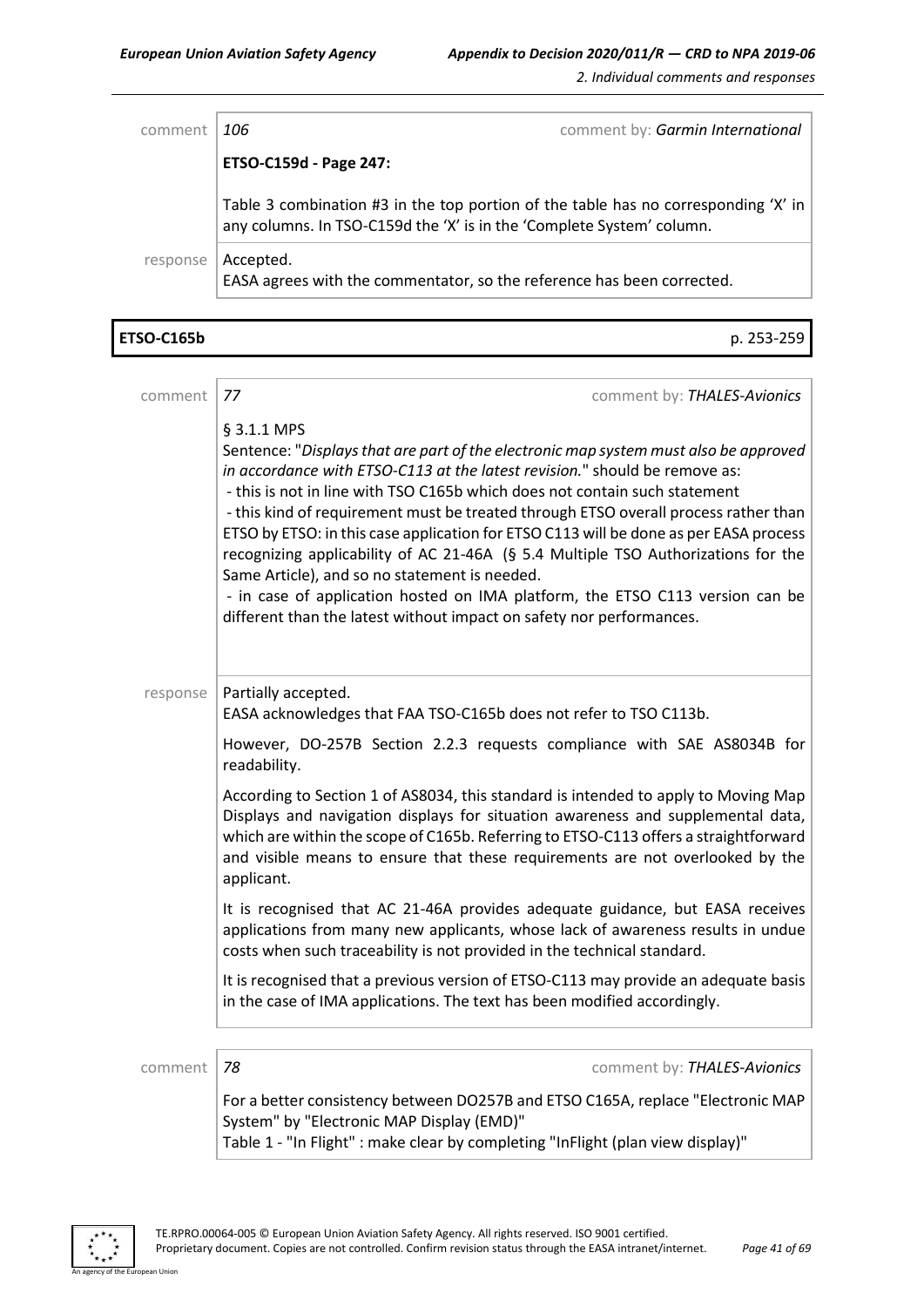comment | *106* | comment by: *Garmin International*

**ETSO-C159d - Page 247:**

Table 3 combination #3 in the top portion of the table has no corresponding 'X' in any columns. In TSO-C159d the 'X' is in the 'Complete System' column.

response | Accepted.
EASA agrees with the commentator, so the reference has been corrected.

**ETSO-C165b** p. 253-259

comment | *77* | comment by: *THALES-Avionics*

§ 3.1.1 MPS
Sentence: "*Displays that are part of the electronic map system must also be approved in accordance with ETSO-C113 at the latest revision.*" should be remove as:
- this is not in line with TSO C165b which does not contain such statement
- this kind of requirement must be treated through ETSO overall process rather than ETSO by ETSO: in this case application for ETSO C113 will be done as per EASA process recognizing applicability of AC 21-46A (§ 5.4 Multiple TSO Authorizations for the Same Article), and so no statement is needed.
- in case of application hosted on IMA platform, the ETSO C113 version can be different than the latest without impact on safety nor performances.

response | Partially accepted.
EASA acknowledges that FAA TSO-C165b does not refer to TSO C113b.

However, DO-257B Section 2.2.3 requests compliance with SAE AS8034B for readability.

According to Section 1 of AS8034, this standard is intended to apply to Moving Map Displays and navigation displays for situation awareness and supplemental data, which are within the scope of C165b. Referring to ETSO-C113 offers a straightforward and visible means to ensure that these requirements are not overlooked by the applicant.

It is recognised that AC 21-46A provides adequate guidance, but EASA receives applications from many new applicants, whose lack of awareness results in undue costs when such traceability is not provided in the technical standard.

It is recognised that a previous version of ETSO-C113 may provide an adequate basis in the case of IMA applications. The text has been modified accordingly.

comment | *78* | comment by: *THALES-Avionics*

For a better consistency between DO257B and ETSO C165A, replace "Electronic MAP System" by "Electronic MAP Display (EMD)"
Table 1 - "In Flight" : make clear by completing "InFlight (plan view display)"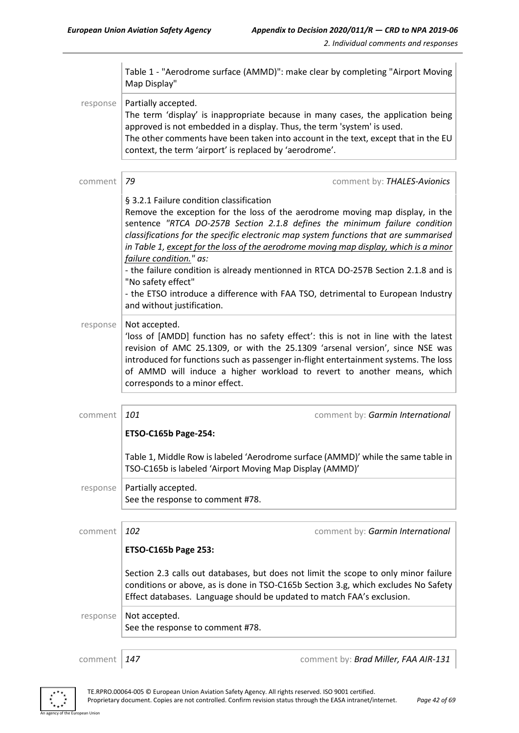Table 1 - "Aerodrome surface (AMMD)": make clear by completing "Airport Moving Map Display"

response | Partially accepted.
The term 'display' is inappropriate because in many cases, the application being approved is not embedded in a display. Thus, the term 'system' is used.
The other comments have been taken into account in the text, except that in the EU context, the term 'airport' is replaced by 'aerodrome'.

comment | *79* | comment by: *THALES-Avionics*

§ 3.2.1 Failure condition classification
Remove the exception for the loss of the aerodrome moving map display, in the sentence *"RTCA DO-257B Section 2.1.8 defines the minimum failure condition classifications for the specific electronic map system functions that are summarised in Table 1, except for the loss of the aerodrome moving map display, which is a minor failure condition." as:*
- the failure condition is already mentionned in RTCA DO-257B Section 2.1.8 and is "No safety effect"
- the ETSO introduce a difference with FAA TSO, detrimental to European Industry and without justification.

response | Not accepted.
'loss of [AMDD] function has no safety effect': this is not in line with the latest revision of AMC 25.1309, or with the 25.1309 'arsenal version', since NSE was introduced for functions such as passenger in-flight entertainment systems. The loss of AMMD will induce a higher workload to revert to another means, which corresponds to a minor effect.

comment | *101* | comment by: *Garmin International*

**ETSO-C165b Page-254:**

Table 1, Middle Row is labeled 'Aerodrome surface (AMMD)' while the same table in TSO-C165b is labeled 'Airport Moving Map Display (AMMD)'

response | Partially accepted.
See the response to comment #78.

comment | *102* | comment by: *Garmin International*

**ETSO-C165b Page 253:**

Section 2.3 calls out databases, but does not limit the scope to only minor failure conditions or above, as is done in TSO-C165b Section 3.g, which excludes No Safety Effect databases. Language should be updated to match FAA's exclusion.

response | Not accepted.
See the response to comment #78.

comment | *147* | comment by: *Brad Miller, FAA AIR-131*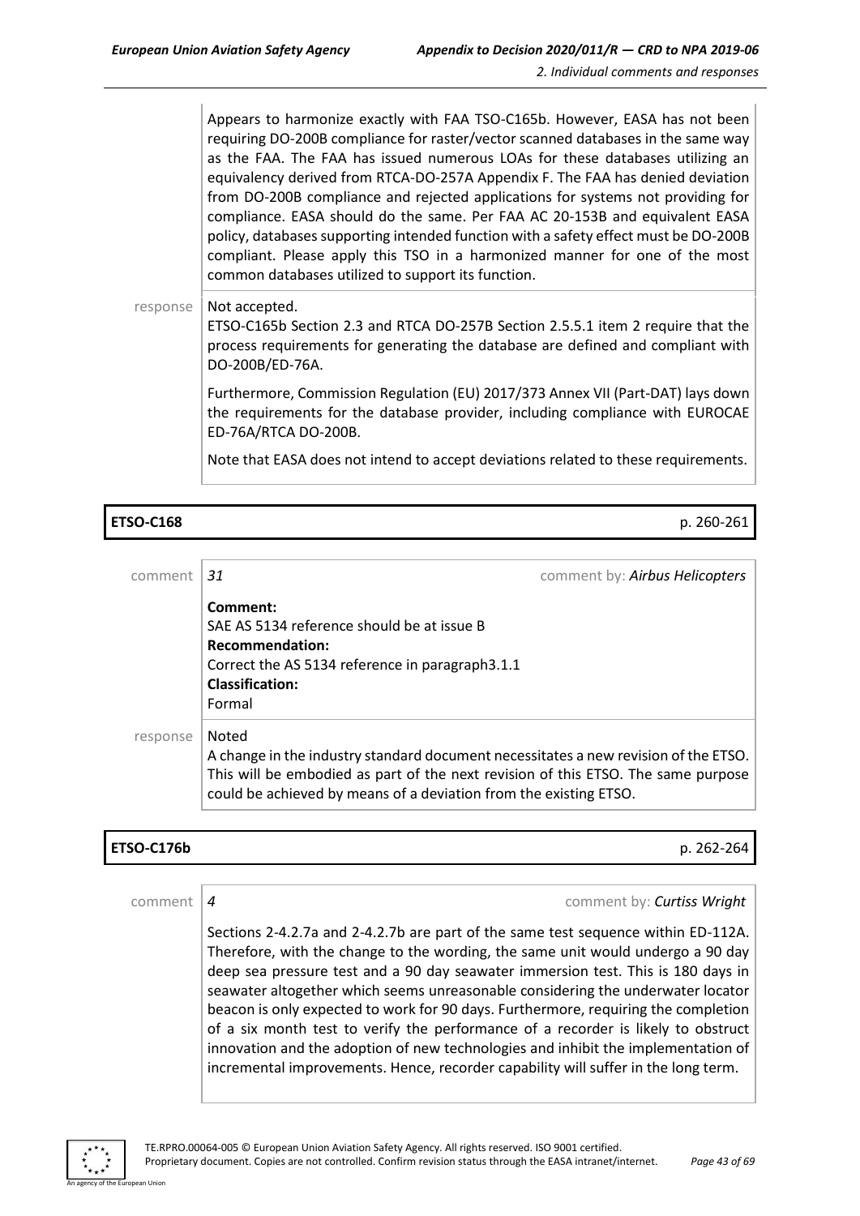Appears to harmonize exactly with FAA TSO-C165b. However, EASA has not been requiring DO-200B compliance for raster/vector scanned databases in the same way as the FAA. The FAA has issued numerous LOAs for these databases utilizing an equivalency derived from RTCA-DO-257A Appendix F. The FAA has denied deviation from DO-200B compliance and rejected applications for systems not providing for compliance. EASA should do the same. Per FAA AC 20-153B and equivalent EASA policy, databases supporting intended function with a safety effect must be DO-200B compliant. Please apply this TSO in a harmonized manner for one of the most common databases utilized to support its function.

response | Not accepted.

ETSO-C165b Section 2.3 and RTCA DO-257B Section 2.5.5.1 item 2 require that the process requirements for generating the database are defined and compliant with DO-200B/ED-76A.

Furthermore, Commission Regulation (EU) 2017/373 Annex VII (Part-DAT) lays down the requirements for the database provider, including compliance with EUROCAE ED-76A/RTCA DO-200B.

Note that EASA does not intend to accept deviations related to these requirements.

## ETSO-C168 — p. 260-261

comment | *31* — comment by: *Airbus Helicopters*

**Comment:**
SAE AS 5134 reference should be at issue B
**Recommendation:**
Correct the AS 5134 reference in paragraph3.1.1
**Classification:**
Formal

response | Noted

A change in the industry standard document necessitates a new revision of the ETSO. This will be embodied as part of the next revision of this ETSO. The same purpose could be achieved by means of a deviation from the existing ETSO.

## ETSO-C176b — p. 262-264

comment | *4* — comment by: *Curtiss Wright*

Sections 2-4.2.7a and 2-4.2.7b are part of the same test sequence within ED-112A. Therefore, with the change to the wording, the same unit would undergo a 90 day deep sea pressure test and a 90 day seawater immersion test. This is 180 days in seawater altogether which seems unreasonable considering the underwater locator beacon is only expected to work for 90 days. Furthermore, requiring the completion of a six month test to verify the performance of a recorder is likely to obstruct innovation and the adoption of new technologies and inhibit the implementation of incremental improvements. Hence, recorder capability will suffer in the long term.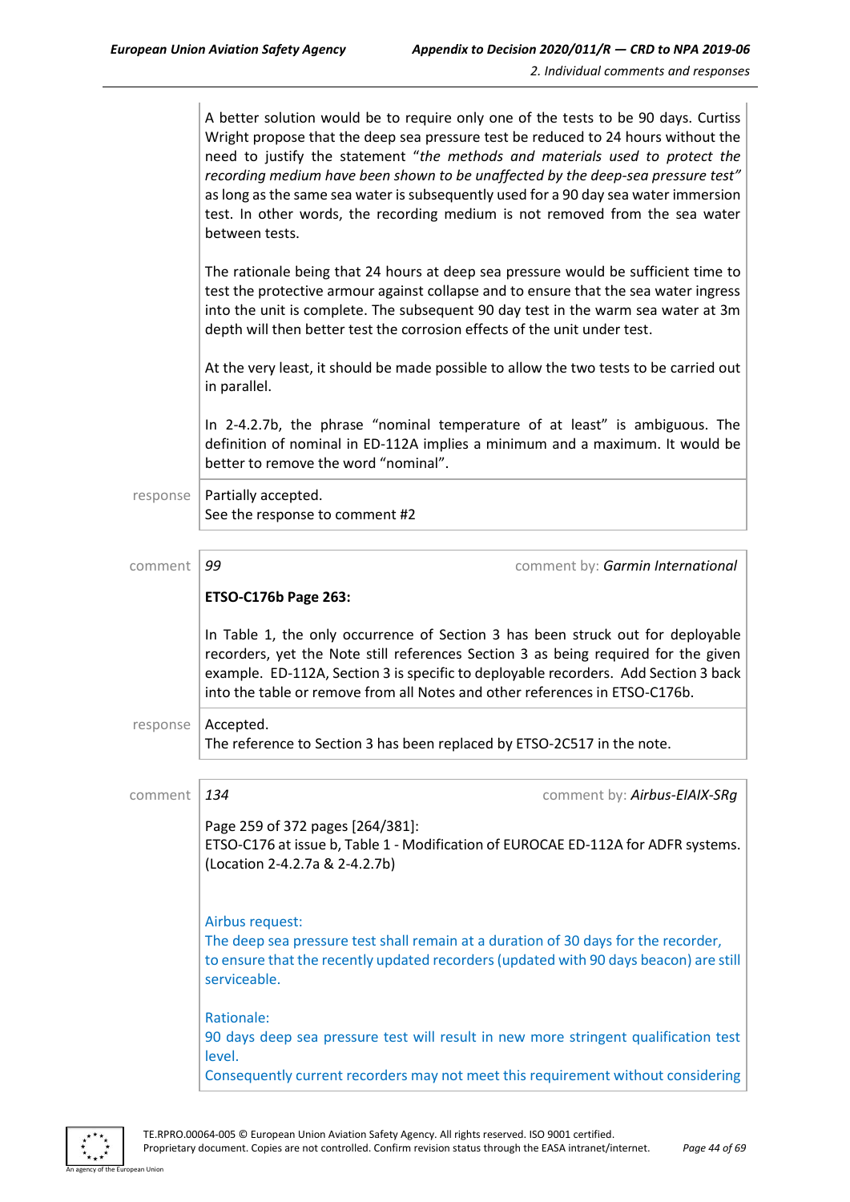A better solution would be to require only one of the tests to be 90 days. Curtiss Wright propose that the deep sea pressure test be reduced to 24 hours without the need to justify the statement "*the methods and materials used to protect the recording medium have been shown to be unaffected by the deep-sea pressure test*" as long as the same sea water is subsequently used for a 90 day sea water immersion test. In other words, the recording medium is not removed from the sea water between tests.

The rationale being that 24 hours at deep sea pressure would be sufficient time to test the protective armour against collapse and to ensure that the sea water ingress into the unit is complete. The subsequent 90 day test in the warm sea water at 3m depth will then better test the corrosion effects of the unit under test.

At the very least, it should be made possible to allow the two tests to be carried out in parallel.

In 2-4.2.7b, the phrase "nominal temperature of at least" is ambiguous. The definition of nominal in ED-112A implies a minimum and a maximum. It would be better to remove the word "nominal".

response | Partially accepted.
See the response to comment #2

comment | 99 — comment by: *Garmin International*

**ETSO-C176b Page 263:**

In Table 1, the only occurrence of Section 3 has been struck out for deployable recorders, yet the Note still references Section 3 as being required for the given example. ED-112A, Section 3 is specific to deployable recorders. Add Section 3 back into the table or remove from all Notes and other references in ETSO-C176b.

response | Accepted.
The reference to Section 3 has been replaced by ETSO-2C517 in the note.

comment | 134 — comment by: *Airbus-EIAIX-SRg*

Page 259 of 372 pages [264/381]:
ETSO-C176 at issue b, Table 1 - Modification of EUROCAE ED-112A for ADFR systems. (Location 2-4.2.7a & 2-4.2.7b)

Airbus request:
The deep sea pressure test shall remain at a duration of 30 days for the recorder, to ensure that the recently updated recorders (updated with 90 days beacon) are still serviceable.

Rationale:
90 days deep sea pressure test will result in new more stringent qualification test level.
Consequently current recorders may not meet this requirement without considering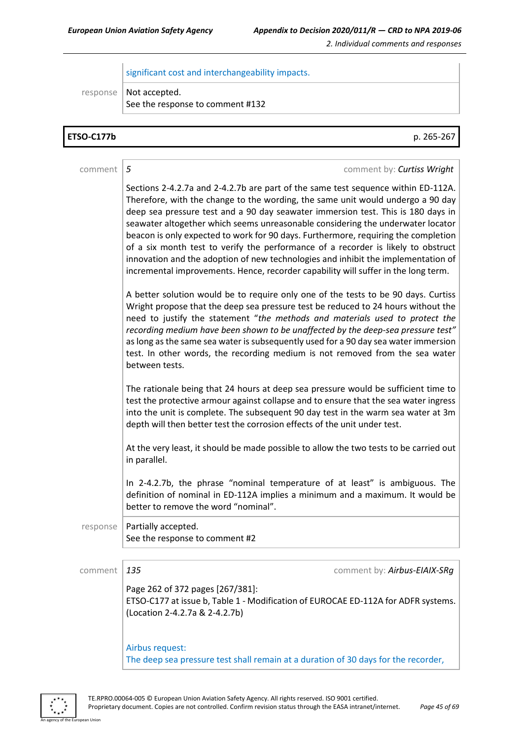significant cost and interchangeability impacts.

response | Not accepted.
See the response to comment #132

| **ETSO-C177b** | p. 265-267 |
|---|---|

comment | *5* — comment by: *Curtiss Wright*

Sections 2-4.2.7a and 2-4.2.7b are part of the same test sequence within ED-112A. Therefore, with the change to the wording, the same unit would undergo a 90 day deep sea pressure test and a 90 day seawater immersion test. This is 180 days in seawater altogether which seems unreasonable considering the underwater locator beacon is only expected to work for 90 days. Furthermore, requiring the completion of a six month test to verify the performance of a recorder is likely to obstruct innovation and the adoption of new technologies and inhibit the implementation of incremental improvements. Hence, recorder capability will suffer in the long term.

A better solution would be to require only one of the tests to be 90 days. Curtiss Wright propose that the deep sea pressure test be reduced to 24 hours without the need to justify the statement "*the methods and materials used to protect the recording medium have been shown to be unaffected by the deep-sea pressure test*" as long as the same sea water is subsequently used for a 90 day sea water immersion test. In other words, the recording medium is not removed from the sea water between tests.

The rationale being that 24 hours at deep sea pressure would be sufficient time to test the protective armour against collapse and to ensure that the sea water ingress into the unit is complete. The subsequent 90 day test in the warm sea water at 3m depth will then better test the corrosion effects of the unit under test.

At the very least, it should be made possible to allow the two tests to be carried out in parallel.

In 2-4.2.7b, the phrase "nominal temperature of at least" is ambiguous. The definition of nominal in ED-112A implies a minimum and a maximum. It would be better to remove the word "nominal".

response | Partially accepted.
See the response to comment #2

comment | *135* — comment by: *Airbus-EIAIX-SRg*

Page 262 of 372 pages [267/381]:
ETSO-C177 at issue b, Table 1 - Modification of EUROCAE ED-112A for ADFR systems. (Location 2-4.2.7a & 2-4.2.7b)

Airbus request:
The deep sea pressure test shall remain at a duration of 30 days for the recorder,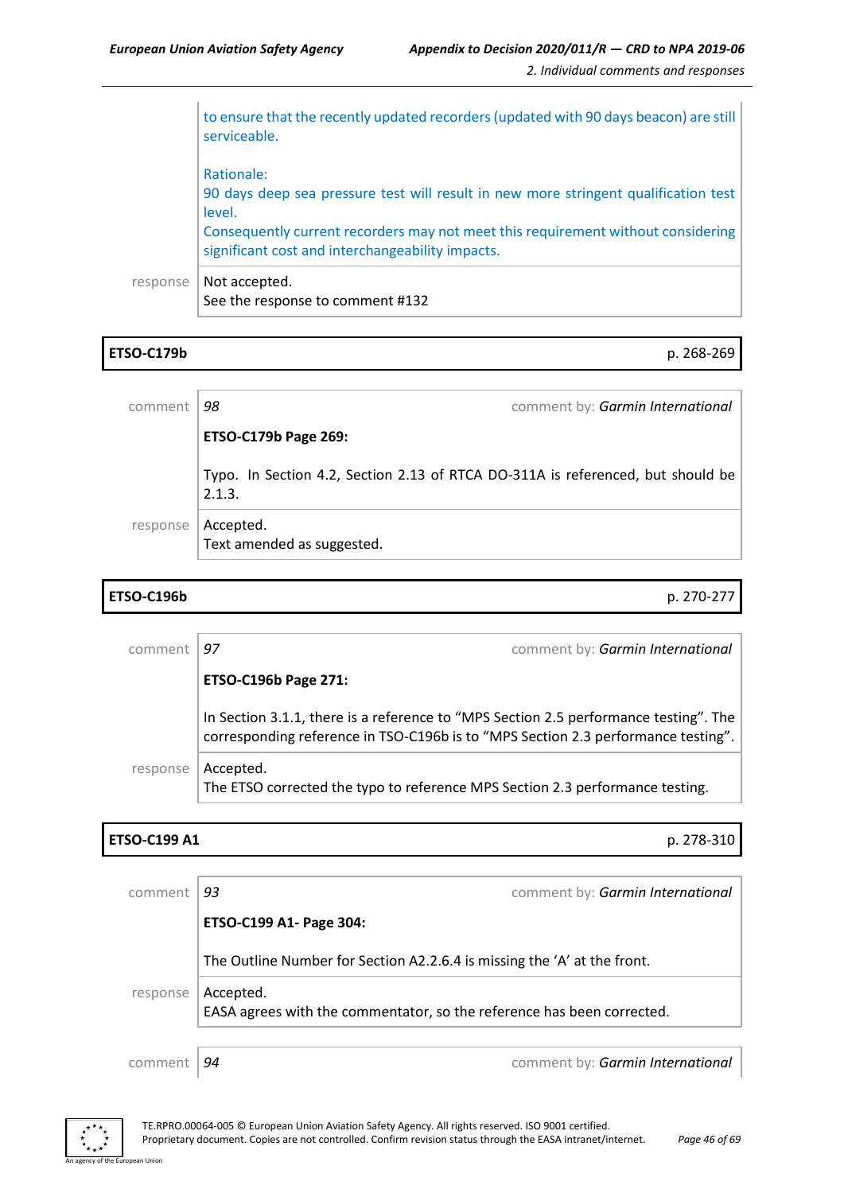to ensure that the recently updated recorders (updated with 90 days beacon) are still serviceable.

Rationale:
90 days deep sea pressure test will result in new more stringent qualification test level.
Consequently current recorders may not meet this requirement without considering significant cost and interchangeability impacts.

response — Not accepted.
See the response to comment #132

## ETSO-C179b — p. 268-269

comment 98 — comment by: *Garmin International*

**ETSO-C179b Page 269:**

Typo. In Section 4.2, Section 2.13 of RTCA DO-311A is referenced, but should be 2.1.3.

response — Accepted.
Text amended as suggested.

## ETSO-C196b — p. 270-277

comment 97 — comment by: *Garmin International*

**ETSO-C196b Page 271:**

In Section 3.1.1, there is a reference to “MPS Section 2.5 performance testing”. The corresponding reference in TSO-C196b is to “MPS Section 2.3 performance testing”.

response — Accepted.
The ETSO corrected the typo to reference MPS Section 2.3 performance testing.

## ETSO-C199 A1 — p. 278-310

comment 93 — comment by: *Garmin International*

**ETSO-C199 A1- Page 304:**

The Outline Number for Section A2.2.6.4 is missing the ‘A’ at the front.

response — Accepted.
EASA agrees with the commentator, so the reference has been corrected.

comment 94 — comment by: *Garmin International*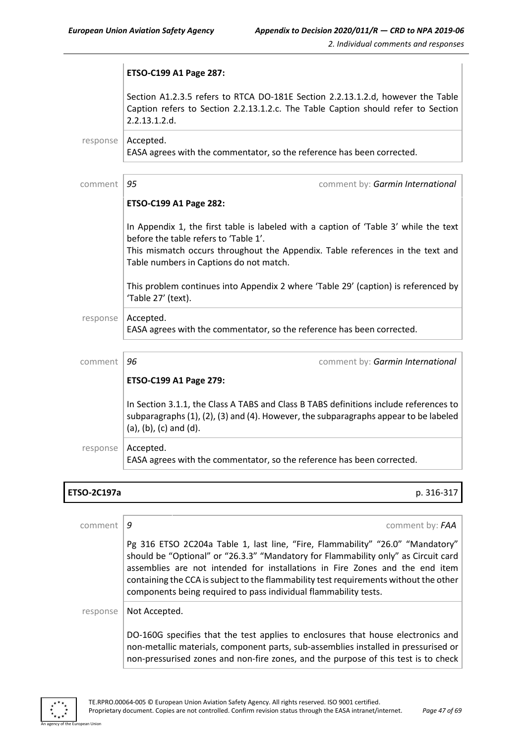**ETSO-C199 A1 Page 287:**

Section A1.2.3.5 refers to RTCA DO-181E Section 2.2.13.1.2.d, however the Table Caption refers to Section 2.2.13.1.2.c. The Table Caption should refer to Section 2.2.13.1.2.d.

response Accepted.
EASA agrees with the commentator, so the reference has been corrected.

comment *95* comment by: *Garmin International*

**ETSO-C199 A1 Page 282:**

In Appendix 1, the first table is labeled with a caption of 'Table 3' while the text before the table refers to 'Table 1'.
This mismatch occurs throughout the Appendix. Table references in the text and Table numbers in Captions do not match.

This problem continues into Appendix 2 where 'Table 29' (caption) is referenced by 'Table 27' (text).

response Accepted.
EASA agrees with the commentator, so the reference has been corrected.

comment *96* comment by: *Garmin International*

**ETSO-C199 A1 Page 279:**

In Section 3.1.1, the Class A TABS and Class B TABS definitions include references to subparagraphs (1), (2), (3) and (4). However, the subparagraphs appear to be labeled (a), (b), (c) and (d).

response Accepted.
EASA agrees with the commentator, so the reference has been corrected.

**ETSO-2C197a** p. 316-317

comment *9* comment by: *FAA*

Pg 316 ETSO 2C204a Table 1, last line, "Fire, Flammability" "26.0" "Mandatory" should be "Optional" or "26.3.3" "Mandatory for Flammability only" as Circuit card assemblies are not intended for installations in Fire Zones and the end item containing the CCA is subject to the flammability test requirements without the other components being required to pass individual flammability tests.

response Not Accepted.

DO-160G specifies that the test applies to enclosures that house electronics and non-metallic materials, component parts, sub-assemblies installed in pressurised or non-pressurised zones and non-fire zones, and the purpose of this test is to check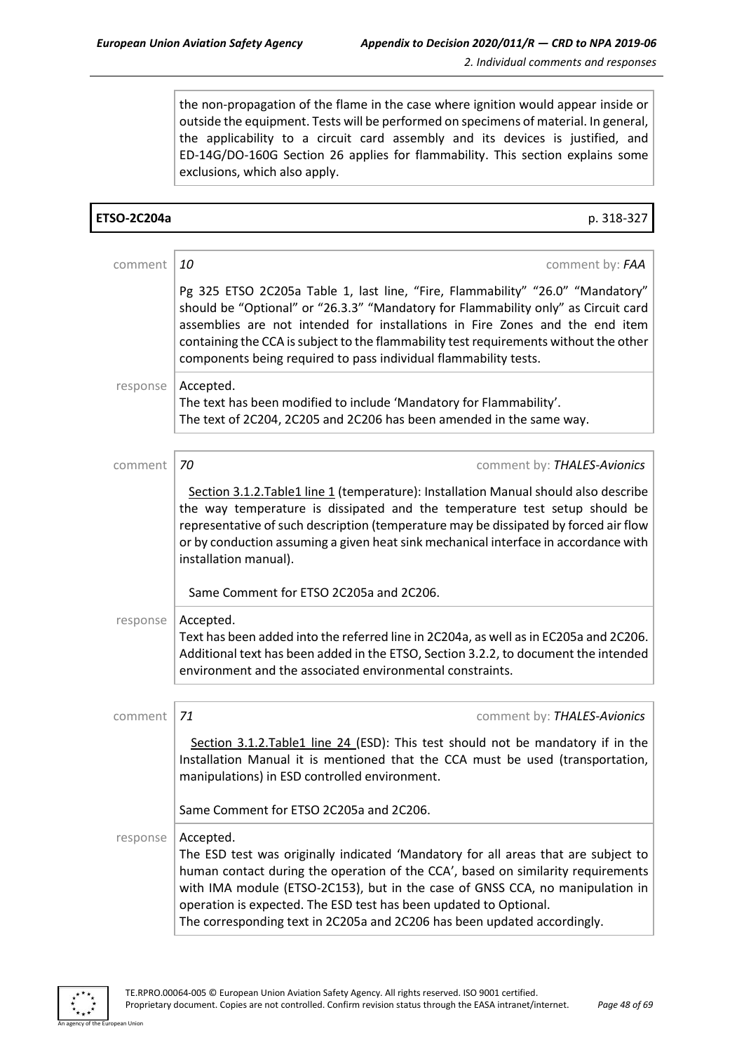the non-propagation of the flame in the case where ignition would appear inside or outside the equipment. Tests will be performed on specimens of material. In general, the applicability to a circuit card assembly and its devices is justified, and ED-14G/DO-160G Section 26 applies for flammability. This section explains some exclusions, which also apply.

**ETSO-2C204a** p. 318-327

comment *10* comment by: *FAA*

Pg 325 ETSO 2C205a Table 1, last line, "Fire, Flammability" "26.0" "Mandatory" should be "Optional" or "26.3.3" "Mandatory for Flammability only" as Circuit card assemblies are not intended for installations in Fire Zones and the end item containing the CCA is subject to the flammability test requirements without the other components being required to pass individual flammability tests.

response Accepted.
The text has been modified to include 'Mandatory for Flammability'.
The text of 2C204, 2C205 and 2C206 has been amended in the same way.

comment *70* comment by: *THALES-Avionics*

Section 3.1.2.Table1 line 1 (temperature): Installation Manual should also describe the way temperature is dissipated and the temperature test setup should be representative of such description (temperature may be dissipated by forced air flow or by conduction assuming a given heat sink mechanical interface in accordance with installation manual).

Same Comment for ETSO 2C205a and 2C206.

response Accepted.
Text has been added into the referred line in 2C204a, as well as in EC205a and 2C206. Additional text has been added in the ETSO, Section 3.2.2, to document the intended environment and the associated environmental constraints.

comment *71* comment by: *THALES-Avionics*

Section 3.1.2.Table1 line 24 (ESD): This test should not be mandatory if in the Installation Manual it is mentioned that the CCA must be used (transportation, manipulations) in ESD controlled environment.

Same Comment for ETSO 2C205a and 2C206.

response Accepted.
The ESD test was originally indicated 'Mandatory for all areas that are subject to human contact during the operation of the CCA', based on similarity requirements with IMA module (ETSO-2C153), but in the case of GNSS CCA, no manipulation in operation is expected. The ESD test has been updated to Optional.
The corresponding text in 2C205a and 2C206 has been updated accordingly.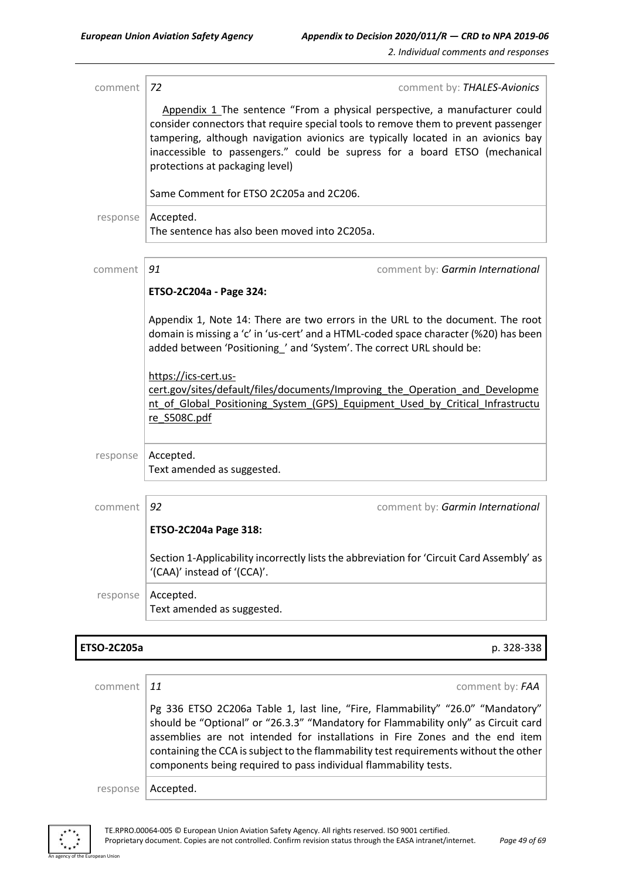| comment | 72 | comment by: *THALES-Avionics* |
|---|---|---|
| | Appendix 1 The sentence "From a physical perspective, a manufacturer could consider connectors that require special tools to remove them to prevent passenger tampering, although navigation avionics are typically located in an avionics bay inaccessible to passengers." could be supress for a board ETSO (mechanical protections at packaging level)<br><br>Same Comment for ETSO 2C205a and 2C206. | |
| response | Accepted.<br>The sentence has also been moved into 2C205a. | |

| comment | 91 | comment by: *Garmin International* |
|---|---|---|
| | **ETSO-2C204a - Page 324:**<br><br>Appendix 1, Note 14: There are two errors in the URL to the document. The root domain is missing a 'c' in 'us-cert' and a HTML-coded space character (%20) has been added between 'Positioning_' and 'System'. The correct URL should be:<br><br>https://ics-cert.us-cert.gov/sites/default/files/documents/Improving_the_Operation_and_Development_of_Global_Positioning_System_(GPS)_Equipment_Used_by_Critical_Infrastructure_S508C.pdf | |
| response | Accepted.<br>Text amended as suggested. | |

| comment | 92 | comment by: *Garmin International* |
|---|---|---|
| | **ETSO-2C204a Page 318:**<br><br>Section 1-Applicability incorrectly lists the abbreviation for 'Circuit Card Assembly' as '(CAA)' instead of '(CCA)'. | |
| response | Accepted.<br>Text amended as suggested. | |

**ETSO-2C205a** p. 328-338

| comment | 11 | comment by: *FAA* |
|---|---|---|
| | Pg 336 ETSO 2C206a Table 1, last line, "Fire, Flammability" "26.0" "Mandatory" should be "Optional" or "26.3.3" "Mandatory for Flammability only" as Circuit card assemblies are not intended for installations in Fire Zones and the end item containing the CCA is subject to the flammability test requirements without the other components being required to pass individual flammability tests. | |
| response | Accepted. | |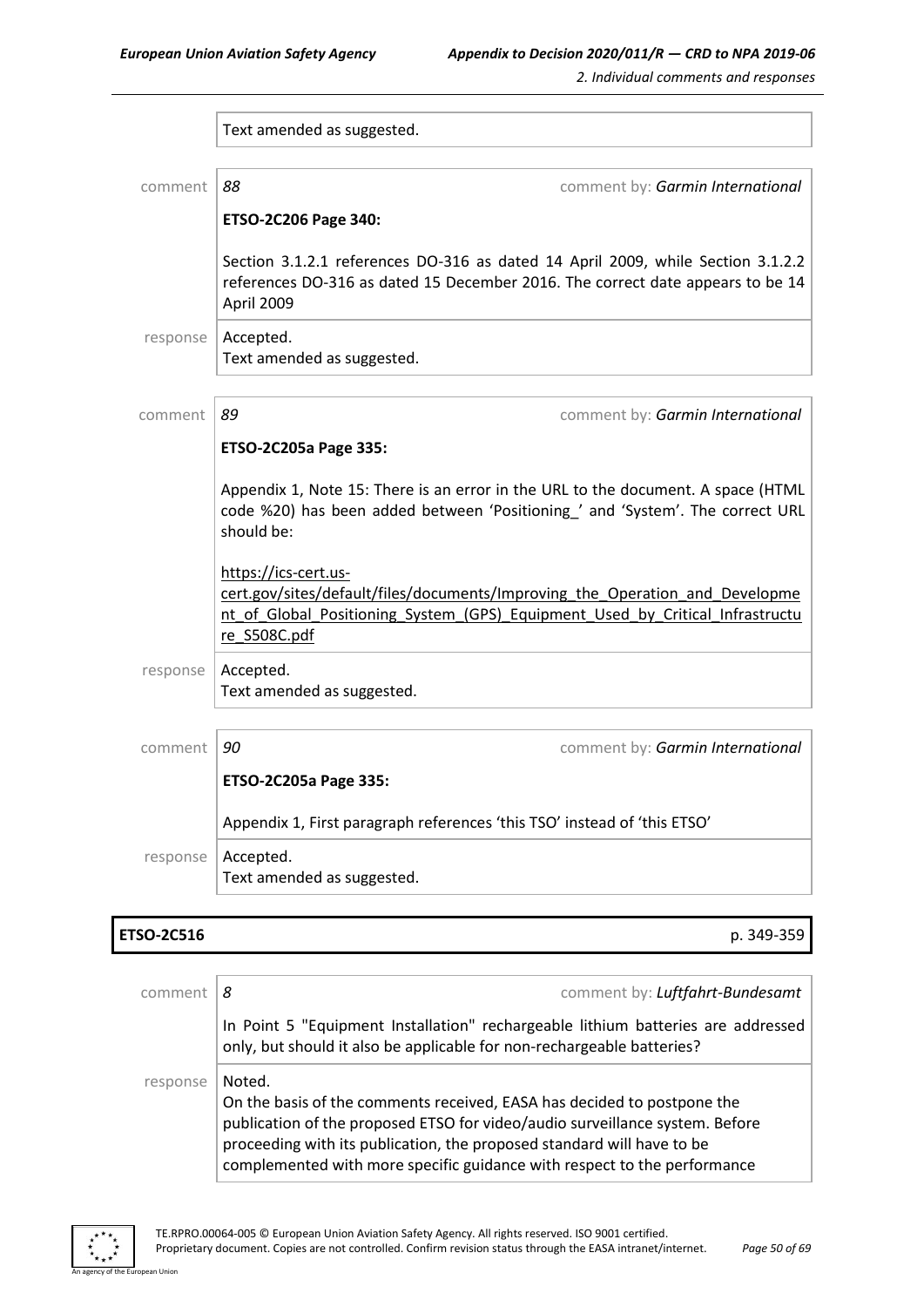Text amended as suggested.

comment *88* comment by: *Garmin International*

**ETSO-2C206 Page 340:**

Section 3.1.2.1 references DO-316 as dated 14 April 2009, while Section 3.1.2.2 references DO-316 as dated 15 December 2016. The correct date appears to be 14 April 2009

response Accepted.
Text amended as suggested.

comment *89* comment by: *Garmin International*

**ETSO-2C205a Page 335:**

Appendix 1, Note 15: There is an error in the URL to the document. A space (HTML code %20) has been added between 'Positioning_' and 'System'. The correct URL should be:

https://ics-cert.us-cert.gov/sites/default/files/documents/Improving_the_Operation_and_Development_of_Global_Positioning_System_(GPS)_Equipment_Used_by_Critical_Infrastructure_S508C.pdf

response Accepted.
Text amended as suggested.

comment *90* comment by: *Garmin International*

**ETSO-2C205a Page 335:**

Appendix 1, First paragraph references 'this TSO' instead of 'this ETSO'

response Accepted.
Text amended as suggested.

**ETSO-2C516** p. 349-359

comment *8* comment by: *Luftfahrt-Bundesamt*

In Point 5 "Equipment Installation" rechargeable lithium batteries are addressed only, but should it also be applicable for non-rechargeable batteries?

response Noted.
On the basis of the comments received, EASA has decided to postpone the publication of the proposed ETSO for video/audio surveillance system. Before proceeding with its publication, the proposed standard will have to be complemented with more specific guidance with respect to the performance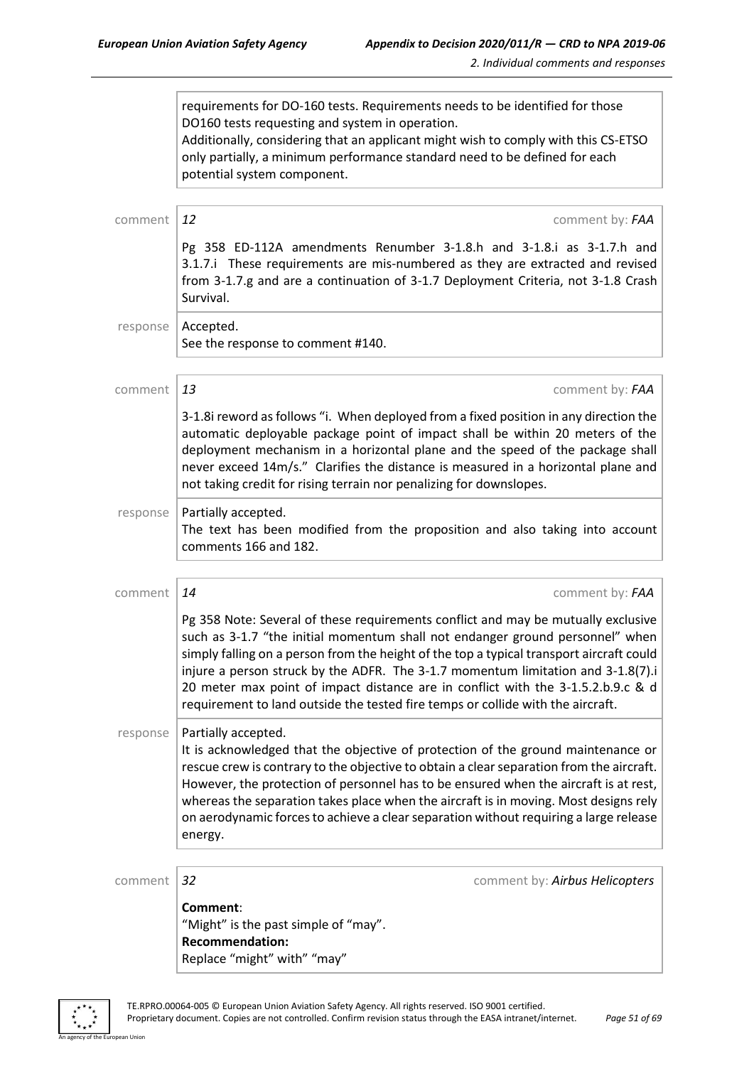requirements for DO-160 tests. Requirements needs to be identified for those DO160 tests requesting and system in operation.
Additionally, considering that an applicant might wish to comply with this CS-ETSO only partially, a minimum performance standard need to be defined for each potential system component.

| | | |
|---|---|---|
| comment | *12* | comment by: *FAA* |
| | Pg 358 ED-112A amendments Renumber 3-1.8.h and 3-1.8.i as 3-1.7.h and 3.1.7.i These requirements are mis-numbered as they are extracted and revised from 3-1.7.g and are a continuation of 3-1.7 Deployment Criteria, not 3-1.8 Crash Survival. | |
| response | Accepted.<br>See the response to comment #140. | |

| | | |
|---|---|---|
| comment | *13* | comment by: *FAA* |
| | 3-1.8i reword as follows "i. When deployed from a fixed position in any direction the automatic deployable package point of impact shall be within 20 meters of the deployment mechanism in a horizontal plane and the speed of the package shall never exceed 14m/s." Clarifies the distance is measured in a horizontal plane and not taking credit for rising terrain nor penalizing for downslopes. | |
| response | Partially accepted.<br>The text has been modified from the proposition and also taking into account comments 166 and 182. | |

| | | |
|---|---|---|
| comment | *14* | comment by: *FAA* |
| | Pg 358 Note: Several of these requirements conflict and may be mutually exclusive such as 3-1.7 "the initial momentum shall not endanger ground personnel" when simply falling on a person from the height of the top a typical transport aircraft could injure a person struck by the ADFR. The 3-1.7 momentum limitation and 3-1.8(7).i 20 meter max point of impact distance are in conflict with the 3-1.5.2.b.9.c & d requirement to land outside the tested fire temps or collide with the aircraft. | |
| response | Partially accepted.<br>It is acknowledged that the objective of protection of the ground maintenance or rescue crew is contrary to the objective to obtain a clear separation from the aircraft. However, the protection of personnel has to be ensured when the aircraft is at rest, whereas the separation takes place when the aircraft is in moving. Most designs rely on aerodynamic forces to achieve a clear separation without requiring a large release energy. | |

| | | |
|---|---|---|
| comment | *32* | comment by: *Airbus Helicopters* |
| | **Comment**:<br>"Might" is the past simple of "may".<br>**Recommendation:**<br>Replace "might" with" "may" | |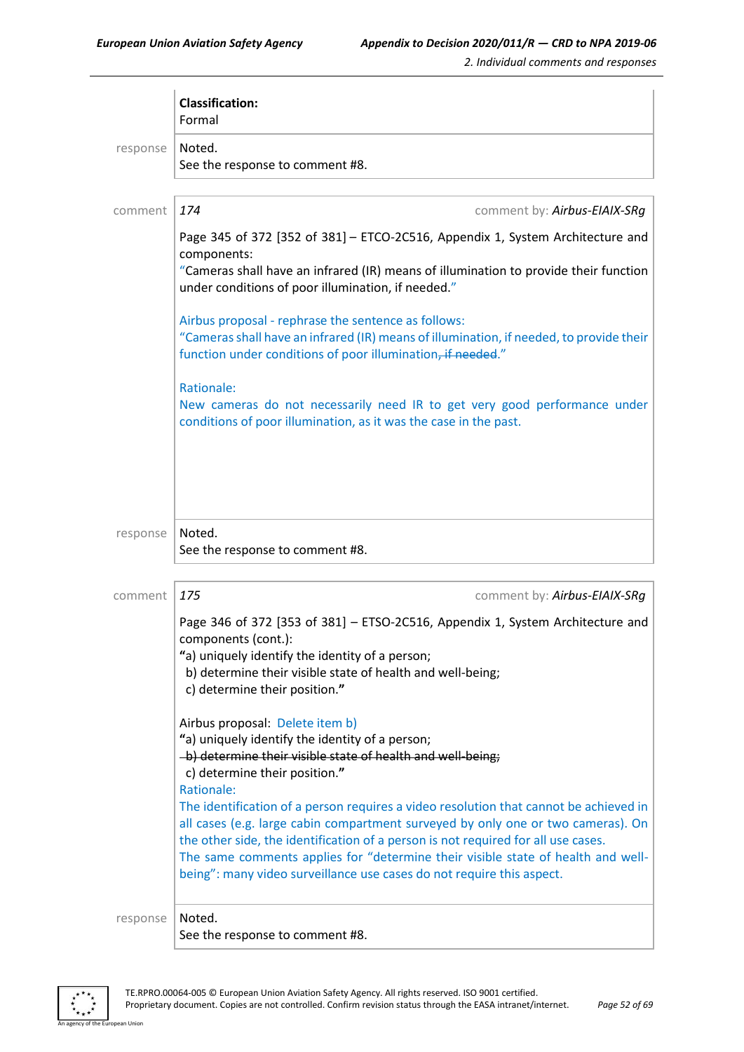**Classification:**
Formal

response | Noted.
See the response to comment #8.

comment | *174* | comment by: ***Airbus-EIAIX-SRg***

Page 345 of 372 [352 of 381] – ETCO-2C516, Appendix 1, System Architecture and components:
"Cameras shall have an infrared (IR) means of illumination to provide their function under conditions of poor illumination, if needed."

Airbus proposal - rephrase the sentence as follows:
"Cameras shall have an infrared (IR) means of illumination, if needed, to provide their function under conditions of poor illumination~~, if needed~~."

Rationale:
New cameras do not necessarily need IR to get very good performance under conditions of poor illumination, as it was the case in the past.

response | Noted.
See the response to comment #8.

comment | *175* | comment by: ***Airbus-EIAIX-SRg***

Page 346 of 372 [353 of 381] – ETSO-2C516, Appendix 1, System Architecture and components (cont.):
**"**a) uniquely identify the identity of a person;
b) determine their visible state of health and well-being;
c) determine their position.**"**

Airbus proposal: Delete item b)
**"**a) uniquely identify the identity of a person;
~~b) determine their visible state of health and well-being;~~
c) determine their position.**"**
Rationale:
The identification of a person requires a video resolution that cannot be achieved in all cases (e.g. large cabin compartment surveyed by only one or two cameras). On the other side, the identification of a person is not required for all use cases.
The same comments applies for "determine their visible state of health and well-being": many video surveillance use cases do not require this aspect.

response | Noted.
See the response to comment #8.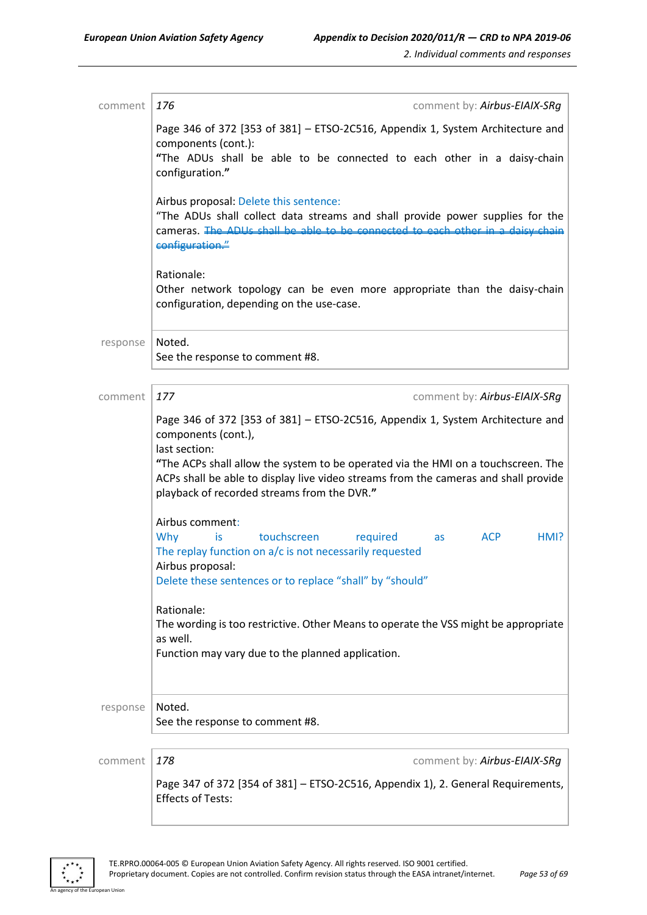| comment | 176 comment by: *Airbus-EIAIX-SRg* |
|---|---|
| | Page 346 of 372 [353 of 381] – ETSO-2C516, Appendix 1, System Architecture and components (cont.):<br>**"**The ADUs shall be able to be connected to each other in a daisy-chain configuration.**"**<br><br>Airbus proposal: Delete this sentence:<br>"The ADUs shall collect data streams and shall provide power supplies for the cameras. ~~The ADUs shall be able to be connected to each other in a daisy-chain configuration."~~<br><br>Rationale:<br>Other network topology can be even more appropriate than the daisy-chain configuration, depending on the use-case. |
| response | Noted.<br>See the response to comment #8. |

| comment | 177 comment by: *Airbus-EIAIX-SRg* |
|---|---|
| | Page 346 of 372 [353 of 381] – ETSO-2C516, Appendix 1, System Architecture and components (cont.),<br>last section:<br>**"**The ACPs shall allow the system to be operated via the HMI on a touchscreen. The ACPs shall be able to display live video streams from the cameras and shall provide playback of recorded streams from the DVR.**"**<br><br>Airbus comment:<br>Why is touchscreen required as ACP HMI?<br>The replay function on a/c is not necessarily requested<br>Airbus proposal:<br>Delete these sentences or to replace "shall" by "should"<br><br>Rationale:<br>The wording is too restrictive. Other Means to operate the VSS might be appropriate as well.<br>Function may vary due to the planned application. |
| response | Noted.<br>See the response to comment #8. |

| comment | 178 comment by: *Airbus-EIAIX-SRg* |
|---|---|
| | Page 347 of 372 [354 of 381] – ETSO-2C516, Appendix 1), 2. General Requirements, Effects of Tests: |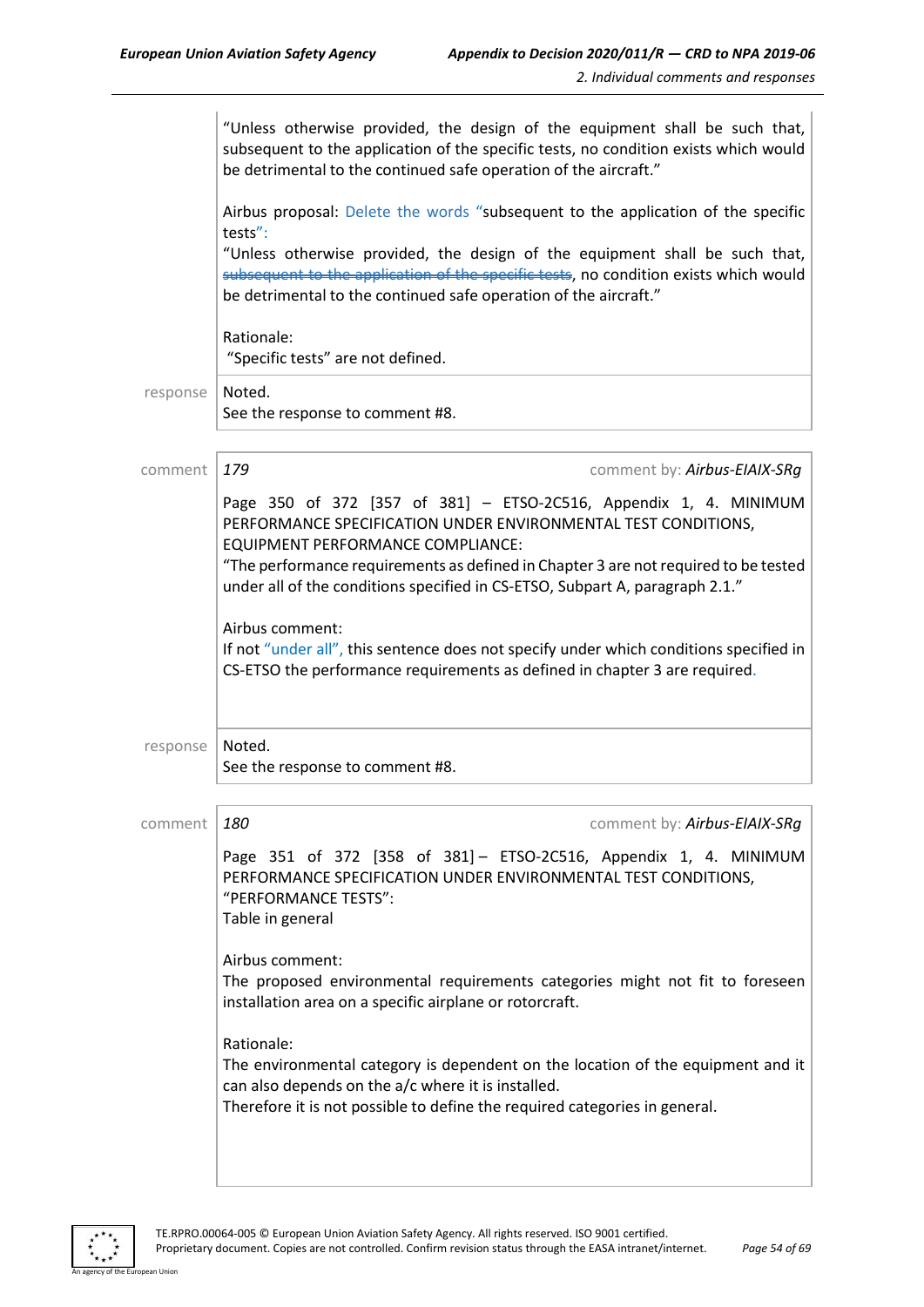"Unless otherwise provided, the design of the equipment shall be such that, subsequent to the application of the specific tests, no condition exists which would be detrimental to the continued safe operation of the aircraft."

Airbus proposal: Delete the words "subsequent to the application of the specific tests":

"Unless otherwise provided, the design of the equipment shall be such that, ~~subsequent to the application of the specific tests~~, no condition exists which would be detrimental to the continued safe operation of the aircraft."

Rationale:
"Specific tests" are not defined.

**response** Noted.
See the response to comment #8.

---

**comment** *179* — comment by: *Airbus-EIAIX-SRg*

Page 350 of 372 [357 of 381] – ETSO-2C516, Appendix 1, 4. MINIMUM PERFORMANCE SPECIFICATION UNDER ENVIRONMENTAL TEST CONDITIONS, EQUIPMENT PERFORMANCE COMPLIANCE:
"The performance requirements as defined in Chapter 3 are not required to be tested under all of the conditions specified in CS-ETSO, Subpart A, paragraph 2.1."

Airbus comment:
If not "under all", this sentence does not specify under which conditions specified in CS-ETSO the performance requirements as defined in chapter 3 are required.

**response** Noted.
See the response to comment #8.

---

**comment** *180* — comment by: *Airbus-EIAIX-SRg*

Page 351 of 372 [358 of 381] – ETSO-2C516, Appendix 1, 4. MINIMUM PERFORMANCE SPECIFICATION UNDER ENVIRONMENTAL TEST CONDITIONS, "PERFORMANCE TESTS":
Table in general

Airbus comment:
The proposed environmental requirements categories might not fit to foreseen installation area on a specific airplane or rotorcraft.

Rationale:
The environmental category is dependent on the location of the equipment and it can also depends on the a/c where it is installed.
Therefore it is not possible to define the required categories in general.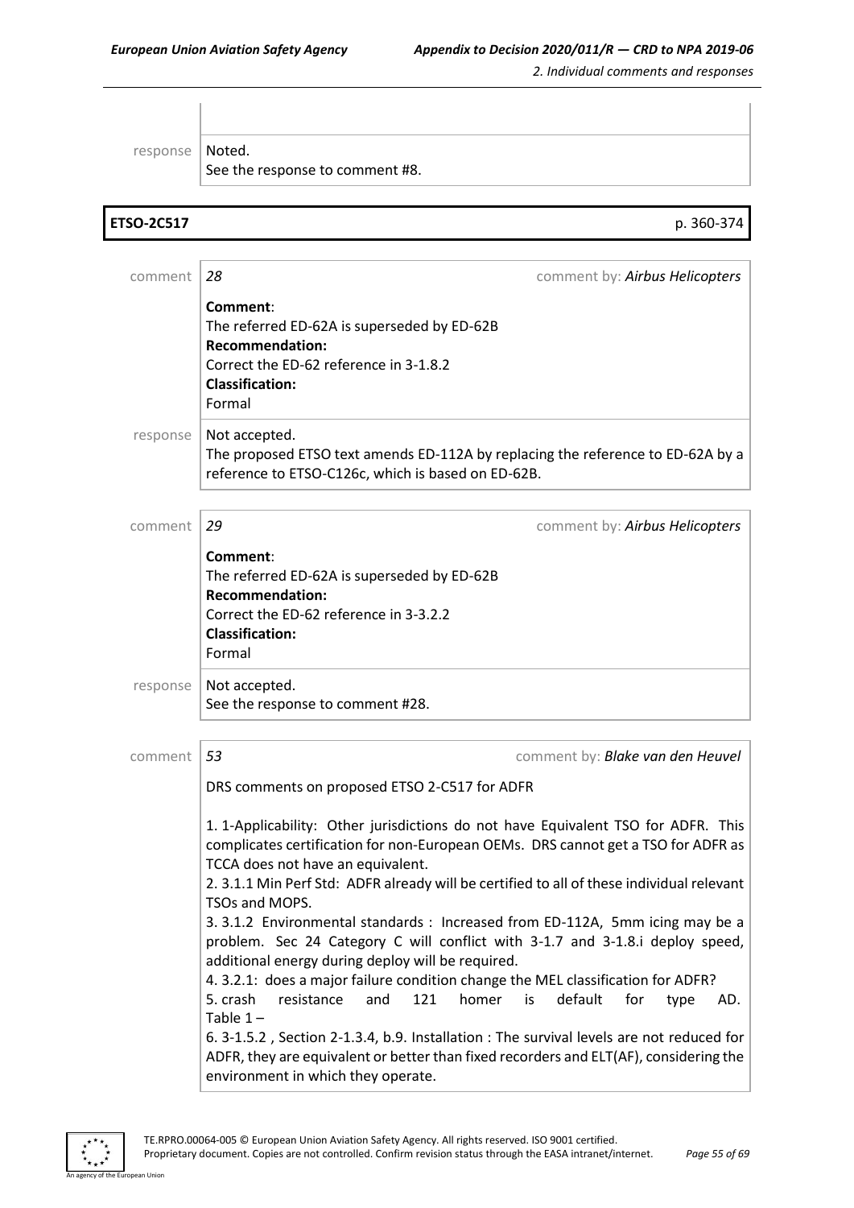response | Noted.
See the response to comment #8.

**ETSO-2C517** p. 360-374

comment | *28* comment by: *Airbus Helicopters*

**Comment**:
The referred ED-62A is superseded by ED-62B
**Recommendation:**
Correct the ED-62 reference in 3-1.8.2
**Classification:**
Formal

response | Not accepted.
The proposed ETSO text amends ED-112A by replacing the reference to ED-62A by a reference to ETSO-C126c, which is based on ED-62B.

comment | *29* comment by: *Airbus Helicopters*

**Comment**:
The referred ED-62A is superseded by ED-62B
**Recommendation:**
Correct the ED-62 reference in 3-3.2.2
**Classification:**
Formal

response | Not accepted.
See the response to comment #28.

comment | *53* comment by: *Blake van den Heuvel*

DRS comments on proposed ETSO 2-C517 for ADFR

1. 1-Applicability: Other jurisdictions do not have Equivalent TSO for ADFR. This complicates certification for non-European OEMs. DRS cannot get a TSO for ADFR as TCCA does not have an equivalent.
2. 3.1.1 Min Perf Std: ADFR already will be certified to all of these individual relevant TSOs and MOPS.
3. 3.1.2 Environmental standards : Increased from ED-112A, 5mm icing may be a problem. Sec 24 Category C will conflict with 3-1.7 and 3-1.8.i deploy speed, additional energy during deploy will be required.
4. 3.2.1: does a major failure condition change the MEL classification for ADFR?
5. crash resistance and 121 homer is default for type AD. Table 1 –
6. 3-1.5.2 , Section 2-1.3.4, b.9. Installation : The survival levels are not reduced for ADFR, they are equivalent or better than fixed recorders and ELT(AF), considering the environment in which they operate.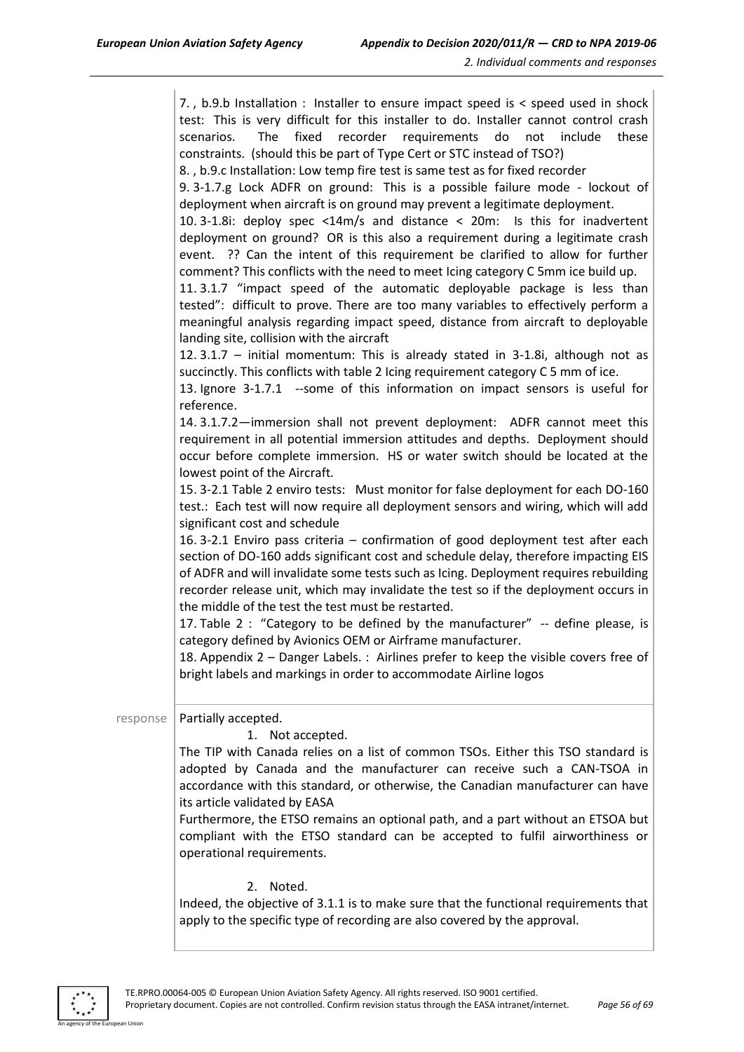7. , b.9.b Installation : Installer to ensure impact speed is < speed used in shock test: This is very difficult for this installer to do. Installer cannot control crash scenarios. The fixed recorder requirements do not include these constraints. (should this be part of Type Cert or STC instead of TSO?)

8. , b.9.c Installation: Low temp fire test is same test as for fixed recorder

9. 3-1.7.g Lock ADFR on ground: This is a possible failure mode - lockout of deployment when aircraft is on ground may prevent a legitimate deployment.

10. 3-1.8i: deploy spec <14m/s and distance < 20m: Is this for inadvertent deployment on ground? OR is this also a requirement during a legitimate crash event. ?? Can the intent of this requirement be clarified to allow for further comment? This conflicts with the need to meet Icing category C 5mm ice build up.

11. 3.1.7 "impact speed of the automatic deployable package is less than tested": difficult to prove. There are too many variables to effectively perform a meaningful analysis regarding impact speed, distance from aircraft to deployable landing site, collision with the aircraft

12. 3.1.7 – initial momentum: This is already stated in 3-1.8i, although not as succinctly. This conflicts with table 2 Icing requirement category C 5 mm of ice.

13. Ignore 3-1.7.1 --some of this information on impact sensors is useful for reference.

14. 3.1.7.2—immersion shall not prevent deployment: ADFR cannot meet this requirement in all potential immersion attitudes and depths. Deployment should occur before complete immersion. HS or water switch should be located at the lowest point of the Aircraft.

15. 3-2.1 Table 2 enviro tests: Must monitor for false deployment for each DO-160 test.: Each test will now require all deployment sensors and wiring, which will add significant cost and schedule

16. 3-2.1 Enviro pass criteria – confirmation of good deployment test after each section of DO-160 adds significant cost and schedule delay, therefore impacting EIS of ADFR and will invalidate some tests such as Icing. Deployment requires rebuilding recorder release unit, which may invalidate the test so if the deployment occurs in the middle of the test the test must be restarted.

17. Table 2 : "Category to be defined by the manufacturer" -- define please, is category defined by Avionics OEM or Airframe manufacturer.

18. Appendix 2 – Danger Labels. : Airlines prefer to keep the visible covers free of bright labels and markings in order to accommodate Airline logos

response

Partially accepted.

1. Not accepted.

The TIP with Canada relies on a list of common TSOs. Either this TSO standard is adopted by Canada and the manufacturer can receive such a CAN-TSOA in accordance with this standard, or otherwise, the Canadian manufacturer can have its article validated by EASA

Furthermore, the ETSO remains an optional path, and a part without an ETSOA but compliant with the ETSO standard can be accepted to fulfil airworthiness or operational requirements.

2. Noted.

Indeed, the objective of 3.1.1 is to make sure that the functional requirements that apply to the specific type of recording are also covered by the approval.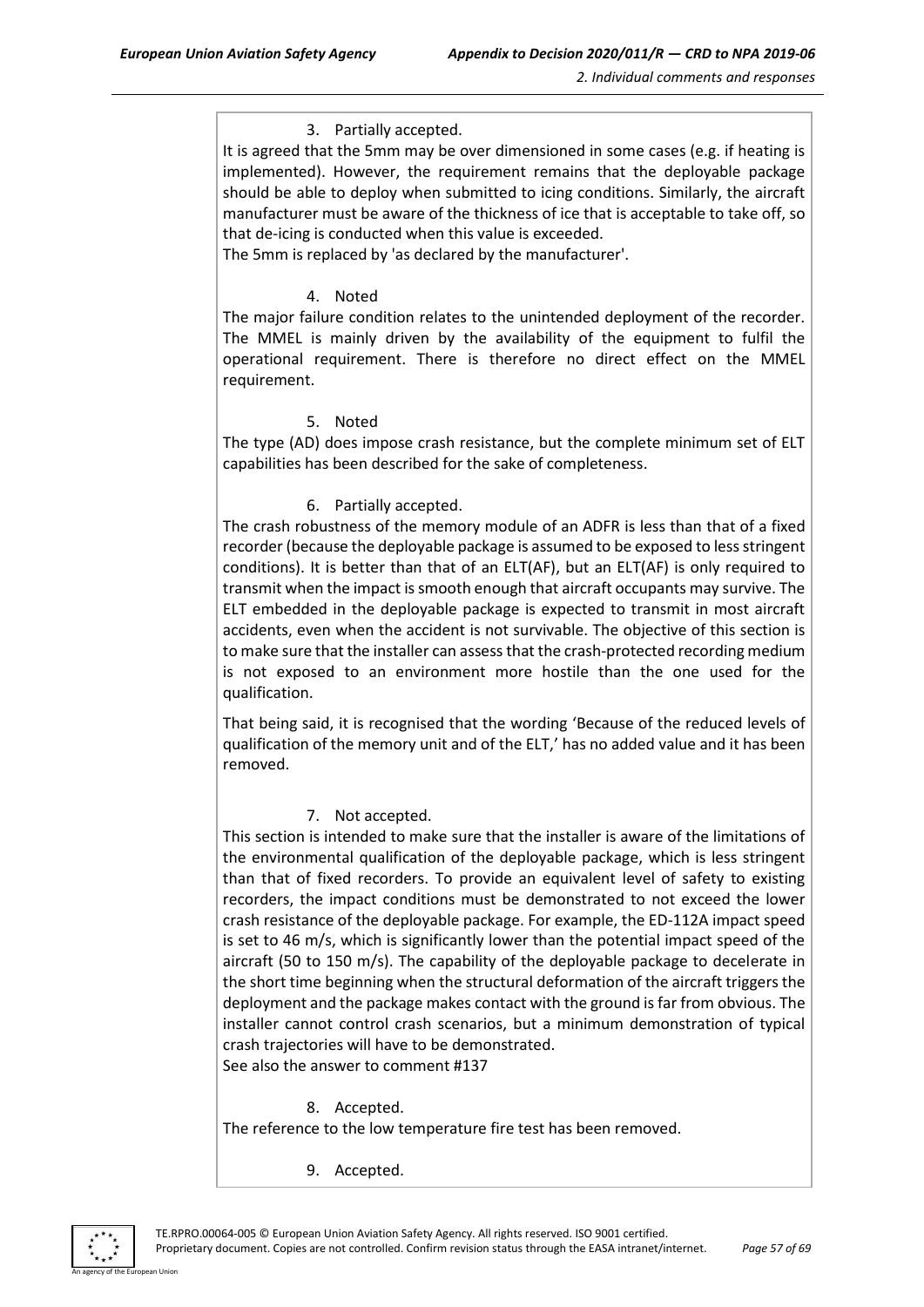3. Partially accepted.

It is agreed that the 5mm may be over dimensioned in some cases (e.g. if heating is implemented). However, the requirement remains that the deployable package should be able to deploy when submitted to icing conditions. Similarly, the aircraft manufacturer must be aware of the thickness of ice that is acceptable to take off, so that de-icing is conducted when this value is exceeded.

The 5mm is replaced by 'as declared by the manufacturer'.

4. Noted

The major failure condition relates to the unintended deployment of the recorder. The MMEL is mainly driven by the availability of the equipment to fulfil the operational requirement. There is therefore no direct effect on the MMEL requirement.

5. Noted

The type (AD) does impose crash resistance, but the complete minimum set of ELT capabilities has been described for the sake of completeness.

6. Partially accepted.

The crash robustness of the memory module of an ADFR is less than that of a fixed recorder (because the deployable package is assumed to be exposed to less stringent conditions). It is better than that of an ELT(AF), but an ELT(AF) is only required to transmit when the impact is smooth enough that aircraft occupants may survive. The ELT embedded in the deployable package is expected to transmit in most aircraft accidents, even when the accident is not survivable. The objective of this section is to make sure that the installer can assess that the crash-protected recording medium is not exposed to an environment more hostile than the one used for the qualification.

That being said, it is recognised that the wording 'Because of the reduced levels of qualification of the memory unit and of the ELT,' has no added value and it has been removed.

7. Not accepted.

This section is intended to make sure that the installer is aware of the limitations of the environmental qualification of the deployable package, which is less stringent than that of fixed recorders. To provide an equivalent level of safety to existing recorders, the impact conditions must be demonstrated to not exceed the lower crash resistance of the deployable package. For example, the ED-112A impact speed is set to 46 m/s, which is significantly lower than the potential impact speed of the aircraft (50 to 150 m/s). The capability of the deployable package to decelerate in the short time beginning when the structural deformation of the aircraft triggers the deployment and the package makes contact with the ground is far from obvious. The installer cannot control crash scenarios, but a minimum demonstration of typical crash trajectories will have to be demonstrated.

See also the answer to comment #137

8. Accepted.

The reference to the low temperature fire test has been removed.

9. Accepted.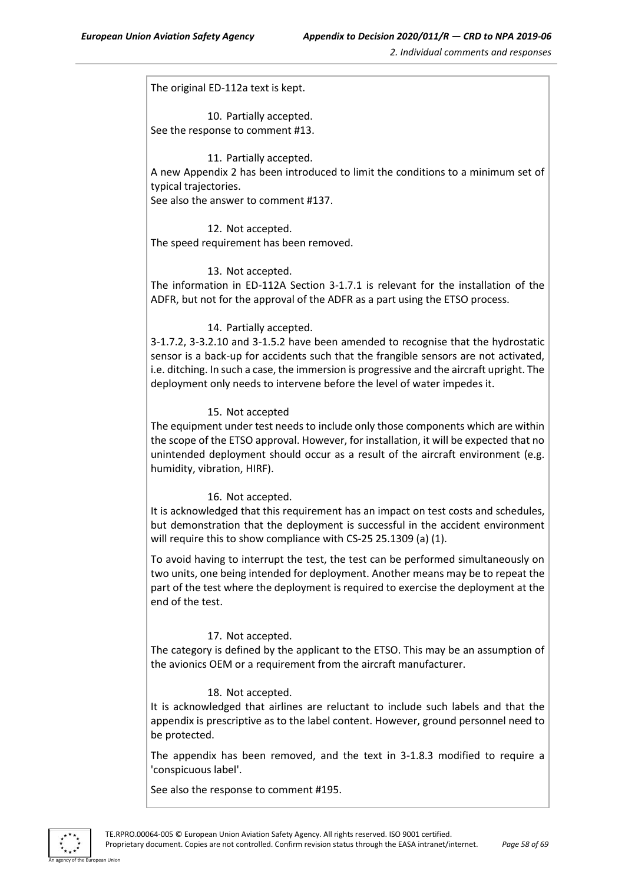The original ED-112a text is kept.

10. Partially accepted.

See the response to comment #13.

11. Partially accepted.

A new Appendix 2 has been introduced to limit the conditions to a minimum set of typical trajectories.

See also the answer to comment #137.

12. Not accepted.

The speed requirement has been removed.

13. Not accepted.

The information in ED-112A Section 3-1.7.1 is relevant for the installation of the ADFR, but not for the approval of the ADFR as a part using the ETSO process.

14. Partially accepted.

3-1.7.2, 3-3.2.10 and 3-1.5.2 have been amended to recognise that the hydrostatic sensor is a back-up for accidents such that the frangible sensors are not activated, i.e. ditching. In such a case, the immersion is progressive and the aircraft upright. The deployment only needs to intervene before the level of water impedes it.

15. Not accepted

The equipment under test needs to include only those components which are within the scope of the ETSO approval. However, for installation, it will be expected that no unintended deployment should occur as a result of the aircraft environment (e.g. humidity, vibration, HIRF).

16. Not accepted.

It is acknowledged that this requirement has an impact on test costs and schedules, but demonstration that the deployment is successful in the accident environment will require this to show compliance with CS-25 25.1309 (a) (1).

To avoid having to interrupt the test, the test can be performed simultaneously on two units, one being intended for deployment. Another means may be to repeat the part of the test where the deployment is required to exercise the deployment at the end of the test.

17. Not accepted.

The category is defined by the applicant to the ETSO. This may be an assumption of the avionics OEM or a requirement from the aircraft manufacturer.

18. Not accepted.

It is acknowledged that airlines are reluctant to include such labels and that the appendix is prescriptive as to the label content. However, ground personnel need to be protected.

The appendix has been removed, and the text in 3-1.8.3 modified to require a 'conspicuous label'.

See also the response to comment #195.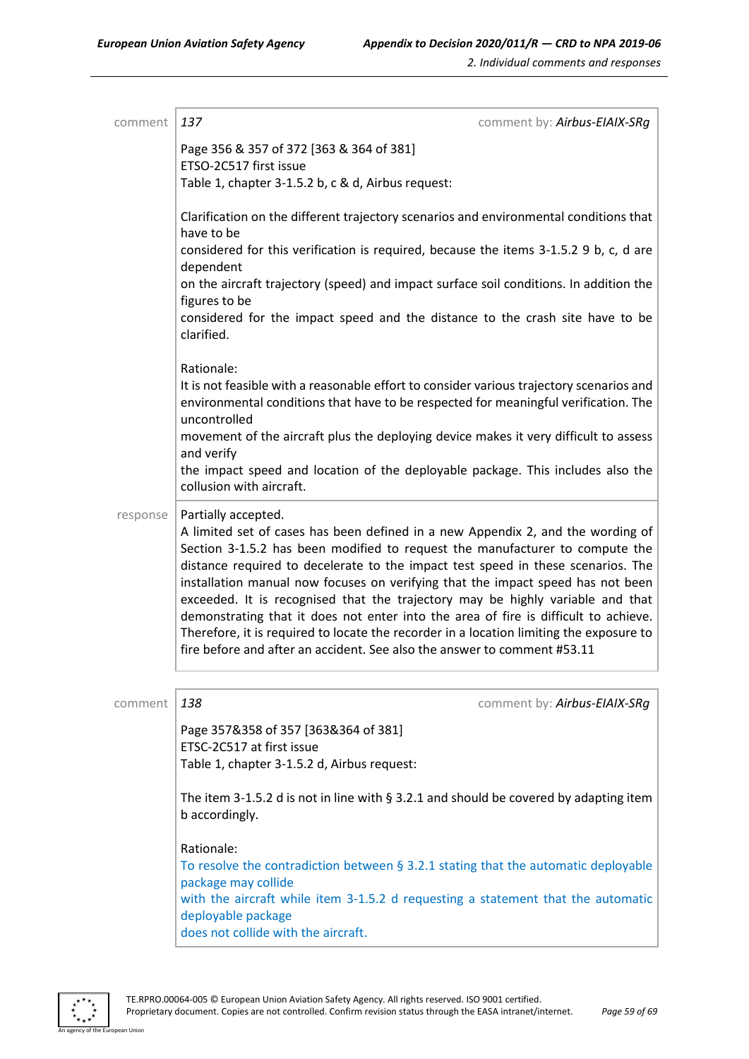| | | |
|---|---|---|
| comment | *137* | comment by: *Airbus-EIAIX-SRg* |
| | Page 356 & 357 of 372 [363 & 364 of 381]<br>ETSO-2C517 first issue<br>Table 1, chapter 3-1.5.2 b, c & d, Airbus request:<br><br>Clarification on the different trajectory scenarios and environmental conditions that have to be considered for this verification is required, because the items 3-1.5.2 9 b, c, d are dependent on the aircraft trajectory (speed) and impact surface soil conditions. In addition the figures to be considered for the impact speed and the distance to the crash site have to be clarified.<br><br>Rationale:<br>It is not feasible with a reasonable effort to consider various trajectory scenarios and environmental conditions that have to be respected for meaningful verification. The uncontrolled movement of the aircraft plus the deploying device makes it very difficult to assess and verify the impact speed and location of the deployable package. This includes also the collusion with aircraft. | |
| response | Partially accepted.<br>A limited set of cases has been defined in a new Appendix 2, and the wording of Section 3-1.5.2 has been modified to request the manufacturer to compute the distance required to decelerate to the impact test speed in these scenarios. The installation manual now focuses on verifying that the impact speed has not been exceeded. It is recognised that the trajectory may be highly variable and that demonstrating that it does not enter into the area of fire is difficult to achieve. Therefore, it is required to locate the recorder in a location limiting the exposure to fire before and after an accident. See also the answer to comment #53.11 | |

| | | |
|---|---|---|
| comment | *138* | comment by: *Airbus-EIAIX-SRg* |
| | Page 357&358 of 357 [363&364 of 381]<br>ETSC-2C517 at first issue<br>Table 1, chapter 3-1.5.2 d, Airbus request:<br><br>The item 3-1.5.2 d is not in line with § 3.2.1 and should be covered by adapting item b accordingly.<br><br>Rationale:<br>To resolve the contradiction between § 3.2.1 stating that the automatic deployable package may collide with the aircraft while item 3-1.5.2 d requesting a statement that the automatic deployable package does not collide with the aircraft. | |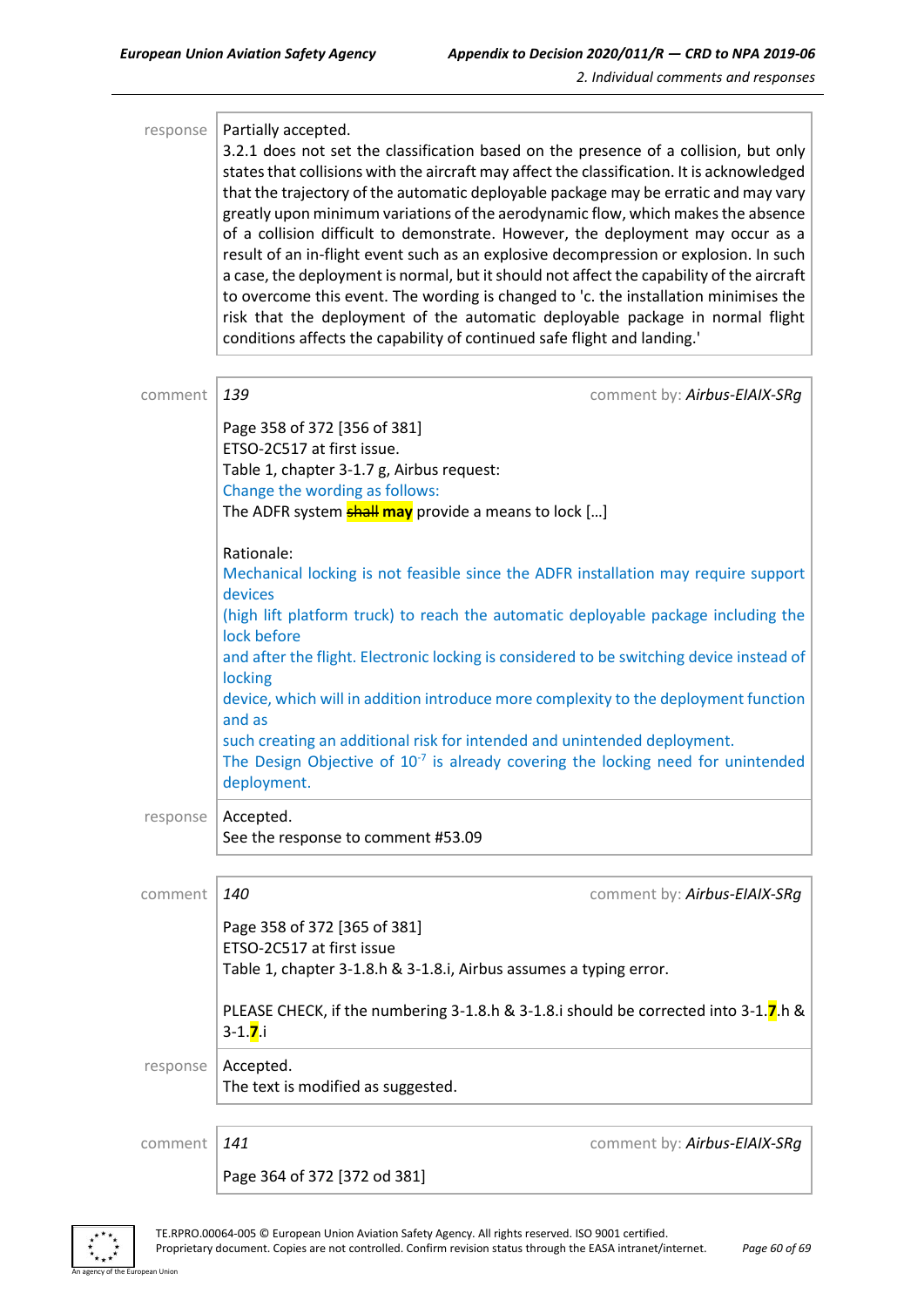response

Partially accepted.
3.2.1 does not set the classification based on the presence of a collision, but only states that collisions with the aircraft may affect the classification. It is acknowledged that the trajectory of the automatic deployable package may be erratic and may vary greatly upon minimum variations of the aerodynamic flow, which makes the absence of a collision difficult to demonstrate. However, the deployment may occur as a result of an in-flight event such as an explosive decompression or explosion. In such a case, the deployment is normal, but it should not affect the capability of the aircraft to overcome this event. The wording is changed to 'c. the installation minimises the risk that the deployment of the automatic deployable package in normal flight conditions affects the capability of continued safe flight and landing.'

comment

*139* — comment by: *Airbus-EIAIX-SRg*

Page 358 of 372 [356 of 381]
ETSO-2C517 at first issue.
Table 1, chapter 3-1.7 g, Airbus request:
Change the wording as follows:
The ADFR system ~~shall~~ **may** provide a means to lock […]

Rationale:
Mechanical locking is not feasible since the ADFR installation may require support devices
(high lift platform truck) to reach the automatic deployable package including the lock before
and after the flight. Electronic locking is considered to be switching device instead of locking
device, which will in addition introduce more complexity to the deployment function and as
such creating an additional risk for intended and unintended deployment.
The Design Objective of $10^{-7}$ is already covering the locking need for unintended deployment.

response

Accepted.
See the response to comment #53.09

comment

*140* — comment by: *Airbus-EIAIX-SRg*

Page 358 of 372 [365 of 381]
ETSO-2C517 at first issue
Table 1, chapter 3-1.8.h & 3-1.8.i, Airbus assumes a typing error.

PLEASE CHECK, if the numbering 3-1.8.h & 3-1.8.i should be corrected into 3-1.**7**.h & 3-1.**7**.i

response

Accepted.
The text is modified as suggested.

comment

*141* — comment by: *Airbus-EIAIX-SRg*

Page 364 of 372 [372 od 381]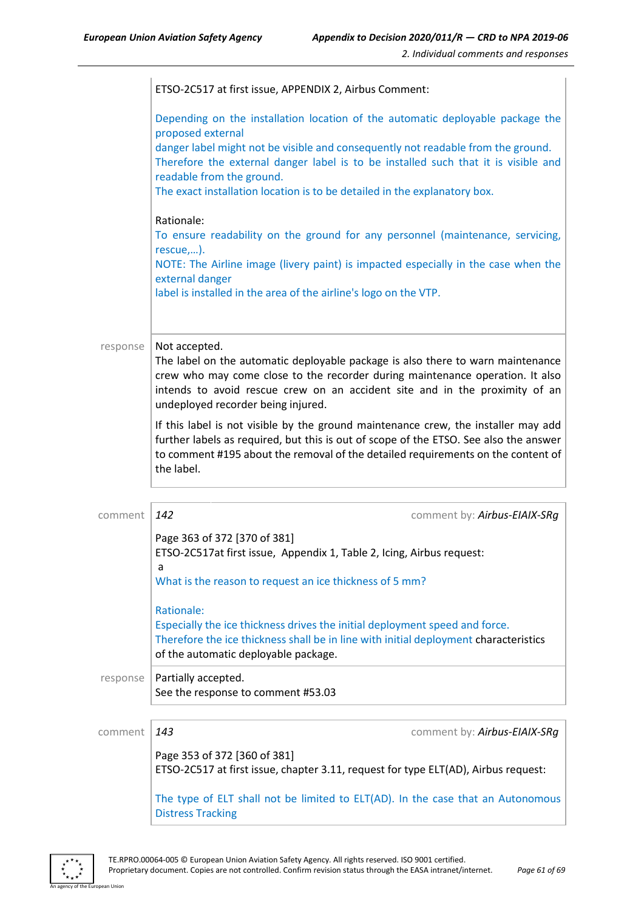ETSO-2C517 at first issue, APPENDIX 2, Airbus Comment:

Depending on the installation location of the automatic deployable package the proposed external
danger label might not be visible and consequently not readable from the ground.
Therefore the external danger label is to be installed such that it is visible and readable from the ground.
The exact installation location is to be detailed in the explanatory box.

Rationale:
To ensure readability on the ground for any personnel (maintenance, servicing, rescue,…).
NOTE: The Airline image (livery paint) is impacted especially in the case when the external danger
label is installed in the area of the airline's logo on the VTP.

response

Not accepted.
The label on the automatic deployable package is also there to warn maintenance crew who may come close to the recorder during maintenance operation. It also intends to avoid rescue crew on an accident site and in the proximity of an undeployed recorder being injured.

If this label is not visible by the ground maintenance crew, the installer may add further labels as required, but this is out of scope of the ETSO. See also the answer to comment #195 about the removal of the detailed requirements on the content of the label.

comment *142* comment by: *Airbus-EIAIX-SRg*

Page 363 of 372 [370 of 381]
ETSO-2C517at first issue, Appendix 1, Table 2, Icing, Airbus request:
a
What is the reason to request an ice thickness of 5 mm?

Rationale:
Especially the ice thickness drives the initial deployment speed and force.
Therefore the ice thickness shall be in line with initial deployment characteristics of the automatic deployable package.

response

Partially accepted.
See the response to comment #53.03

comment *143* comment by: *Airbus-EIAIX-SRg*

Page 353 of 372 [360 of 381]
ETSO-2C517 at first issue, chapter 3.11, request for type ELT(AD), Airbus request:

The type of ELT shall not be limited to ELT(AD). In the case that an Autonomous Distress Tracking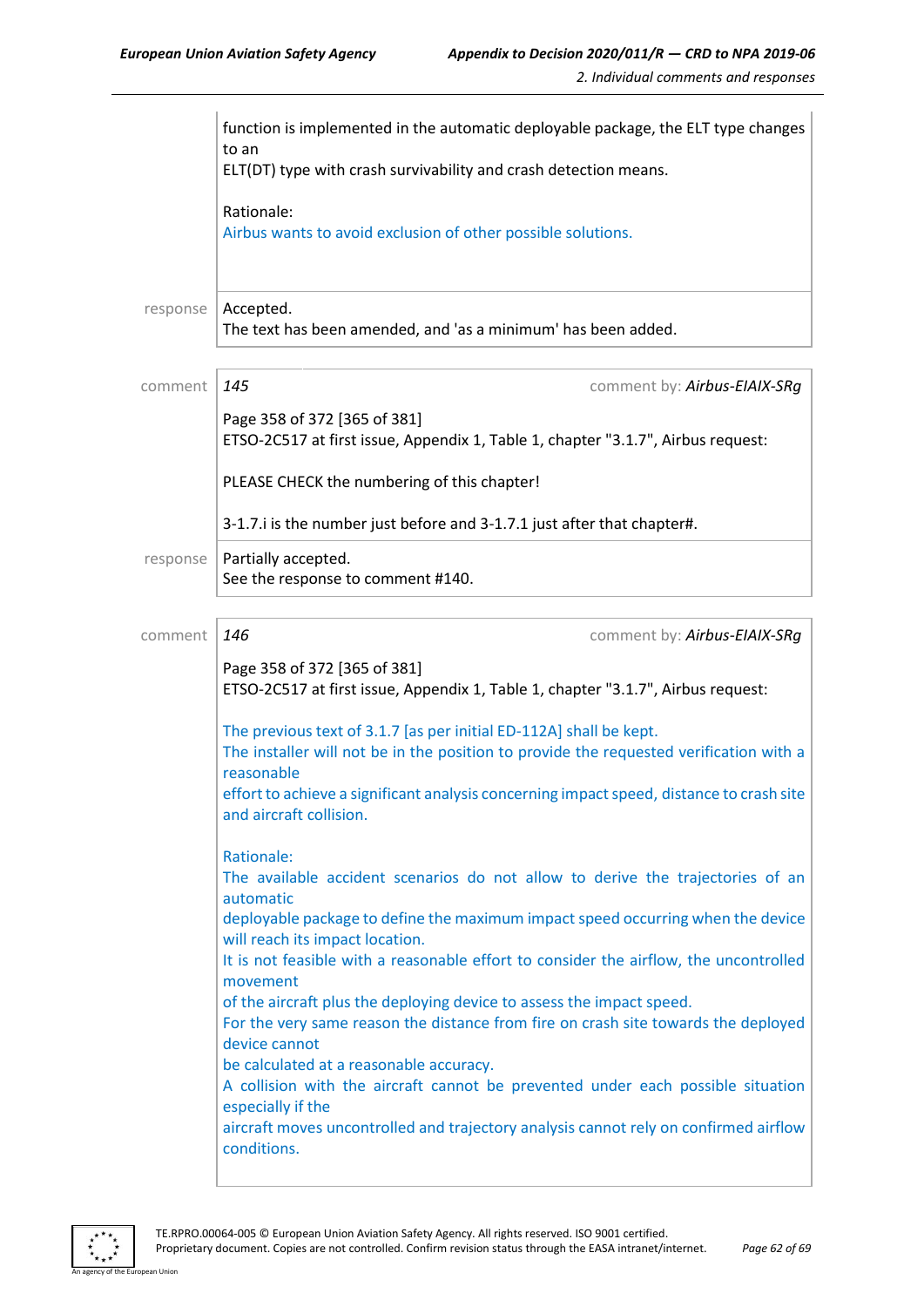| | |
|---|---|
| | function is implemented in the automatic deployable package, the ELT type changes to an<br>ELT(DT) type with crash survivability and crash detection means.<br><br>Rationale:<br>Airbus wants to avoid exclusion of other possible solutions. |
| response | Accepted.<br>The text has been amended, and 'as a minimum' has been added. |

| | |
|---|---|
| comment | *145* comment by: *Airbus-EIAIX-SRg*<br><br>Page 358 of 372 [365 of 381]<br>ETSO-2C517 at first issue, Appendix 1, Table 1, chapter "3.1.7", Airbus request:<br><br>PLEASE CHECK the numbering of this chapter!<br><br>3-1.7.i is the number just before and 3-1.7.1 just after that chapter#. |
| response | Partially accepted.<br>See the response to comment #140. |

| | |
|---|---|
| comment | *146* comment by: *Airbus-EIAIX-SRg*<br><br>Page 358 of 372 [365 of 381]<br>ETSO-2C517 at first issue, Appendix 1, Table 1, chapter "3.1.7", Airbus request:<br><br>The previous text of 3.1.7 [as per initial ED-112A] shall be kept.<br>The installer will not be in the position to provide the requested verification with a reasonable<br>effort to achieve a significant analysis concerning impact speed, distance to crash site and aircraft collision.<br><br>Rationale:<br>The available accident scenarios do not allow to derive the trajectories of an automatic<br>deployable package to define the maximum impact speed occurring when the device will reach its impact location.<br>It is not feasible with a reasonable effort to consider the airflow, the uncontrolled movement<br>of the aircraft plus the deploying device to assess the impact speed.<br>For the very same reason the distance from fire on crash site towards the deployed device cannot<br>be calculated at a reasonable accuracy.<br>A collision with the aircraft cannot be prevented under each possible situation especially if the<br>aircraft moves uncontrolled and trajectory analysis cannot rely on confirmed airflow conditions. |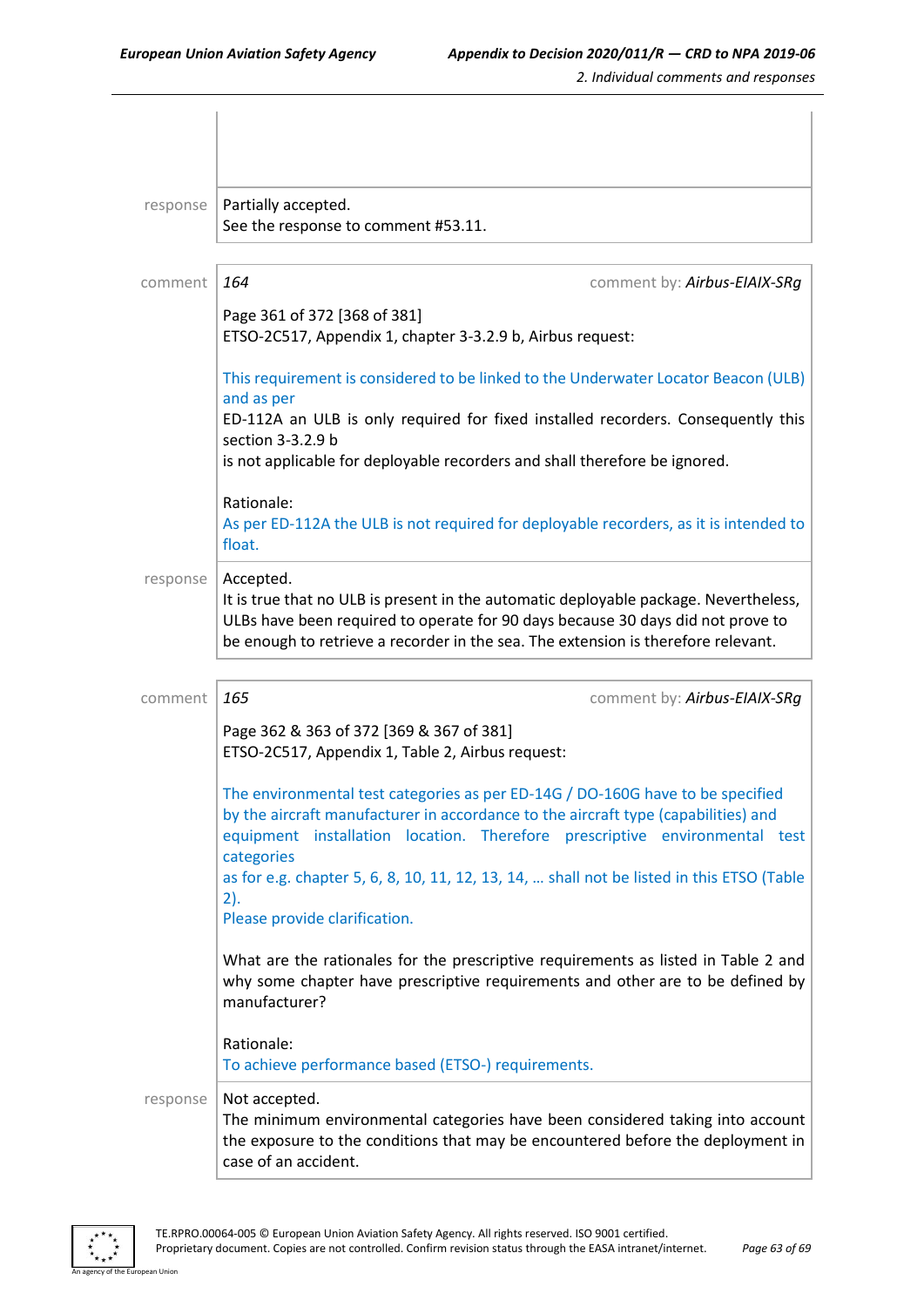response

Partially accepted.
See the response to comment #53.11.

comment | 164 | comment by: *Airbus-EIAIX-SRg*

Page 361 of 372 [368 of 381]
ETSO-2C517, Appendix 1, chapter 3-3.2.9 b, Airbus request:

This requirement is considered to be linked to the Underwater Locator Beacon (ULB) and as per
ED-112A an ULB is only required for fixed installed recorders. Consequently this section 3-3.2.9 b
is not applicable for deployable recorders and shall therefore be ignored.

Rationale:
As per ED-112A the ULB is not required for deployable recorders, as it is intended to float.

response

Accepted.
It is true that no ULB is present in the automatic deployable package. Nevertheless, ULBs have been required to operate for 90 days because 30 days did not prove to be enough to retrieve a recorder in the sea. The extension is therefore relevant.

comment | 165 | comment by: *Airbus-EIAIX-SRg*

Page 362 & 363 of 372 [369 & 367 of 381]
ETSO-2C517, Appendix 1, Table 2, Airbus request:

The environmental test categories as per ED-14G / DO-160G have to be specified by the aircraft manufacturer in accordance to the aircraft type (capabilities) and equipment installation location. Therefore prescriptive environmental test categories
as for e.g. chapter 5, 6, 8, 10, 11, 12, 13, 14, … shall not be listed in this ETSO (Table 2).
Please provide clarification.

What are the rationales for the prescriptive requirements as listed in Table 2 and why some chapter have prescriptive requirements and other are to be defined by manufacturer?

Rationale:
To achieve performance based (ETSO-) requirements.

response

Not accepted.
The minimum environmental categories have been considered taking into account the exposure to the conditions that may be encountered before the deployment in case of an accident.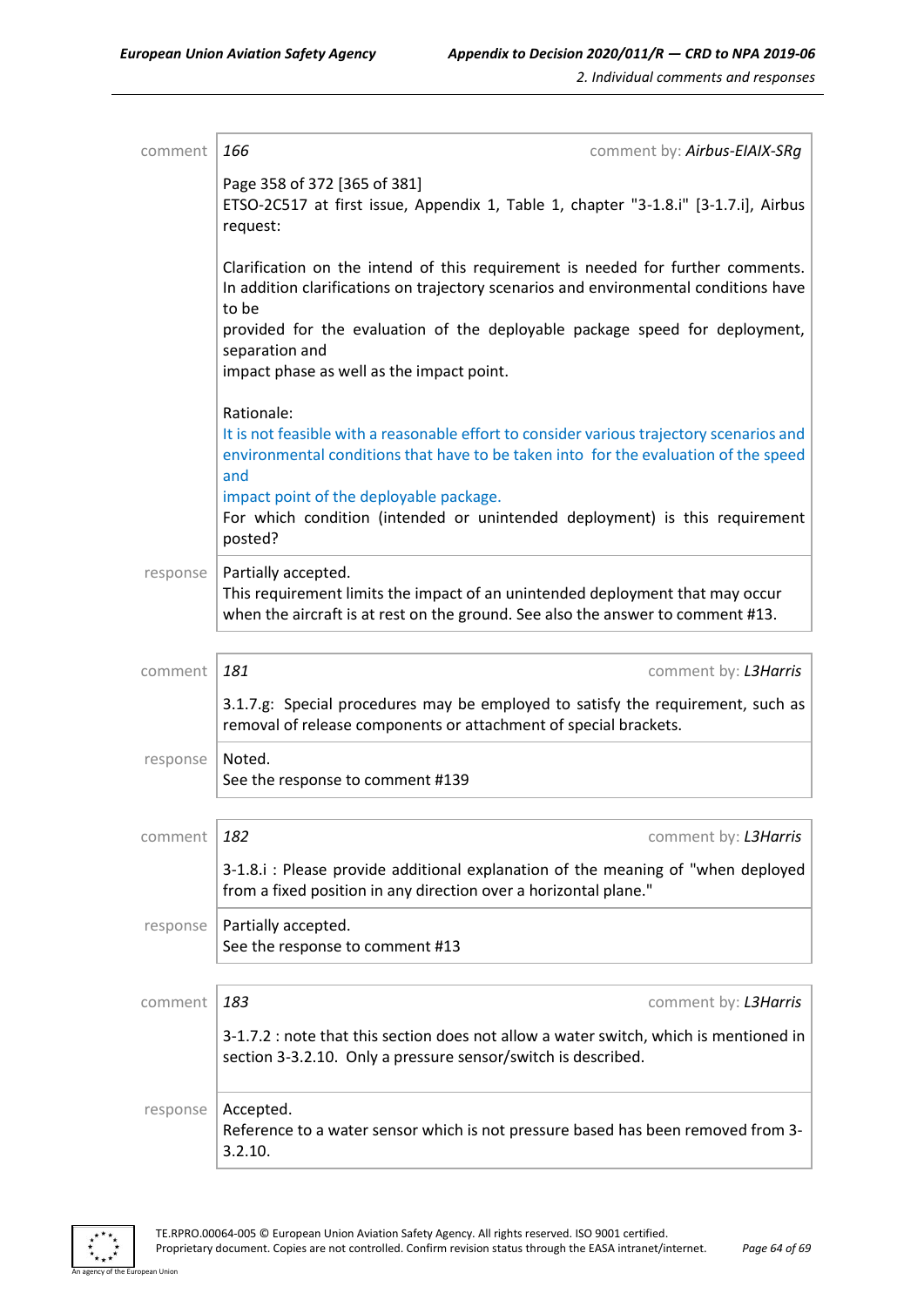| | |
|---|---|
| comment | *166* comment by: *Airbus-EIAIX-SRg*<br><br>Page 358 of 372 [365 of 381]<br>ETSO-2C517 at first issue, Appendix 1, Table 1, chapter "3-1.8.i" [3-1.7.i], Airbus request:<br><br>Clarification on the intend of this requirement is needed for further comments. In addition clarifications on trajectory scenarios and environmental conditions have to be<br>provided for the evaluation of the deployable package speed for deployment, separation and<br>impact phase as well as the impact point.<br><br>Rationale:<br>It is not feasible with a reasonable effort to consider various trajectory scenarios and environmental conditions that have to be taken into for the evaluation of the speed and<br>impact point of the deployable package.<br>For which condition (intended or unintended deployment) is this requirement posted? |
| response | Partially accepted.<br>This requirement limits the impact of an unintended deployment that may occur when the aircraft is at rest on the ground. See also the answer to comment #13. |

| | |
|---|---|
| comment | *181* comment by: *L3Harris*<br><br>3.1.7.g: Special procedures may be employed to satisfy the requirement, such as removal of release components or attachment of special brackets. |
| response | Noted.<br>See the response to comment #139 |

| | |
|---|---|
| comment | *182* comment by: *L3Harris*<br><br>3-1.8.i : Please provide additional explanation of the meaning of "when deployed from a fixed position in any direction over a horizontal plane." |
| response | Partially accepted.<br>See the response to comment #13 |

| | |
|---|---|
| comment | *183* comment by: *L3Harris*<br><br>3-1.7.2 : note that this section does not allow a water switch, which is mentioned in section 3-3.2.10. Only a pressure sensor/switch is described. |
| response | Accepted.<br>Reference to a water sensor which is not pressure based has been removed from 3-3.2.10. |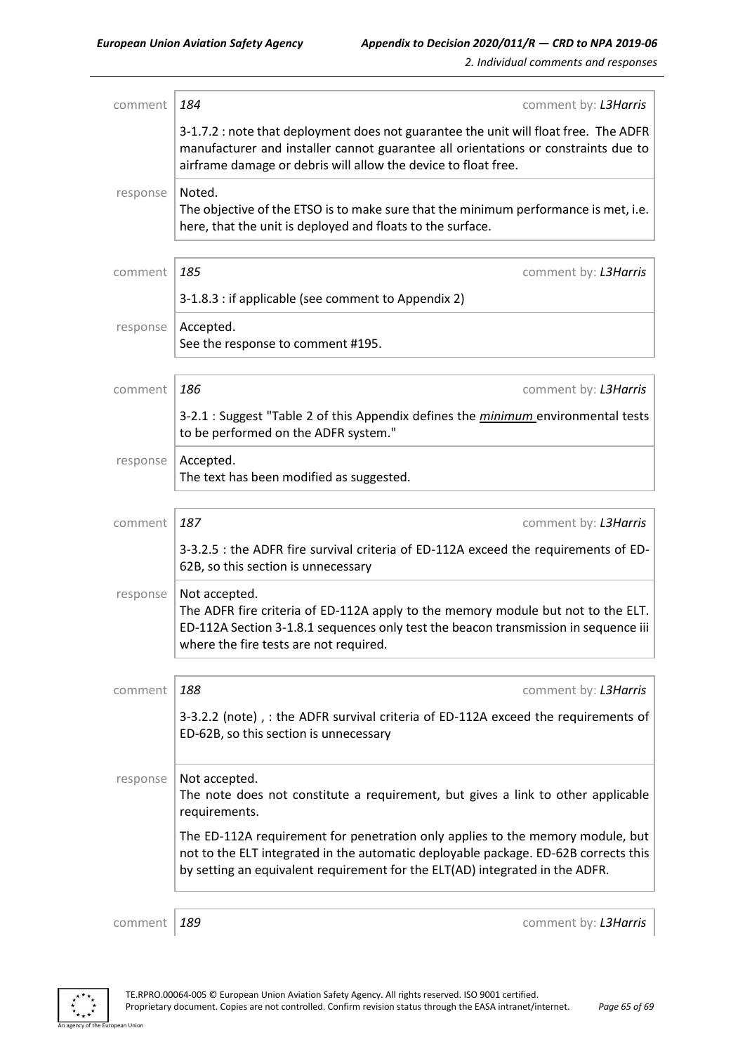comment | *184* | comment by: *L3Harris*

3-1.7.2 : note that deployment does not guarantee the unit will float free. The ADFR manufacturer and installer cannot guarantee all orientations or constraints due to airframe damage or debris will allow the device to float free.

response | Noted.

The objective of the ETSO is to make sure that the minimum performance is met, i.e. here, that the unit is deployed and floats to the surface.

comment | *185* | comment by: *L3Harris*

3-1.8.3 : if applicable (see comment to Appendix 2)

response | Accepted.

See the response to comment #195.

comment | *186* | comment by: *L3Harris*

3-2.1 : Suggest "Table 2 of this Appendix defines the ***minimum*** environmental tests to be performed on the ADFR system."

response | Accepted.

The text has been modified as suggested.

comment | *187* | comment by: *L3Harris*

3-3.2.5 : the ADFR fire survival criteria of ED-112A exceed the requirements of ED-62B, so this section is unnecessary

response | Not accepted.

The ADFR fire criteria of ED-112A apply to the memory module but not to the ELT. ED-112A Section 3-1.8.1 sequences only test the beacon transmission in sequence iii where the fire tests are not required.

comment | *188* | comment by: *L3Harris*

3-3.2.2 (note) , : the ADFR survival criteria of ED-112A exceed the requirements of ED-62B, so this section is unnecessary

response | Not accepted.

The note does not constitute a requirement, but gives a link to other applicable requirements.

The ED-112A requirement for penetration only applies to the memory module, but not to the ELT integrated in the automatic deployable package. ED-62B corrects this by setting an equivalent requirement for the ELT(AD) integrated in the ADFR.

comment | *189* | comment by: *L3Harris*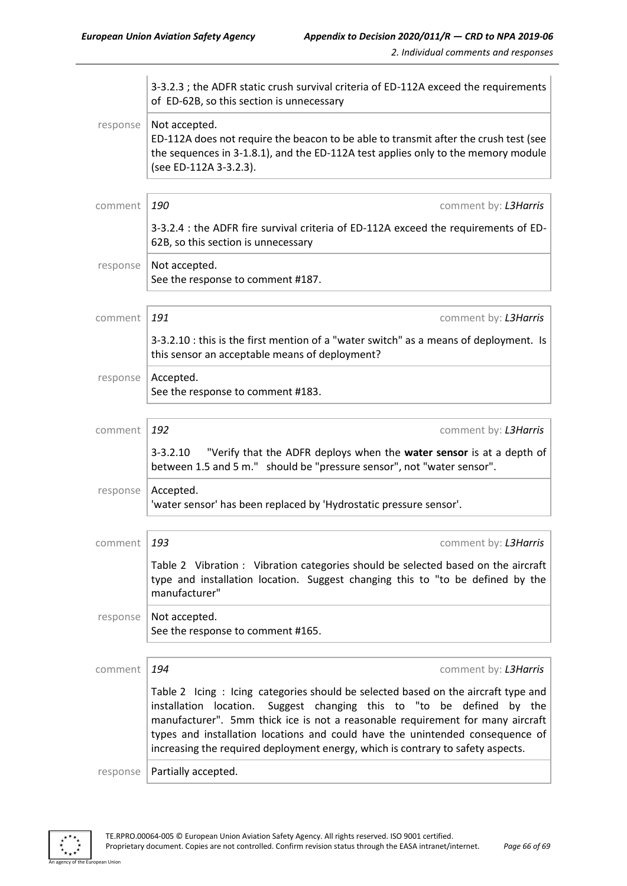| | |
|---|---|
| | 3-3.2.3 ; the ADFR static crush survival criteria of ED-112A exceed the requirements of ED-62B, so this section is unnecessary |
| response | Not accepted.<br>ED-112A does not require the beacon to be able to transmit after the crush test (see the sequences in 3-1.8.1), and the ED-112A test applies only to the memory module (see ED-112A 3-3.2.3). |

| | |
|---|---|
| comment | *190* comment by: *L3Harris* |
| | 3-3.2.4 : the ADFR fire survival criteria of ED-112A exceed the requirements of ED-62B, so this section is unnecessary |
| response | Not accepted.<br>See the response to comment #187. |

| | |
|---|---|
| comment | *191* comment by: *L3Harris* |
| | 3-3.2.10 : this is the first mention of a "water switch" as a means of deployment. Is this sensor an acceptable means of deployment? |
| response | Accepted.<br>See the response to comment #183. |

| | |
|---|---|
| comment | *192* comment by: *L3Harris* |
| | 3-3.2.10 "Verify that the ADFR deploys when the **water sensor** is at a depth of between 1.5 and 5 m." should be "pressure sensor", not "water sensor". |
| response | Accepted.<br>'water sensor' has been replaced by 'Hydrostatic pressure sensor'. |

| | |
|---|---|
| comment | *193* comment by: *L3Harris* |
| | Table 2 Vibration : Vibration categories should be selected based on the aircraft type and installation location. Suggest changing this to "to be defined by the manufacturer" |
| response | Not accepted.<br>See the response to comment #165. |

| | |
|---|---|
| comment | *194* comment by: *L3Harris* |
| | Table 2 Icing : Icing categories should be selected based on the aircraft type and installation location. Suggest changing this to "to be defined by the manufacturer". 5mm thick ice is not a reasonable requirement for many aircraft types and installation locations and could have the unintended consequence of increasing the required deployment energy, which is contrary to safety aspects. |
| response | Partially accepted. |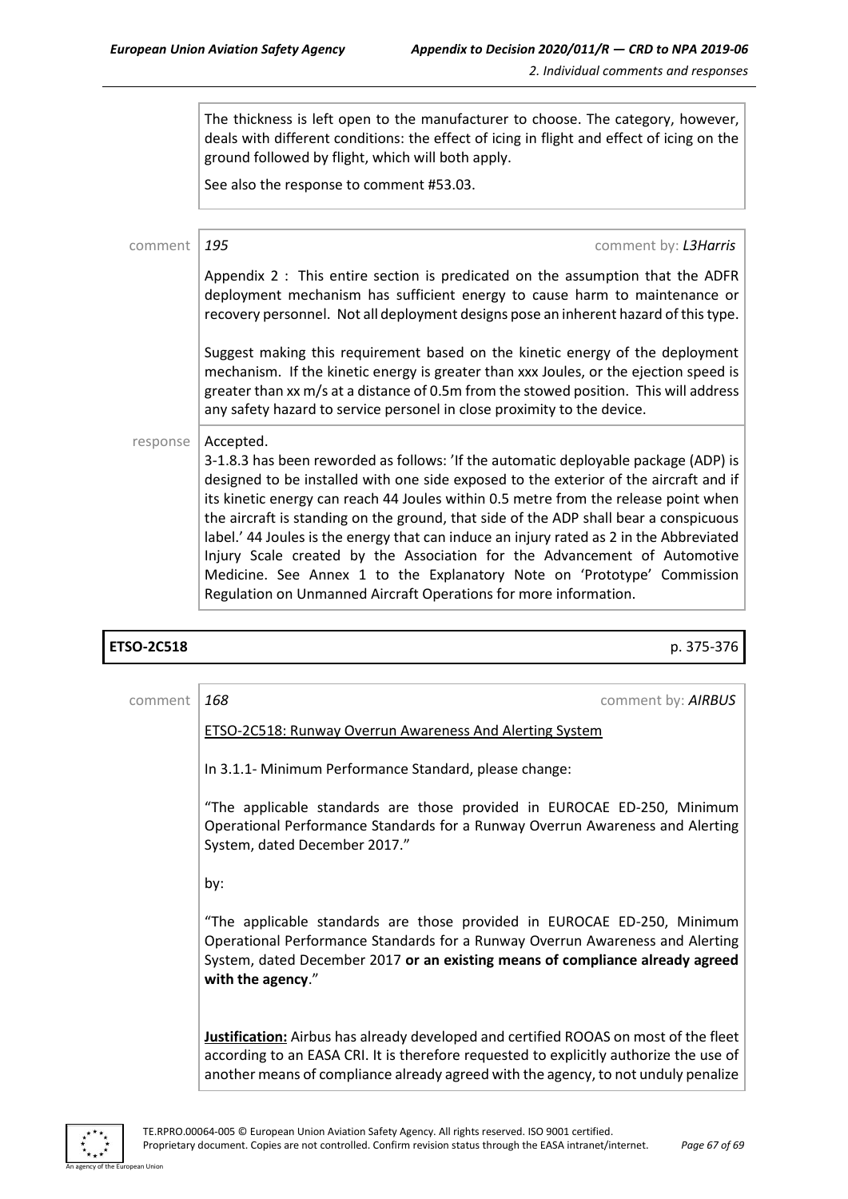The thickness is left open to the manufacturer to choose. The category, however, deals with different conditions: the effect of icing in flight and effect of icing on the ground followed by flight, which will both apply.

See also the response to comment #53.03.

comment *195* comment by: *L3Harris*

Appendix 2 : This entire section is predicated on the assumption that the ADFR deployment mechanism has sufficient energy to cause harm to maintenance or recovery personnel. Not all deployment designs pose an inherent hazard of this type.

Suggest making this requirement based on the kinetic energy of the deployment mechanism. If the kinetic energy is greater than xxx Joules, or the ejection speed is greater than xx m/s at a distance of 0.5m from the stowed position. This will address any safety hazard to service personel in close proximity to the device.

response Accepted.

3-1.8.3 has been reworded as follows: 'If the automatic deployable package (ADP) is designed to be installed with one side exposed to the exterior of the aircraft and if its kinetic energy can reach 44 Joules within 0.5 metre from the release point when the aircraft is standing on the ground, that side of the ADP shall bear a conspicuous label.' 44 Joules is the energy that can induce an injury rated as 2 in the Abbreviated Injury Scale created by the Association for the Advancement of Automotive Medicine. See Annex 1 to the Explanatory Note on 'Prototype' Commission Regulation on Unmanned Aircraft Operations for more information.

**ETSO-2C518** p. 375-376

comment *168* comment by: *AIRBUS*

ETSO-2C518: Runway Overrun Awareness And Alerting System

In 3.1.1- Minimum Performance Standard, please change:

"The applicable standards are those provided in EUROCAE ED-250, Minimum Operational Performance Standards for a Runway Overrun Awareness and Alerting System, dated December 2017."

by:

"The applicable standards are those provided in EUROCAE ED-250, Minimum Operational Performance Standards for a Runway Overrun Awareness and Alerting System, dated December 2017 **or an existing means of compliance already agreed with the agency**."

**Justification:** Airbus has already developed and certified ROOAS on most of the fleet according to an EASA CRI. It is therefore requested to explicitly authorize the use of another means of compliance already agreed with the agency, to not unduly penalize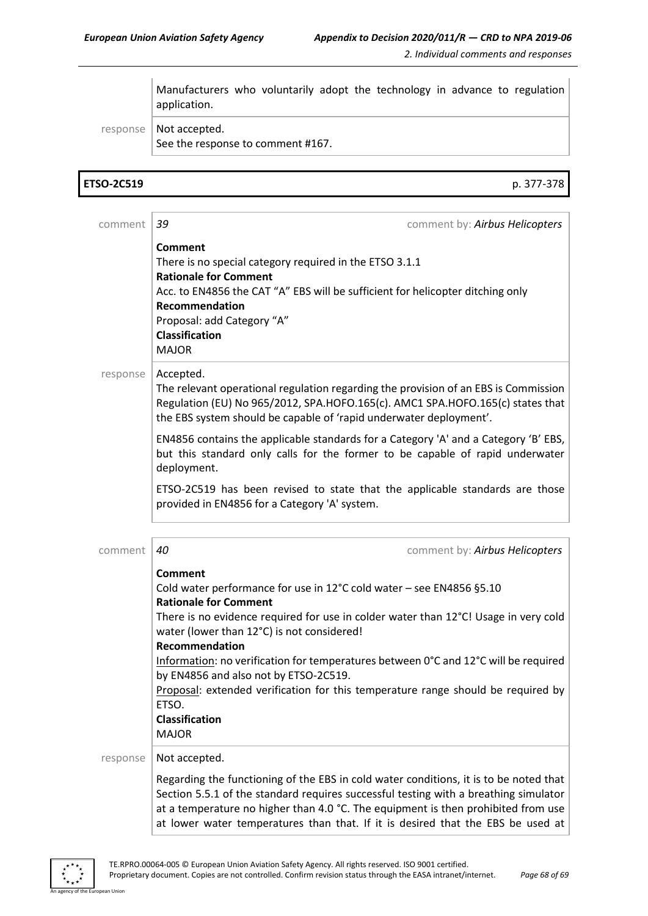Manufacturers who voluntarily adopt the technology in advance to regulation application.

response | Not accepted.
See the response to comment #167.

**ETSO-2C519** p. 377-378

comment | *39* comment by: *Airbus Helicopters*

**Comment**
There is no special category required in the ETSO 3.1.1
**Rationale for Comment**
Acc. to EN4856 the CAT "A" EBS will be sufficient for helicopter ditching only
**Recommendation**
Proposal: add Category "A"
**Classification**
MAJOR

response | Accepted.
The relevant operational regulation regarding the provision of an EBS is Commission Regulation (EU) No 965/2012, SPA.HOFO.165(c). AMC1 SPA.HOFO.165(c) states that the EBS system should be capable of 'rapid underwater deployment'.

EN4856 contains the applicable standards for a Category 'A' and a Category 'B' EBS, but this standard only calls for the former to be capable of rapid underwater deployment.

ETSO-2C519 has been revised to state that the applicable standards are those provided in EN4856 for a Category 'A' system.

comment | *40* comment by: *Airbus Helicopters*

**Comment**
Cold water performance for use in 12°C cold water – see EN4856 §5.10
**Rationale for Comment**
There is no evidence required for use in colder water than 12°C! Usage in very cold water (lower than 12°C) is not considered!
**Recommendation**
Information: no verification for temperatures between 0°C and 12°C will be required by EN4856 and also not by ETSO-2C519.
Proposal: extended verification for this temperature range should be required by ETSO.
**Classification**
MAJOR

response | Not accepted.

Regarding the functioning of the EBS in cold water conditions, it is to be noted that Section 5.5.1 of the standard requires successful testing with a breathing simulator at a temperature no higher than 4.0 °C. The equipment is then prohibited from use at lower water temperatures than that. If it is desired that the EBS be used at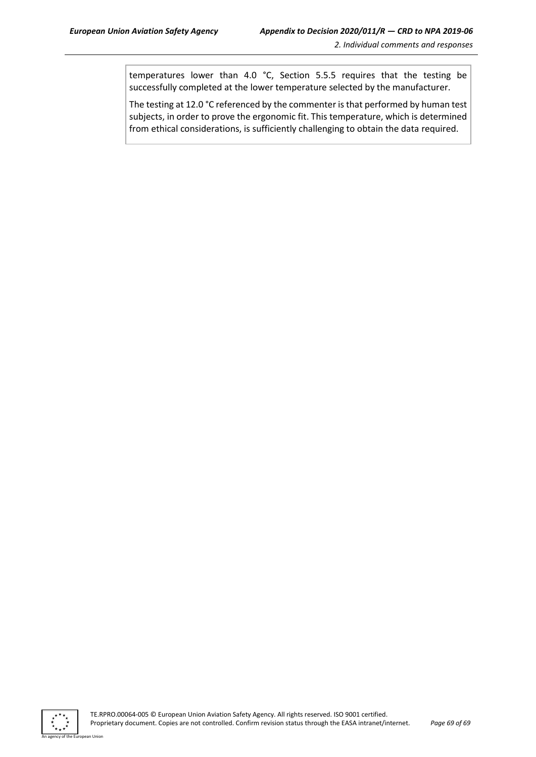temperatures lower than 4.0 °C, Section 5.5.5 requires that the testing be successfully completed at the lower temperature selected by the manufacturer.

The testing at 12.0 °C referenced by the commenter is that performed by human test subjects, in order to prove the ergonomic fit. This temperature, which is determined from ethical considerations, is sufficiently challenging to obtain the data required.